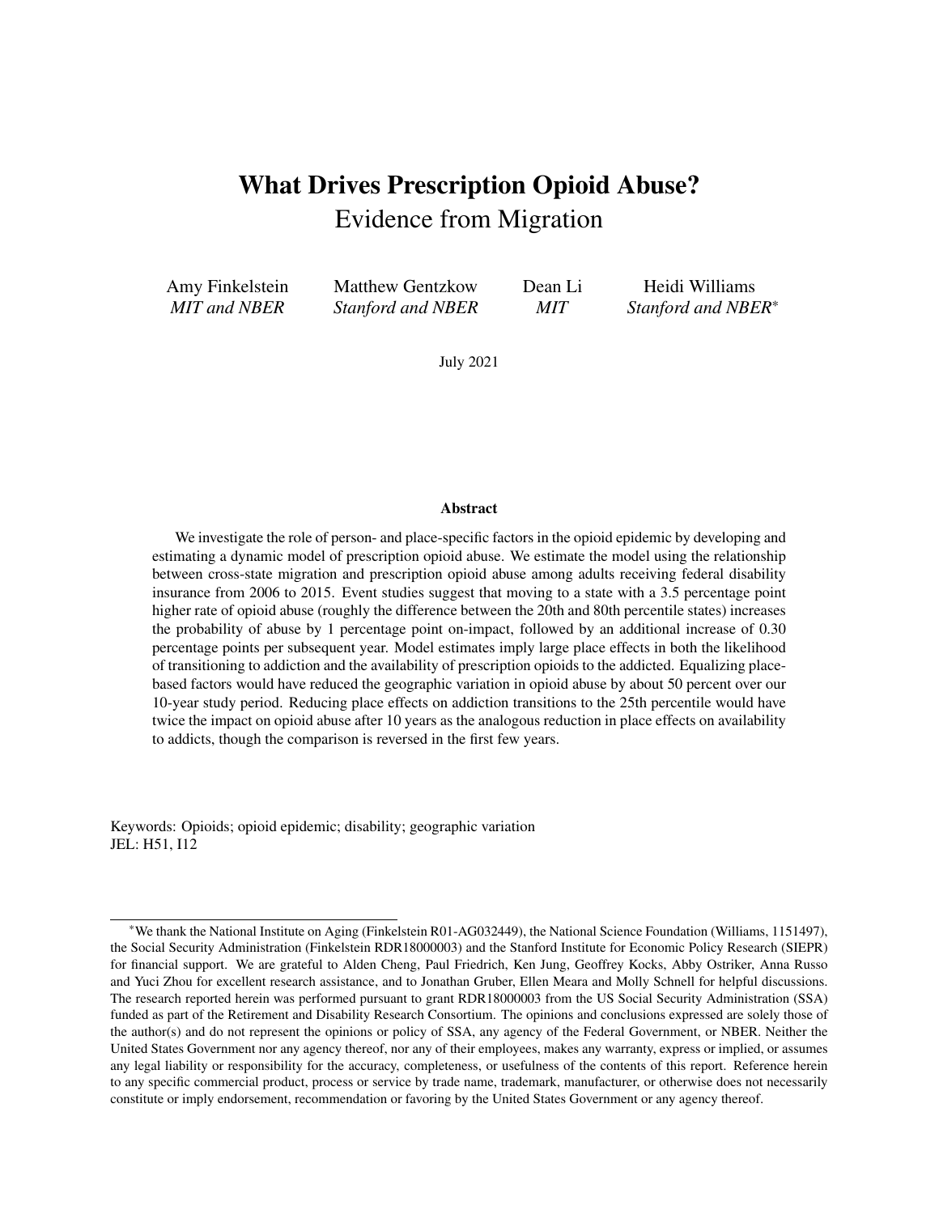# What Drives Prescription Opioid Abuse?

## Evidence from Migration

Amy Finkelstein  
*MIT and NBER*

Matthew Gentzkow  
*Stanford and NBER*

Dean Li  
*MIT*

Heidi Williams  
*Stanford and NBER*[*]

July 2021

### Abstract

We investigate the role of person- and place-specific factors in the opioid epidemic by developing and estimating a dynamic model of prescription opioid abuse. We estimate the model using the relationship between cross-state migration and prescription opioid abuse among adults receiving federal disability insurance from 2006 to 2015. Event studies suggest that moving to a state with a 3.5 percentage point higher rate of opioid abuse (roughly the difference between the 20th and 80th percentile states) increases the probability of abuse by 1 percentage point on-impact, followed by an additional increase of 0.30 percentage points per subsequent year. Model estimates imply large place effects in both the likelihood of transitioning to addiction and the availability of prescription opioids to the addicted. Equalizing place-based factors would have reduced the geographic variation in opioid abuse by about 50 percent over our 10-year study period. Reducing place effects on addiction transitions to the 25th percentile would have twice the impact on opioid abuse after 10 years as the analogous reduction in place effects on availability to addicts, though the comparison is reversed in the first few years.

Keywords: Opioids; opioid epidemic; disability; geographic variation  
JEL: H51, I12

---

[*] We thank the National Institute on Aging (Finkelstein R01-AG032449), the National Science Foundation (Williams, 1151497), the Social Security Administration (Finkelstein RDR18000003) and the Stanford Institute for Economic Policy Research (SIEPR) for financial support. We are grateful to Alden Cheng, Paul Friedrich, Ken Jung, Geoffrey Kocks, Abby Ostriker, Anna Russo and Yuci Zhou for excellent research assistance, and to Jonathan Gruber, Ellen Meara and Molly Schnell for helpful discussions. The research reported herein was performed pursuant to grant RDR18000003 from the US Social Security Administration (SSA) funded as part of the Retirement and Disability Research Consortium. The opinions and conclusions expressed are solely those of the author(s) and do not represent the opinions or policy of SSA, any agency of the Federal Government, or NBER. Neither the United States Government nor any agency thereof, nor any of their employees, makes any warranty, express or implied, or assumes any legal liability or responsibility for the accuracy, completeness, or usefulness of the contents of this report. Reference herein to any specific commercial product, process or service by trade name, trademark, manufacturer, or otherwise does not necessarily constitute or imply endorsement, recommendation or favoring by the United States Government or any agency thereof.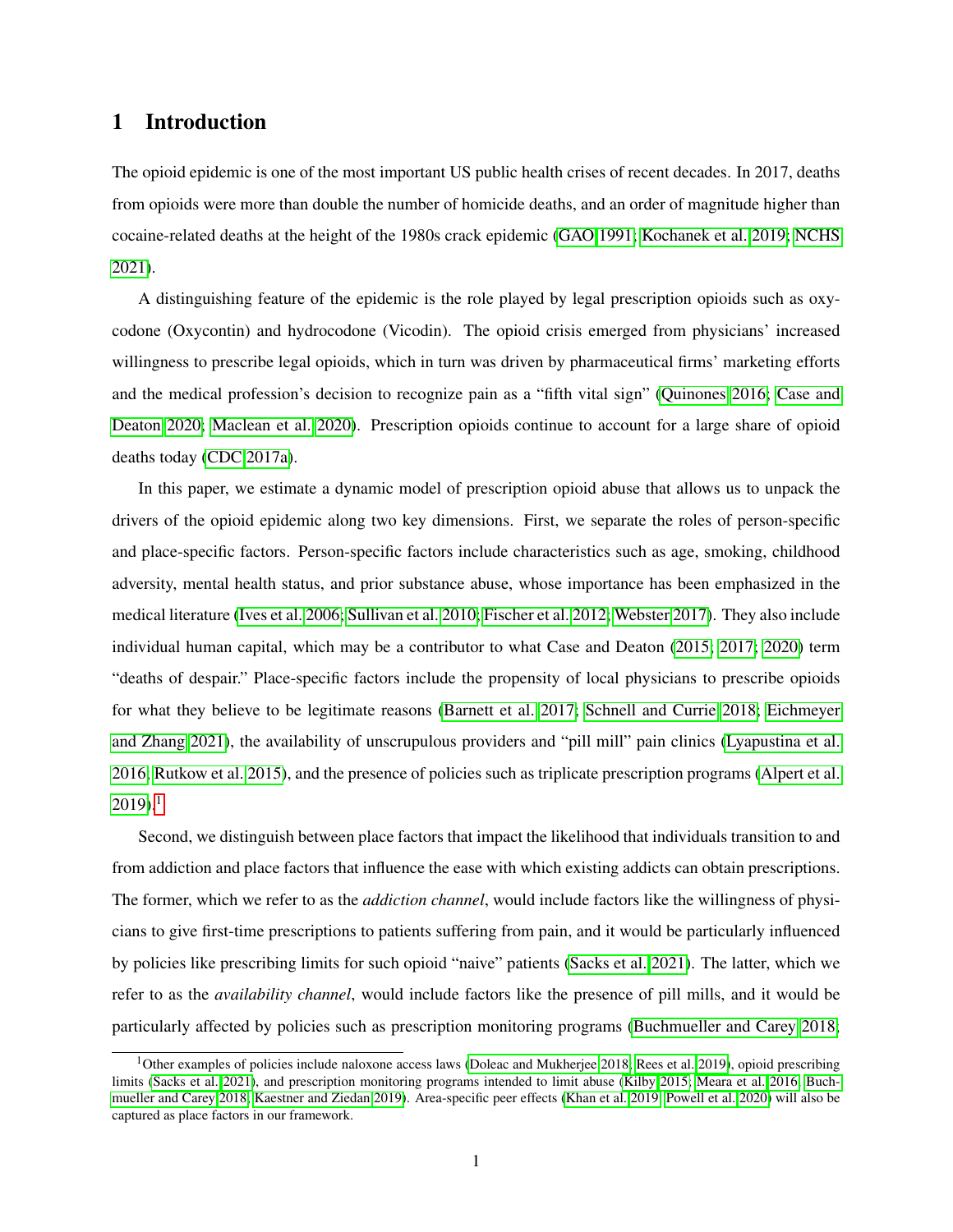# 1 Introduction

The opioid epidemic is one of the most important US public health crises of recent decades. In 2017, deaths from opioids were more than double the number of homicide deaths, and an order of magnitude higher than cocaine-related deaths at the height of the 1980s crack epidemic (GAO 1991; Kochanek et al. 2019; NCHS 2021).

A distinguishing feature of the epidemic is the role played by legal prescription opioids such as oxycodone (Oxycontin) and hydrocodone (Vicodin). The opioid crisis emerged from physicians' increased willingness to prescribe legal opioids, which in turn was driven by pharmaceutical firms' marketing efforts and the medical profession's decision to recognize pain as a "fifth vital sign" (Quinones 2016; Case and Deaton 2020; Maclean et al. 2020). Prescription opioids continue to account for a large share of opioid deaths today (CDC 2017a).

In this paper, we estimate a dynamic model of prescription opioid abuse that allows us to unpack the drivers of the opioid epidemic along two key dimensions. First, we separate the roles of person-specific and place-specific factors. Person-specific factors include characteristics such as age, smoking, childhood adversity, mental health status, and prior substance abuse, whose importance has been emphasized in the medical literature (Ives et al. 2006; Sullivan et al. 2010; Fischer et al. 2012; Webster 2017). They also include individual human capital, which may be a contributor to what Case and Deaton (2015; 2017; 2020) term "deaths of despair." Place-specific factors include the propensity of local physicians to prescribe opioids for what they believe to be legitimate reasons (Barnett et al. 2017; Schnell and Currie 2018; Eichmeyer and Zhang 2021), the availability of unscrupulous providers and "pill mill" pain clinics (Lyapustina et al. 2016; Rutkow et al. 2015), and the presence of policies such as triplicate prescription programs (Alpert et al. 2019).[1]

Second, we distinguish between place factors that impact the likelihood that individuals transition to and from addiction and place factors that influence the ease with which existing addicts can obtain prescriptions. The former, which we refer to as the *addiction channel*, would include factors like the willingness of physicians to give first-time prescriptions to patients suffering from pain, and it would be particularly influenced by policies like prescribing limits for such opioid "naive" patients (Sacks et al. 2021). The latter, which we refer to as the *availability channel*, would include factors like the presence of pill mills, and it would be particularly affected by policies such as prescription monitoring programs (Buchmueller and Carey 2018,

[1] Other examples of policies include naloxone access laws (Doleac and Mukherjee 2018; Rees et al. 2019), opioid prescribing limits (Sacks et al. 2021), and prescription monitoring programs intended to limit abuse (Kilby 2015; Meara et al. 2016; Buchmueller and Carey 2018; Kaestner and Ziedan 2019). Area-specific peer effects (Khan et al. 2019; Powell et al. 2020) will also be captured as place factors in our framework.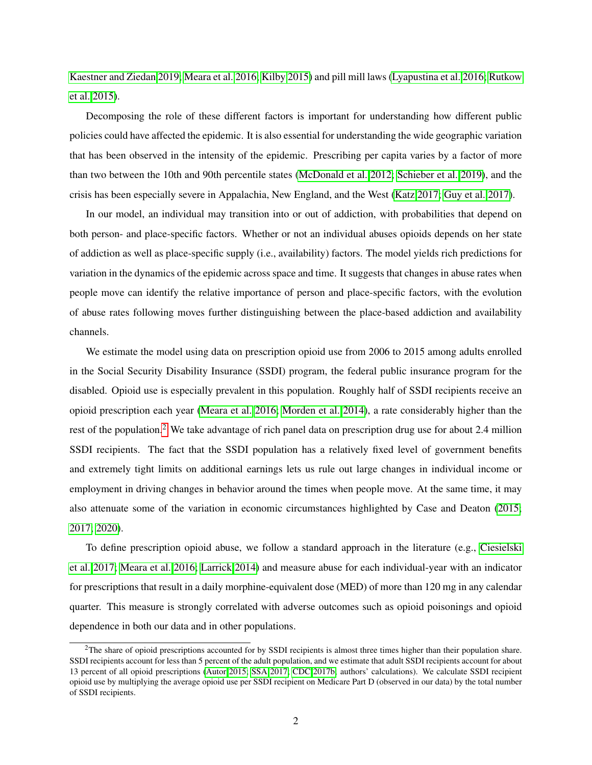Kaestner and Ziedan 2019; Meara et al. 2016; Kilby 2015) and pill mill laws (Lyapustina et al. 2016; Rutkow et al. 2015).

Decomposing the role of these different factors is important for understanding how different public policies could have affected the epidemic. It is also essential for understanding the wide geographic variation that has been observed in the intensity of the epidemic. Prescribing per capita varies by a factor of more than two between the 10th and 90th percentile states (McDonald et al. 2012; Schieber et al. 2019), and the crisis has been especially severe in Appalachia, New England, and the West (Katz 2017; Guy et al. 2017).

In our model, an individual may transition into or out of addiction, with probabilities that depend on both person- and place-specific factors. Whether or not an individual abuses opioids depends on her state of addiction as well as place-specific supply (i.e., availability) factors. The model yields rich predictions for variation in the dynamics of the epidemic across space and time. It suggests that changes in abuse rates when people move can identify the relative importance of person and place-specific factors, with the evolution of abuse rates following moves further distinguishing between the place-based addiction and availability channels.

We estimate the model using data on prescription opioid use from 2006 to 2015 among adults enrolled in the Social Security Disability Insurance (SSDI) program, the federal public insurance program for the disabled. Opioid use is especially prevalent in this population. Roughly half of SSDI recipients receive an opioid prescription each year (Meara et al. 2016; Morden et al. 2014), a rate considerably higher than the rest of the population.[2] We take advantage of rich panel data on prescription drug use for about 2.4 million SSDI recipients. The fact that the SSDI population has a relatively fixed level of government benefits and extremely tight limits on additional earnings lets us rule out large changes in individual income or employment in driving changes in behavior around the times when people move. At the same time, it may also attenuate some of the variation in economic circumstances highlighted by Case and Deaton (2015; 2017; 2020).

To define prescription opioid abuse, we follow a standard approach in the literature (e.g., Ciesielski et al. 2017; Meara et al. 2016; Larrick 2014) and measure abuse for each individual-year with an indicator for prescriptions that result in a daily morphine-equivalent dose (MED) of more than 120 mg in any calendar quarter. This measure is strongly correlated with adverse outcomes such as opioid poisonings and opioid dependence in both our data and in other populations.

[2]The share of opioid prescriptions accounted for by SSDI recipients is almost three times higher than their population share. SSDI recipients account for less than 5 percent of the adult population, and we estimate that adult SSDI recipients account for about 13 percent of all opioid prescriptions (Autor 2015; SSA 2017; CDC 2017b; authors' calculations). We calculate SSDI recipient opioid use by multiplying the average opioid use per SSDI recipient on Medicare Part D (observed in our data) by the total number of SSDI recipients.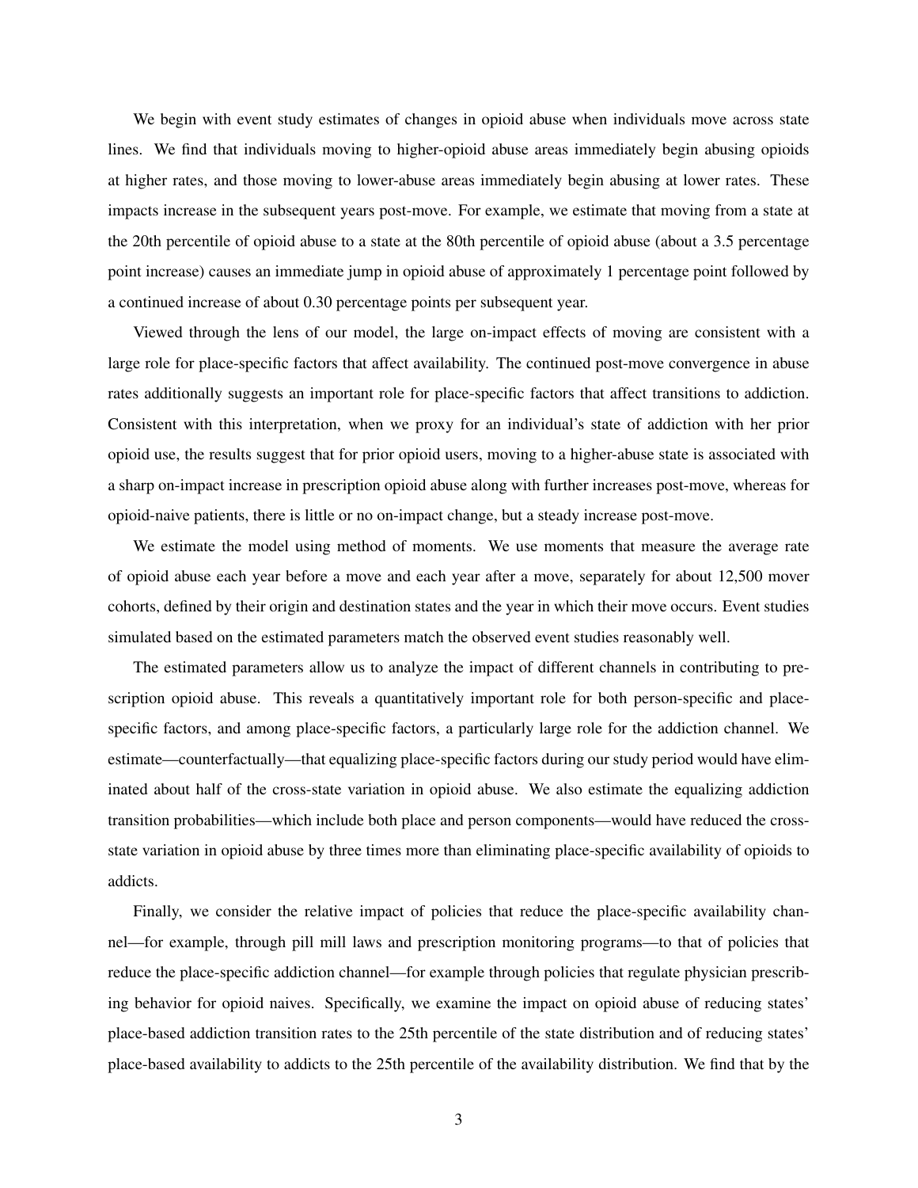We begin with event study estimates of changes in opioid abuse when individuals move across state lines. We find that individuals moving to higher-opioid abuse areas immediately begin abusing opioids at higher rates, and those moving to lower-abuse areas immediately begin abusing at lower rates. These impacts increase in the subsequent years post-move. For example, we estimate that moving from a state at the 20th percentile of opioid abuse to a state at the 80th percentile of opioid abuse (about a 3.5 percentage point increase) causes an immediate jump in opioid abuse of approximately 1 percentage point followed by a continued increase of about 0.30 percentage points per subsequent year.

Viewed through the lens of our model, the large on-impact effects of moving are consistent with a large role for place-specific factors that affect availability. The continued post-move convergence in abuse rates additionally suggests an important role for place-specific factors that affect transitions to addiction. Consistent with this interpretation, when we proxy for an individual's state of addiction with her prior opioid use, the results suggest that for prior opioid users, moving to a higher-abuse state is associated with a sharp on-impact increase in prescription opioid abuse along with further increases post-move, whereas for opioid-naive patients, there is little or no on-impact change, but a steady increase post-move.

We estimate the model using method of moments. We use moments that measure the average rate of opioid abuse each year before a move and each year after a move, separately for about 12,500 mover cohorts, defined by their origin and destination states and the year in which their move occurs. Event studies simulated based on the estimated parameters match the observed event studies reasonably well.

The estimated parameters allow us to analyze the impact of different channels in contributing to prescription opioid abuse. This reveals a quantitatively important role for both person-specific and place-specific factors, and among place-specific factors, a particularly large role for the addiction channel. We estimate—counterfactually—that equalizing place-specific factors during our study period would have eliminated about half of the cross-state variation in opioid abuse. We also estimate the equalizing addiction transition probabilities—which include both place and person components—would have reduced the cross-state variation in opioid abuse by three times more than eliminating place-specific availability of opioids to addicts.

Finally, we consider the relative impact of policies that reduce the place-specific availability channel—for example, through pill mill laws and prescription monitoring programs—to that of policies that reduce the place-specific addiction channel—for example through policies that regulate physician prescribing behavior for opioid naives. Specifically, we examine the impact on opioid abuse of reducing states' place-based addiction transition rates to the 25th percentile of the state distribution and of reducing states' place-based availability to addicts to the 25th percentile of the availability distribution. We find that by the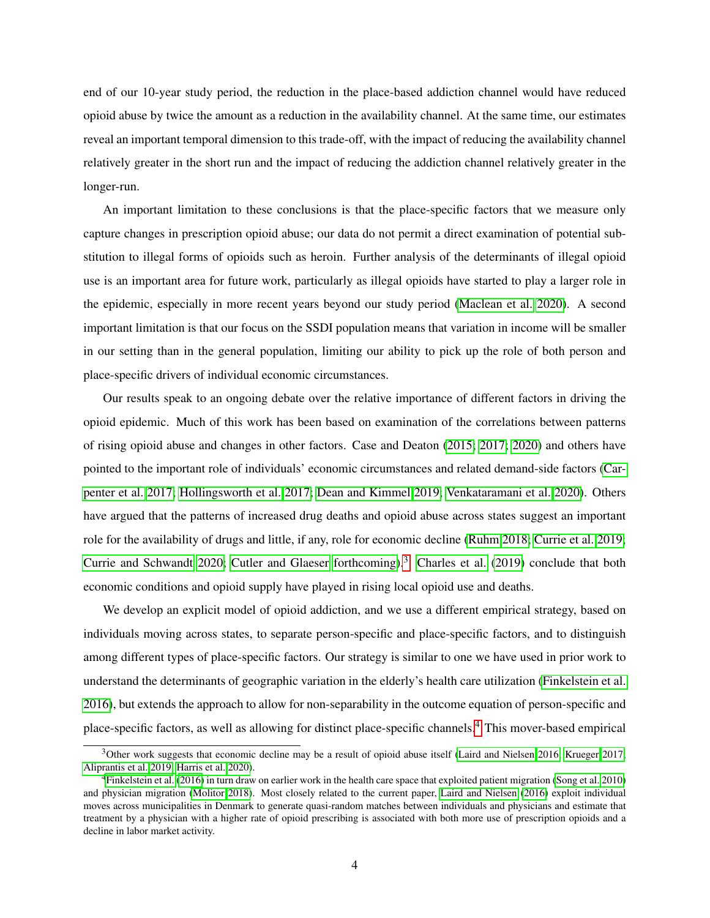end of our 10-year study period, the reduction in the place-based addiction channel would have reduced opioid abuse by twice the amount as a reduction in the availability channel. At the same time, our estimates reveal an important temporal dimension to this trade-off, with the impact of reducing the availability channel relatively greater in the short run and the impact of reducing the addiction channel relatively greater in the longer-run.

An important limitation to these conclusions is that the place-specific factors that we measure only capture changes in prescription opioid abuse; our data do not permit a direct examination of potential substitution to illegal forms of opioids such as heroin. Further analysis of the determinants of illegal opioid use is an important area for future work, particularly as illegal opioids have started to play a larger role in the epidemic, especially in more recent years beyond our study period (Maclean et al. 2020). A second important limitation is that our focus on the SSDI population means that variation in income will be smaller in our setting than in the general population, limiting our ability to pick up the role of both person and place-specific drivers of individual economic circumstances.

Our results speak to an ongoing debate over the relative importance of different factors in driving the opioid epidemic. Much of this work has been based on examination of the correlations between patterns of rising opioid abuse and changes in other factors. Case and Deaton (2015; 2017; 2020) and others have pointed to the important role of individuals' economic circumstances and related demand-side factors (Carpenter et al. 2017; Hollingsworth et al. 2017; Dean and Kimmel 2019; Venkataramani et al. 2020). Others have argued that the patterns of increased drug deaths and opioid abuse across states suggest an important role for the availability of drugs and little, if any, role for economic decline (Ruhm 2018; Currie et al. 2019; Currie and Schwandt 2020; Cutler and Glaeser forthcoming).[3] Charles et al. (2019) conclude that both economic conditions and opioid supply have played in rising local opioid use and deaths.

We develop an explicit model of opioid addiction, and we use a different empirical strategy, based on individuals moving across states, to separate person-specific and place-specific factors, and to distinguish among different types of place-specific factors. Our strategy is similar to one we have used in prior work to understand the determinants of geographic variation in the elderly's health care utilization (Finkelstein et al. 2016), but extends the approach to allow for non-separability in the outcome equation of person-specific and place-specific factors, as well as allowing for distinct place-specific channels.[4] This mover-based empirical

[3] Other work suggests that economic decline may be a result of opioid abuse itself (Laird and Nielsen 2016; Krueger 2017; Aliprantis et al. 2019; Harris et al. 2020).

[4] Finkelstein et al. (2016) in turn draw on earlier work in the health care space that exploited patient migration (Song et al. 2010) and physician migration (Molitor 2018). Most closely related to the current paper, Laird and Nielsen (2016) exploit individual moves across municipalities in Denmark to generate quasi-random matches between individuals and physicians and estimate that treatment by a physician with a higher rate of opioid prescribing is associated with both more use of prescription opioids and a decline in labor market activity.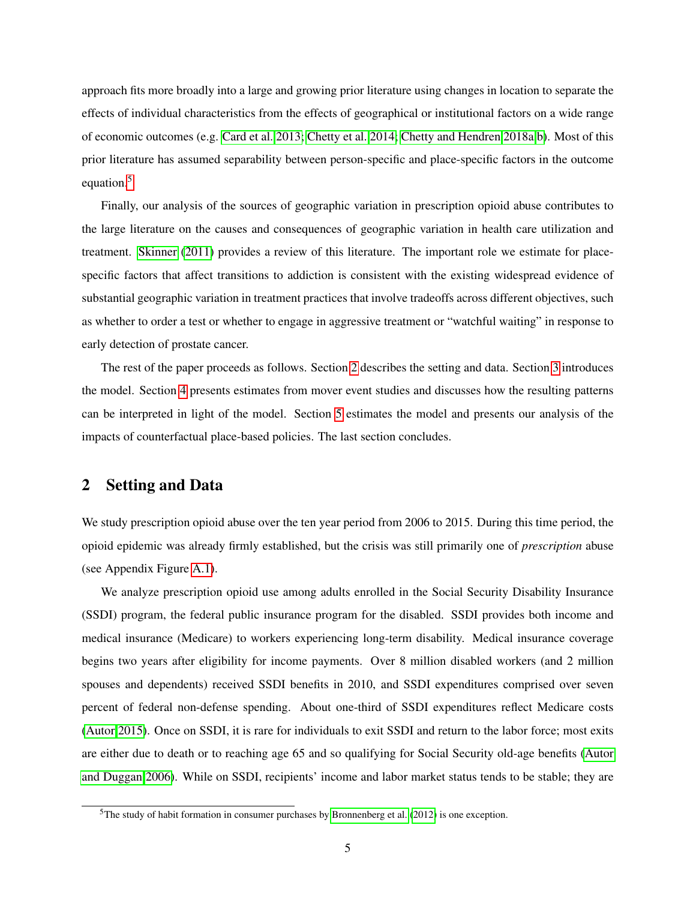approach fits more broadly into a large and growing prior literature using changes in location to separate the effects of individual characteristics from the effects of geographical or institutional factors on a wide range of economic outcomes (e.g. Card et al. 2013; Chetty et al. 2014; Chetty and Hendren 2018a,b). Most of this prior literature has assumed separability between person-specific and place-specific factors in the outcome equation.[5]

Finally, our analysis of the sources of geographic variation in prescription opioid abuse contributes to the large literature on the causes and consequences of geographic variation in health care utilization and treatment. Skinner (2011) provides a review of this literature. The important role we estimate for place-specific factors that affect transitions to addiction is consistent with the existing widespread evidence of substantial geographic variation in treatment practices that involve tradeoffs across different objectives, such as whether to order a test or whether to engage in aggressive treatment or "watchful waiting" in response to early detection of prostate cancer.

The rest of the paper proceeds as follows. Section 2 describes the setting and data. Section 3 introduces the model. Section 4 presents estimates from mover event studies and discusses how the resulting patterns can be interpreted in light of the model. Section 5 estimates the model and presents our analysis of the impacts of counterfactual place-based policies. The last section concludes.

## 2 Setting and Data

We study prescription opioid abuse over the ten year period from 2006 to 2015. During this time period, the opioid epidemic was already firmly established, but the crisis was still primarily one of *prescription* abuse (see Appendix Figure A.1).

We analyze prescription opioid use among adults enrolled in the Social Security Disability Insurance (SSDI) program, the federal public insurance program for the disabled. SSDI provides both income and medical insurance (Medicare) to workers experiencing long-term disability. Medical insurance coverage begins two years after eligibility for income payments. Over 8 million disabled workers (and 2 million spouses and dependents) received SSDI benefits in 2010, and SSDI expenditures comprised over seven percent of federal non-defense spending. About one-third of SSDI expenditures reflect Medicare costs (Autor 2015). Once on SSDI, it is rare for individuals to exit SSDI and return to the labor force; most exits are either due to death or to reaching age 65 and so qualifying for Social Security old-age benefits (Autor and Duggan 2006). While on SSDI, recipients' income and labor market status tends to be stable; they are

[5] The study of habit formation in consumer purchases by Bronnenberg et al. (2012) is one exception.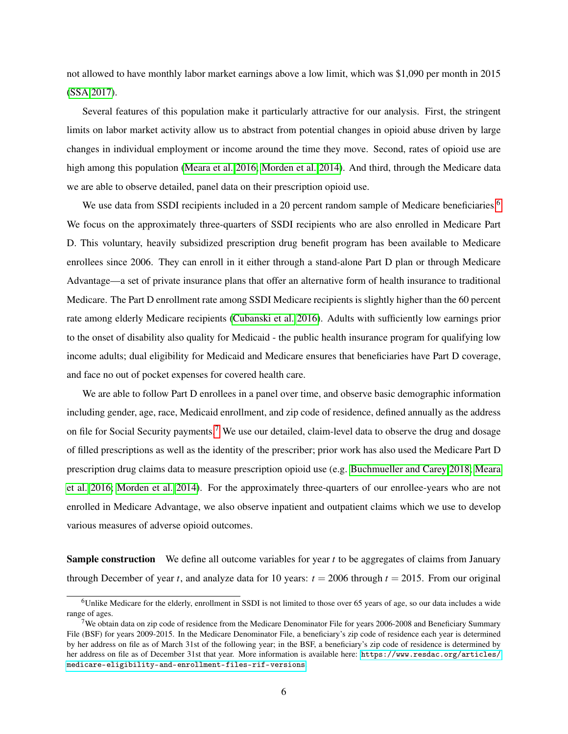not allowed to have monthly labor market earnings above a low limit, which was $1,090 per month in 2015 (SSA 2017).

Several features of this population make it particularly attractive for our analysis. First, the stringent limits on labor market activity allow us to abstract from potential changes in opioid abuse driven by large changes in individual employment or income around the time they move. Second, rates of opioid use are high among this population (Meara et al. 2016; Morden et al. 2014). And third, through the Medicare data we are able to observe detailed, panel data on their prescription opioid use.

We use data from SSDI recipients included in a 20 percent random sample of Medicare beneficiaries.[6] We focus on the approximately three-quarters of SSDI recipients who are also enrolled in Medicare Part D. This voluntary, heavily subsidized prescription drug benefit program has been available to Medicare enrollees since 2006. They can enroll in it either through a stand-alone Part D plan or through Medicare Advantage—a set of private insurance plans that offer an alternative form of health insurance to traditional Medicare. The Part D enrollment rate among SSDI Medicare recipients is slightly higher than the 60 percent rate among elderly Medicare recipients (Cubanski et al. 2016). Adults with sufficiently low earnings prior to the onset of disability also quality for Medicaid - the public health insurance program for qualifying low income adults; dual eligibility for Medicaid and Medicare ensures that beneficiaries have Part D coverage, and face no out of pocket expenses for covered health care.

We are able to follow Part D enrollees in a panel over time, and observe basic demographic information including gender, age, race, Medicaid enrollment, and zip code of residence, defined annually as the address on file for Social Security payments.[7] We use our detailed, claim-level data to observe the drug and dosage of filled prescriptions as well as the identity of the prescriber; prior work has also used the Medicare Part D prescription drug claims data to measure prescription opioid use (e.g. Buchmueller and Carey 2018; Meara et al. 2016; Morden et al. 2014). For the approximately three-quarters of our enrollee-years who are not enrolled in Medicare Advantage, we also observe inpatient and outpatient claims which we use to develop various measures of adverse opioid outcomes.

**Sample construction** We define all outcome variables for year $t$ to be aggregates of claims from January through December of year $t$, and analyze data for 10 years: $t = 2006$ through $t = 2015$. From our original

[6] Unlike Medicare for the elderly, enrollment in SSDI is not limited to those over 65 years of age, so our data includes a wide range of ages.

[7] We obtain data on zip code of residence from the Medicare Denominator File for years 2006-2008 and Beneficiary Summary File (BSF) for years 2009-2015. In the Medicare Denominator File, a beneficiary's zip code of residence each year is determined by her address on file as of March 31st of the following year; in the BSF, a beneficiary's zip code of residence is determined by her address on file as of December 31st that year. More information is available here: https://www.resdac.org/articles/medicare-eligibility-and-enrollment-files-rif-versions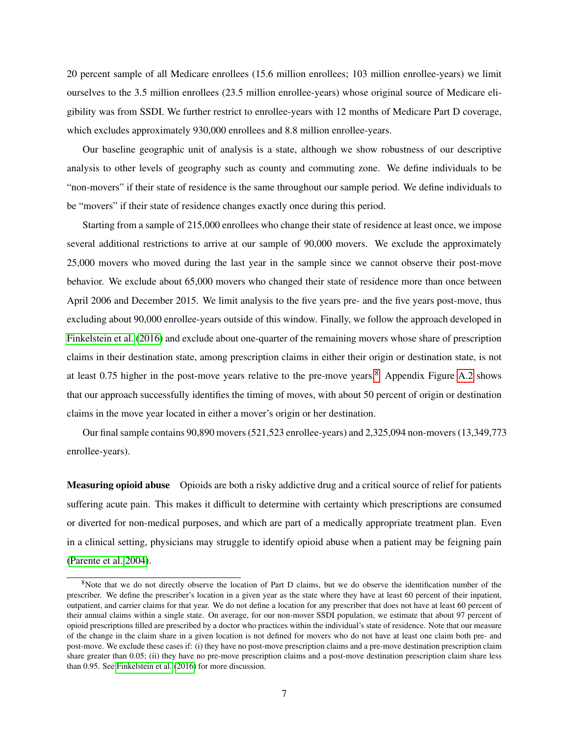20 percent sample of all Medicare enrollees (15.6 million enrollees; 103 million enrollee-years) we limit ourselves to the 3.5 million enrollees (23.5 million enrollee-years) whose original source of Medicare eligibility was from SSDI. We further restrict to enrollee-years with 12 months of Medicare Part D coverage, which excludes approximately 930,000 enrollees and 8.8 million enrollee-years.

Our baseline geographic unit of analysis is a state, although we show robustness of our descriptive analysis to other levels of geography such as county and commuting zone. We define individuals to be "non-movers" if their state of residence is the same throughout our sample period. We define individuals to be "movers" if their state of residence changes exactly once during this period.

Starting from a sample of 215,000 enrollees who change their state of residence at least once, we impose several additional restrictions to arrive at our sample of 90,000 movers. We exclude the approximately 25,000 movers who moved during the last year in the sample since we cannot observe their post-move behavior. We exclude about 65,000 movers who changed their state of residence more than once between April 2006 and December 2015. We limit analysis to the five years pre- and the five years post-move, thus excluding about 90,000 enrollee-years outside of this window. Finally, we follow the approach developed in Finkelstein et al. (2016) and exclude about one-quarter of the remaining movers whose share of prescription claims in their destination state, among prescription claims in either their origin or destination state, is not at least 0.75 higher in the post-move years relative to the pre-move years.[8] Appendix Figure A.2 shows that our approach successfully identifies the timing of moves, with about 50 percent of origin or destination claims in the move year located in either a mover's origin or her destination.

Our final sample contains 90,890 movers (521,523 enrollee-years) and 2,325,094 non-movers (13,349,773 enrollee-years).

**Measuring opioid abuse** Opioids are both a risky addictive drug and a critical source of relief for patients suffering acute pain. This makes it difficult to determine with certainty which prescriptions are consumed or diverted for non-medical purposes, and which are part of a medically appropriate treatment plan. Even in a clinical setting, physicians may struggle to identify opioid abuse when a patient may be feigning pain (Parente et al. 2004).

[8]Note that we do not directly observe the location of Part D claims, but we do observe the identification number of the prescriber. We define the prescriber's location in a given year as the state where they have at least 60 percent of their inpatient, outpatient, and carrier claims for that year. We do not define a location for any prescriber that does not have at least 60 percent of their annual claims within a single state. On average, for our non-mover SSDI population, we estimate that about 97 percent of opioid prescriptions filled are prescribed by a doctor who practices within the individual's state of residence. Note that our measure of the change in the claim share in a given location is not defined for movers who do not have at least one claim both pre- and post-move. We exclude these cases if: (i) they have no post-move prescription claims and a pre-move destination prescription claim share greater than 0.05; (ii) they have no pre-move prescription claims and a post-move destination prescription claim share less than 0.95. See Finkelstein et al. (2016) for more discussion.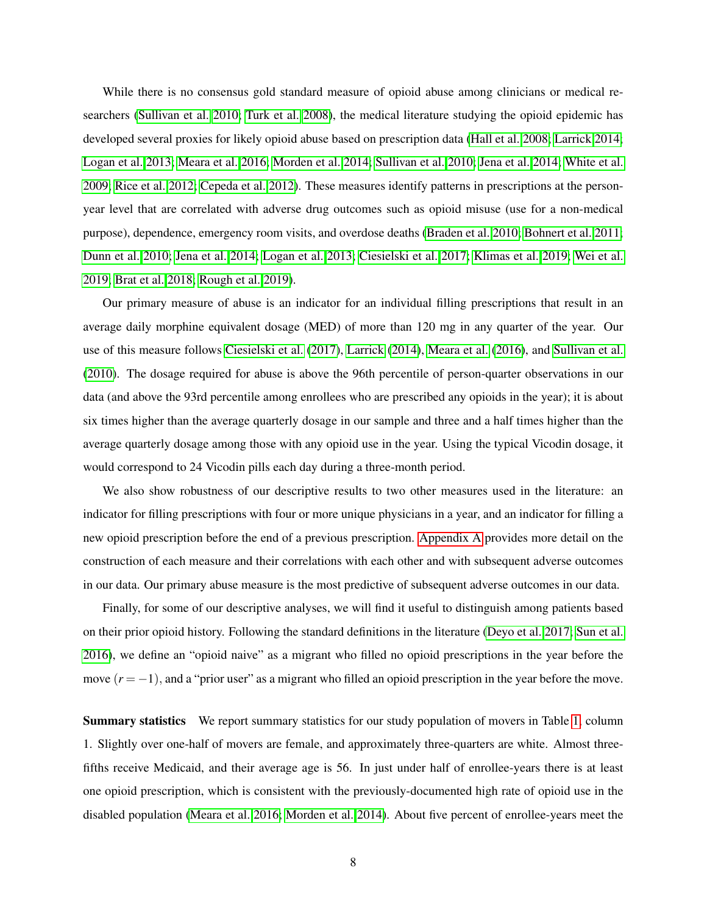While there is no consensus gold standard measure of opioid abuse among clinicians or medical researchers (Sullivan et al. 2010; Turk et al. 2008), the medical literature studying the opioid epidemic has developed several proxies for likely opioid abuse based on prescription data (Hall et al. 2008; Larrick 2014; Logan et al. 2013; Meara et al. 2016; Morden et al. 2014; Sullivan et al. 2010; Jena et al. 2014; White et al. 2009; Rice et al. 2012; Cepeda et al. 2012). These measures identify patterns in prescriptions at the person-year level that are correlated with adverse drug outcomes such as opioid misuse (use for a non-medical purpose), dependence, emergency room visits, and overdose deaths (Braden et al. 2010; Bohnert et al. 2011; Dunn et al. 2010; Jena et al. 2014; Logan et al. 2013; Ciesielski et al. 2017; Klimas et al. 2019; Wei et al. 2019; Brat et al. 2018; Rough et al. 2019).

Our primary measure of abuse is an indicator for an individual filling prescriptions that result in an average daily morphine equivalent dosage (MED) of more than 120 mg in any quarter of the year. Our use of this measure follows Ciesielski et al. (2017), Larrick (2014), Meara et al. (2016), and Sullivan et al. (2010). The dosage required for abuse is above the 96th percentile of person-quarter observations in our data (and above the 93rd percentile among enrollees who are prescribed any opioids in the year); it is about six times higher than the average quarterly dosage in our sample and three and a half times higher than the average quarterly dosage among those with any opioid use in the year. Using the typical Vicodin dosage, it would correspond to 24 Vicodin pills each day during a three-month period.

We also show robustness of our descriptive results to two other measures used in the literature: an indicator for filling prescriptions with four or more unique physicians in a year, and an indicator for filling a new opioid prescription before the end of a previous prescription. Appendix A provides more detail on the construction of each measure and their correlations with each other and with subsequent adverse outcomes in our data. Our primary abuse measure is the most predictive of subsequent adverse outcomes in our data.

Finally, for some of our descriptive analyses, we will find it useful to distinguish among patients based on their prior opioid history. Following the standard definitions in the literature (Deyo et al. 2017; Sun et al. 2016), we define an "opioid naive" as a migrant who filled no opioid prescriptions in the year before the move ($r = -1$), and a "prior user" as a migrant who filled an opioid prescription in the year before the move.

**Summary statistics** We report summary statistics for our study population of movers in Table 1, column 1. Slightly over one-half of movers are female, and approximately three-quarters are white. Almost three-fifths receive Medicaid, and their average age is 56. In just under half of enrollee-years there is at least one opioid prescription, which is consistent with the previously-documented high rate of opioid use in the disabled population (Meara et al. 2016; Morden et al. 2014). About five percent of enrollee-years meet the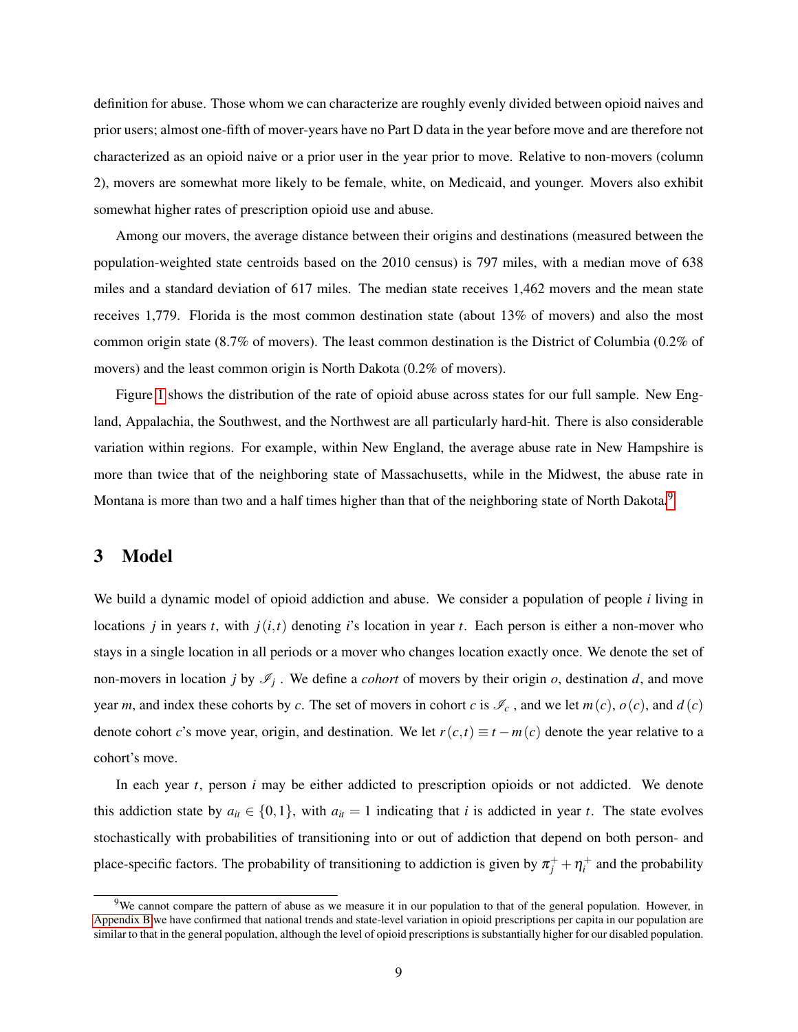definition for abuse. Those whom we can characterize are roughly evenly divided between opioid naives and prior users; almost one-fifth of mover-years have no Part D data in the year before move and are therefore not characterized as an opioid naive or a prior user in the year prior to move. Relative to non-movers (column 2), movers are somewhat more likely to be female, white, on Medicaid, and younger. Movers also exhibit somewhat higher rates of prescription opioid use and abuse.

Among our movers, the average distance between their origins and destinations (measured between the population-weighted state centroids based on the 2010 census) is 797 miles, with a median move of 638 miles and a standard deviation of 617 miles. The median state receives 1,462 movers and the mean state receives 1,779. Florida is the most common destination state (about 13% of movers) and also the most common origin state (8.7% of movers). The least common destination is the District of Columbia (0.2% of movers) and the least common origin is North Dakota (0.2% of movers).

Figure 1 shows the distribution of the rate of opioid abuse across states for our full sample. New England, Appalachia, the Southwest, and the Northwest are all particularly hard-hit. There is also considerable variation within regions. For example, within New England, the average abuse rate in New Hampshire is more than twice that of the neighboring state of Massachusetts, while in the Midwest, the abuse rate in Montana is more than two and a half times higher than that of the neighboring state of North Dakota.[9]

## 3 Model

We build a dynamic model of opioid addiction and abuse. We consider a population of people $i$ living in locations $j$ in years $t$, with $j(i,t)$ denoting $i$'s location in year $t$. Each person is either a non-mover who stays in a single location in all periods or a mover who changes location exactly once. We denote the set of non-movers in location $j$ by $\mathscr{I}_j$ . We define a *cohort* of movers by their origin $o$, destination $d$, and move year $m$, and index these cohorts by $c$. The set of movers in cohort $c$ is $\mathscr{I}_c$ , and we let $m(c)$, $o(c)$, and $d(c)$ denote cohort $c$'s move year, origin, and destination. We let $r(c,t) \equiv t - m(c)$ denote the year relative to a cohort's move.

In each year $t$, person $i$ may be either addicted to prescription opioids or not addicted. We denote this addiction state by $a_{it} \in \{0,1\}$, with $a_{it} = 1$ indicating that $i$ is addicted in year $t$. The state evolves stochastically with probabilities of transitioning into or out of addiction that depend on both person- and place-specific factors. The probability of transitioning to addiction is given by $\pi_j^+ + \eta_i^+$ and the probability

[9] We cannot compare the pattern of abuse as we measure it in our population to that of the general population. However, in Appendix B we have confirmed that national trends and state-level variation in opioid prescriptions per capita in our population are similar to that in the general population, although the level of opioid prescriptions is substantially higher for our disabled population.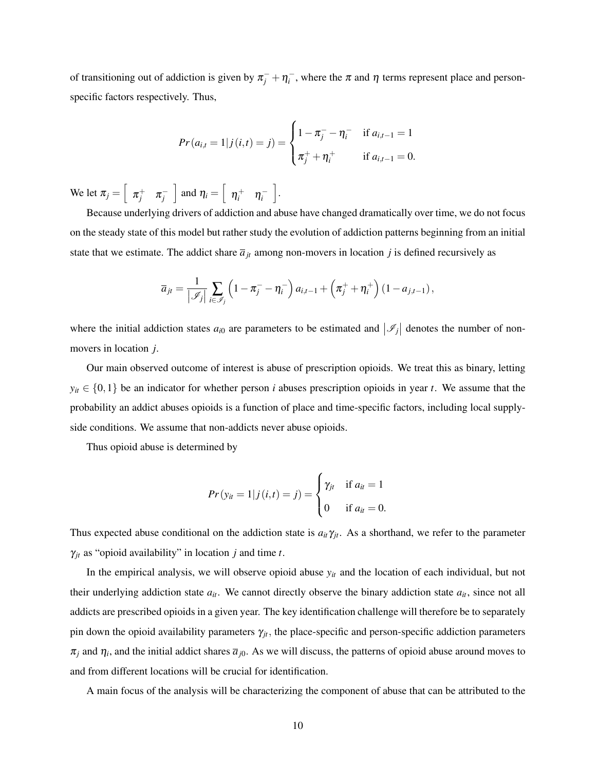of transitioning out of addiction is given by $\pi_j^- + \eta_i^-$, where the $\pi$ and $\eta$ terms represent place and person-specific factors respectively. Thus,

$$Pr\left(a_{i,t} = 1 | j\left(i,t\right) = j\right) = \begin{cases} 1 - \pi_j^- - \eta_i^- & \text{if } a_{i,t-1} = 1 \\ \pi_j^+ + \eta_i^+ & \text{if } a_{i,t-1} = 0. \end{cases}$$

We let $\pi_j = \begin{bmatrix} \pi_j^+ & \pi_j^- \end{bmatrix}$ and $\eta_i = \begin{bmatrix} \eta_i^+ & \eta_i^- \end{bmatrix}$.

Because underlying drivers of addiction and abuse have changed dramatically over time, we do not focus on the steady state of this model but rather study the evolution of addiction patterns beginning from an initial state that we estimate. The addict share $\overline{a}_{jt}$ among non-movers in location $j$ is defined recursively as

$$\overline{a}_{jt} = \frac{1}{\left|\mathscr{I}_j\right|} \sum_{i \in \mathscr{I}_j} \left(1 - \pi_j^- - \eta_i^-\right) a_{i,t-1} + \left(\pi_j^+ + \eta_i^+\right) \left(1 - a_{j,t-1}\right),$$

where the initial addiction states $a_{i0}$ are parameters to be estimated and $\left|\mathscr{I}_j\right|$ denotes the number of non-movers in location $j$.

Our main observed outcome of interest is abuse of prescription opioids. We treat this as binary, letting $y_{it} \in \{0,1\}$ be an indicator for whether person $i$ abuses prescription opioids in year $t$. We assume that the probability an addict abuses opioids is a function of place and time-specific factors, including local supply-side conditions. We assume that non-addicts never abuse opioids.

Thus opioid abuse is determined by

$$Pr\left(y_{it} = 1 | j\left(i,t\right) = j\right) = \begin{cases} \gamma_{jt} & \text{if } a_{it} = 1 \\ 0 & \text{if } a_{it} = 0. \end{cases}$$

Thus expected abuse conditional on the addiction state is $a_{it}\gamma_{jt}$. As a shorthand, we refer to the parameter $\gamma_{jt}$ as "opioid availability" in location $j$ and time $t$.

In the empirical analysis, we will observe opioid abuse $y_{it}$ and the location of each individual, but not their underlying addiction state $a_{it}$. We cannot directly observe the binary addiction state $a_{it}$, since not all addicts are prescribed opioids in a given year. The key identification challenge will therefore be to separately pin down the opioid availability parameters $\gamma_{jt}$, the place-specific and person-specific addiction parameters $\pi_j$ and $\eta_i$, and the initial addict shares $\overline{a}_{j0}$. As we will discuss, the patterns of opioid abuse around moves to and from different locations will be crucial for identification.

A main focus of the analysis will be characterizing the component of abuse that can be attributed to the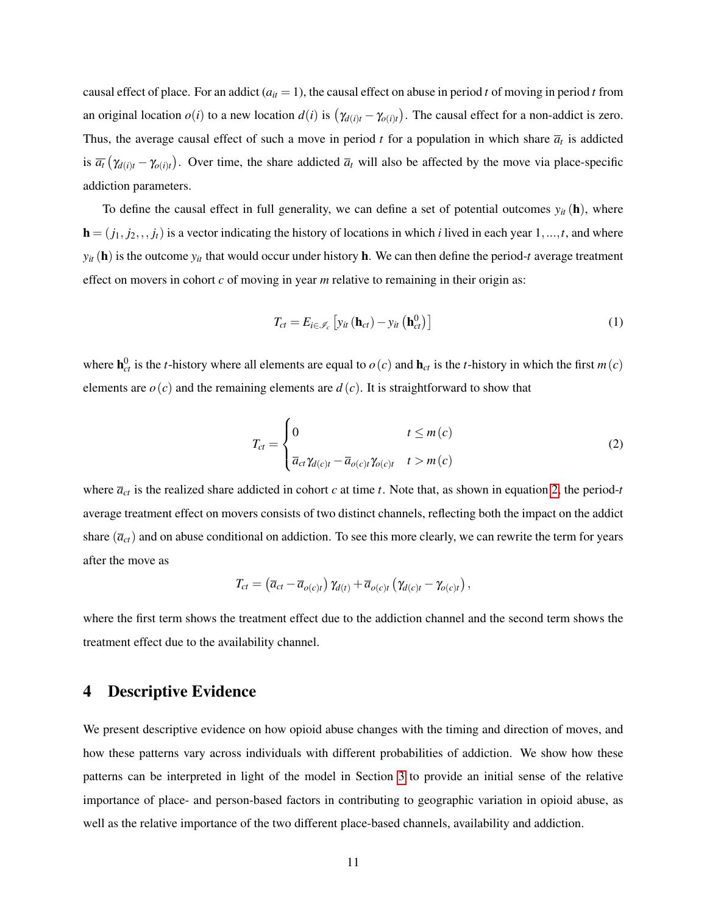causal effect of place. For an addict ($a_{it} = 1$), the causal effect on abuse in period $t$ of moving in period $t$ from an original location $o(i)$ to a new location $d(i)$ is $\left(\gamma_{d(i)t} - \gamma_{o(i)t}\right)$. The causal effect for a non-addict is zero. Thus, the average causal effect of such a move in period $t$ for a population in which share $\overline{a}_t$ is addicted is $\overline{a}_t \left(\gamma_{d(i)t} - \gamma_{o(i)t}\right)$. Over time, the share addicted $\overline{a}_t$ will also be affected by the move via place-specific addiction parameters.

To define the causal effect in full generality, we can define a set of potential outcomes $y_{it}(\mathbf{h})$, where $\mathbf{h} = (j_1, j_2, , , j_t)$ is a vector indicating the history of locations in which $i$ lived in each year $1, ..., t$, and where $y_{it}(\mathbf{h})$ is the outcome $y_{it}$ that would occur under history $\mathbf{h}$. We can then define the period-$t$ average treatment effect on movers in cohort $c$ of moving in year $m$ relative to remaining in their origin as:

$$T_{ct} = E_{i \in \mathscr{I}_c} \left[ y_{it}(\mathbf{h}_{ct}) - y_{it}\left(\mathbf{h}_{ct}^0\right) \right] \tag{1}$$

where $\mathbf{h}_{ct}^0$ is the $t$-history where all elements are equal to $o(c)$ and $\mathbf{h}_{ct}$ is the $t$-history in which the first $m(c)$ elements are $o(c)$ and the remaining elements are $d(c)$. It is straightforward to show that

$$T_{ct} = \begin{cases} 0 & t \leq m(c) \\ \overline{a}_{ct}\gamma_{d(c)t} - \overline{a}_{o(c)t}\gamma_{o(c)t} & t > m(c) \end{cases} \tag{2}$$

where $\overline{a}_{ct}$ is the realized share addicted in cohort $c$ at time $t$. Note that, as shown in equation 2, the period-$t$ average treatment effect on movers consists of two distinct channels, reflecting both the impact on the addict share ($\overline{a}_{ct}$) and on abuse conditional on addiction. To see this more clearly, we can rewrite the term for years after the move as

$$T_{ct} = \left(\overline{a}_{ct} - \overline{a}_{o(c)t}\right)\gamma_{d(t)} + \overline{a}_{o(c)t}\left(\gamma_{d(c)t} - \gamma_{o(c)t}\right),$$

where the first term shows the treatment effect due to the addiction channel and the second term shows the treatment effect due to the availability channel.

# 4 Descriptive Evidence

We present descriptive evidence on how opioid abuse changes with the timing and direction of moves, and how these patterns vary across individuals with different probabilities of addiction. We show how these patterns can be interpreted in light of the model in Section 3 to provide an initial sense of the relative importance of place- and person-based factors in contributing to geographic variation in opioid abuse, as well as the relative importance of the two different place-based channels, availability and addiction.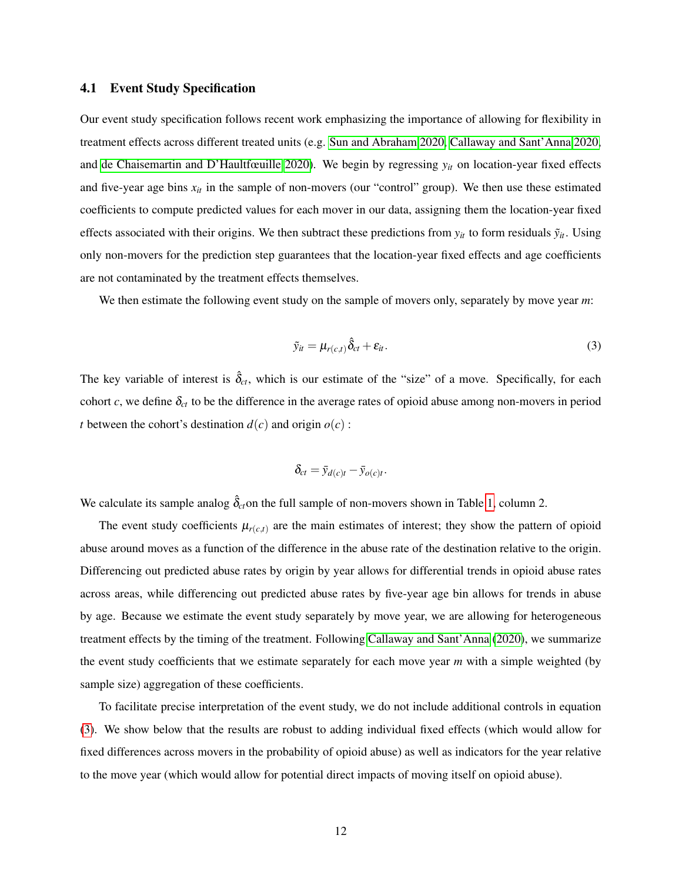### 4.1 Event Study Specification

Our event study specification follows recent work emphasizing the importance of allowing for flexibility in treatment effects across different treated units (e.g. Sun and Abraham 2020, Callaway and Sant'Anna 2020, and de Chaisemartin and D'Haultfœuille 2020). We begin by regressing $y_{it}$ on location-year fixed effects and five-year age bins $x_{it}$ in the sample of non-movers (our "control" group). We then use these estimated coefficients to compute predicted values for each mover in our data, assigning them the location-year fixed effects associated with their origins. We then subtract these predictions from $y_{it}$ to form residuals $\tilde{y}_{it}$. Using only non-movers for the prediction step guarantees that the location-year fixed effects and age coefficients are not contaminated by the treatment effects themselves.

We then estimate the following event study on the sample of movers only, separately by move year $m$:

$$\tilde{y}_{it} = \mu_{r(c,t)} \hat{\delta}_{ct} + \varepsilon_{it}. \tag{3}$$

The key variable of interest is $\hat{\delta}_{ct}$, which is our estimate of the "size" of a move. Specifically, for each cohort $c$, we define $\delta_{ct}$ to be the difference in the average rates of opioid abuse among non-movers in period $t$ between the cohort's destination $d(c)$ and origin $o(c)$ :

$$\delta_{ct} = \bar{y}_{d(c)t} - \bar{y}_{o(c)t}.$$

We calculate its sample analog $\hat{\delta}_{ct}$ on the full sample of non-movers shown in Table 1, column 2.

The event study coefficients $\mu_{r(c,t)}$ are the main estimates of interest; they show the pattern of opioid abuse around moves as a function of the difference in the abuse rate of the destination relative to the origin. Differencing out predicted abuse rates by origin by year allows for differential trends in opioid abuse rates across areas, while differencing out predicted abuse rates by five-year age bin allows for trends in abuse by age. Because we estimate the event study separately by move year, we are allowing for heterogeneous treatment effects by the timing of the treatment. Following Callaway and Sant'Anna (2020), we summarize the event study coefficients that we estimate separately for each move year $m$ with a simple weighted (by sample size) aggregation of these coefficients.

To facilitate precise interpretation of the event study, we do not include additional controls in equation (3). We show below that the results are robust to adding individual fixed effects (which would allow for fixed differences across movers in the probability of opioid abuse) as well as indicators for the year relative to the move year (which would allow for potential direct impacts of moving itself on opioid abuse).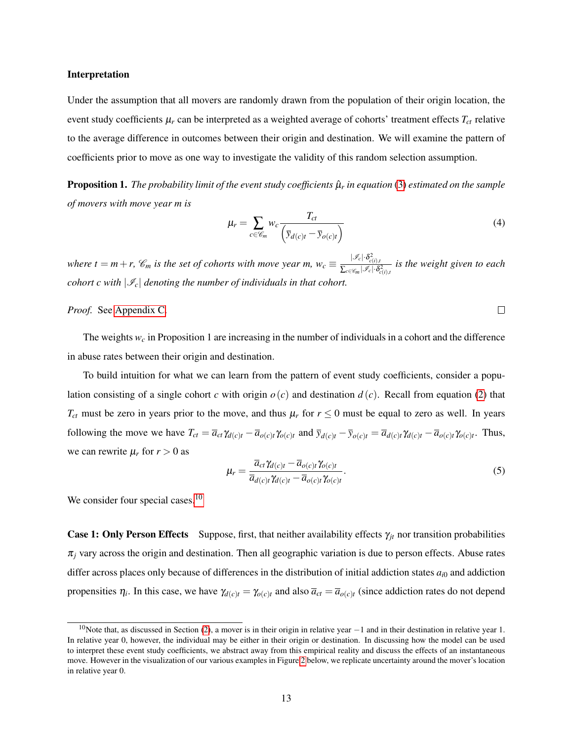**Interpretation**

Under the assumption that all movers are randomly drawn from the population of their origin location, the event study coefficients $\mu_r$ can be interpreted as a weighted average of cohorts' treatment effects $T_{ct}$ relative to the average difference in outcomes between their origin and destination. We will examine the pattern of coefficients prior to move as one way to investigate the validity of this random selection assumption.

**Proposition 1.** *The probability limit of the event study coefficients $\hat{\mu}_r$ in equation (3) estimated on the sample of movers with move year $m$ is*

$$\mu_r = \sum_{c \in \mathscr{C}_m} w_c \frac{T_{ct}}{\left(\overline{y}_{d(c)t} - \overline{y}_{o(c)t}\right)} \tag{4}$$

*where $t = m + r$, $\mathscr{C}_m$ is the set of cohorts with move year $m$, $w_c \equiv \frac{|\mathscr{I}_c| \cdot \delta^2_{c(i),t}}{\sum_{c \in \mathscr{C}_m} |\mathscr{I}_c| \cdot \delta^2_{c(i),t}}$ is the weight given to each cohort $c$ with $|\mathscr{I}_c|$ denoting the number of individuals in that cohort.*

*Proof.* See Appendix C. □

The weights $w_c$ in Proposition 1 are increasing in the number of individuals in a cohort and the difference in abuse rates between their origin and destination.

To build intuition for what we can learn from the pattern of event study coefficients, consider a population consisting of a single cohort $c$ with origin $o(c)$ and destination $d(c)$. Recall from equation (2) that $T_{ct}$ must be zero in years prior to the move, and thus $\mu_r$ for $r \leq 0$ must be equal to zero as well. In years following the move we have $T_{ct} = \overline{a}_{ct}\gamma_{d(c)t} - \overline{a}_{o(c)t}\gamma_{o(c)t}$ and $\overline{y}_{d(c)t} - \overline{y}_{o(c)t} = \overline{a}_{d(c)t}\gamma_{d(c)t} - \overline{a}_{o(c)t}\gamma_{o(c)t}$. Thus, we can rewrite $\mu_r$ for $r > 0$ as

$$\mu_r = \frac{\overline{a}_{ct}\gamma_{d(c)t} - \overline{a}_{o(c)t}\gamma_{o(c)t}}{\overline{a}_{d(c)t}\gamma_{d(c)t} - \overline{a}_{o(c)t}\gamma_{o(c)t}}. \tag{5}$$

We consider four special cases.[10]

**Case 1: Only Person Effects** Suppose, first, that neither availability effects $\gamma_{jt}$ nor transition probabilities $\pi_j$ vary across the origin and destination. Then all geographic variation is due to person effects. Abuse rates differ across places only because of differences in the distribution of initial addiction states $a_{i0}$ and addiction propensities $\eta_i$. In this case, we have $\gamma_{d(c)t} = \gamma_{o(c)t}$ and also $\overline{a}_{ct} = \overline{a}_{o(c)t}$ (since addiction rates do not depend

[10] Note that, as discussed in Section (2), a mover is in their origin in relative year $-1$ and in their destination in relative year 1. In relative year 0, however, the individual may be either in their origin or destination. In discussing how the model can be used to interpret these event study coefficients, we abstract away from this empirical reality and discuss the effects of an instantaneous move. However in the visualization of our various examples in Figure 2 below, we replicate uncertainty around the mover's location in relative year 0.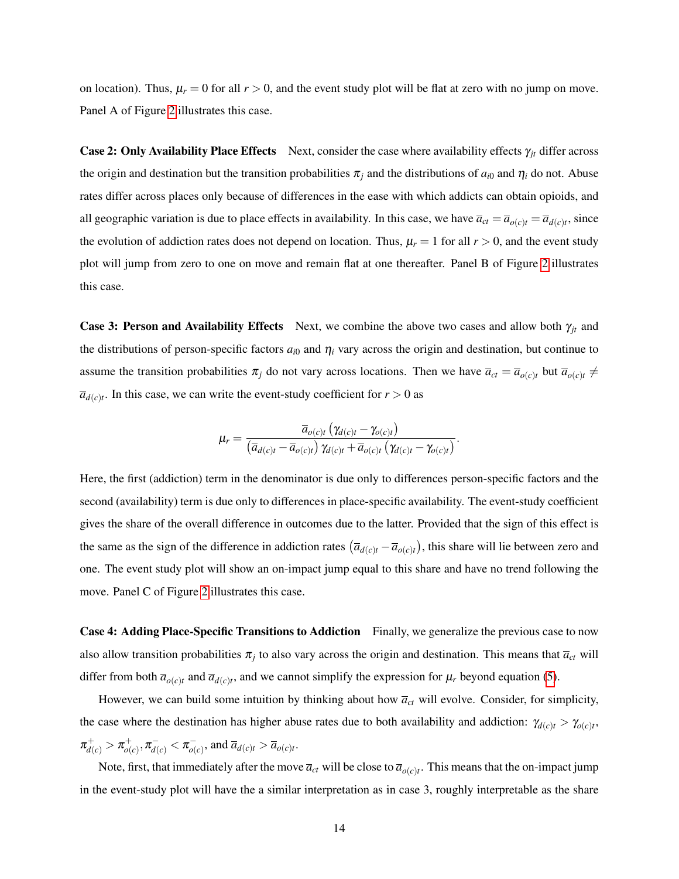on location). Thus, $\mu_r = 0$ for all $r > 0$, and the event study plot will be flat at zero with no jump on move. Panel A of Figure 2 illustrates this case.

**Case 2: Only Availability Place Effects** Next, consider the case where availability effects $\gamma_{jt}$ differ across the origin and destination but the transition probabilities $\pi_j$ and the distributions of $a_{i0}$ and $\eta_i$ do not. Abuse rates differ across places only because of differences in the ease with which addicts can obtain opioids, and all geographic variation is due to place effects in availability. In this case, we have $\overline{a}_{ct} = \overline{a}_{o(c)t} = \overline{a}_{d(c)t}$, since the evolution of addiction rates does not depend on location. Thus, $\mu_r = 1$ for all $r > 0$, and the event study plot will jump from zero to one on move and remain flat at one thereafter. Panel B of Figure 2 illustrates this case.

**Case 3: Person and Availability Effects** Next, we combine the above two cases and allow both $\gamma_{jt}$ and the distributions of person-specific factors $a_{i0}$ and $\eta_i$ vary across the origin and destination, but continue to assume the transition probabilities $\pi_j$ do not vary across locations. Then we have $\overline{a}_{ct} = \overline{a}_{o(c)t}$ but $\overline{a}_{o(c)t} \neq \overline{a}_{d(c)t}$. In this case, we can write the event-study coefficient for $r > 0$ as

$$\mu_r = \frac{\overline{a}_{o(c)t}\left(\gamma_{d(c)t} - \gamma_{o(c)t}\right)}{\left(\overline{a}_{d(c)t} - \overline{a}_{o(c)t}\right)\gamma_{d(c)t} + \overline{a}_{o(c)t}\left(\gamma_{d(c)t} - \gamma_{o(c)t}\right)}.$$

Here, the first (addiction) term in the denominator is due only to differences person-specific factors and the second (availability) term is due only to differences in place-specific availability. The event-study coefficient gives the share of the overall difference in outcomes due to the latter. Provided that the sign of this effect is the same as the sign of the difference in addiction rates $\left(\overline{a}_{d(c)t} - \overline{a}_{o(c)t}\right)$, this share will lie between zero and one. The event study plot will show an on-impact jump equal to this share and have no trend following the move. Panel C of Figure 2 illustrates this case.

**Case 4: Adding Place-Specific Transitions to Addiction** Finally, we generalize the previous case to now also allow transition probabilities $\pi_j$ to also vary across the origin and destination. This means that $\overline{a}_{ct}$ will differ from both $\overline{a}_{o(c)t}$ and $\overline{a}_{d(c)t}$, and we cannot simplify the expression for $\mu_r$ beyond equation (5).

However, we can build some intuition by thinking about how $\overline{a}_{ct}$ will evolve. Consider, for simplicity, the case where the destination has higher abuse rates due to both availability and addiction: $\gamma_{d(c)t} > \gamma_{o(c)t}$, $\pi^+_{d(c)} > \pi^+_{o(c)}, \pi^-_{d(c)} < \pi^-_{o(c)}$, and $\overline{a}_{d(c)t} > \overline{a}_{o(c)t}$.

Note, first, that immediately after the move $\overline{a}_{ct}$ will be close to $\overline{a}_{o(c)t}$. This means that the on-impact jump in the event-study plot will have the a similar interpretation as in case 3, roughly interpretable as the share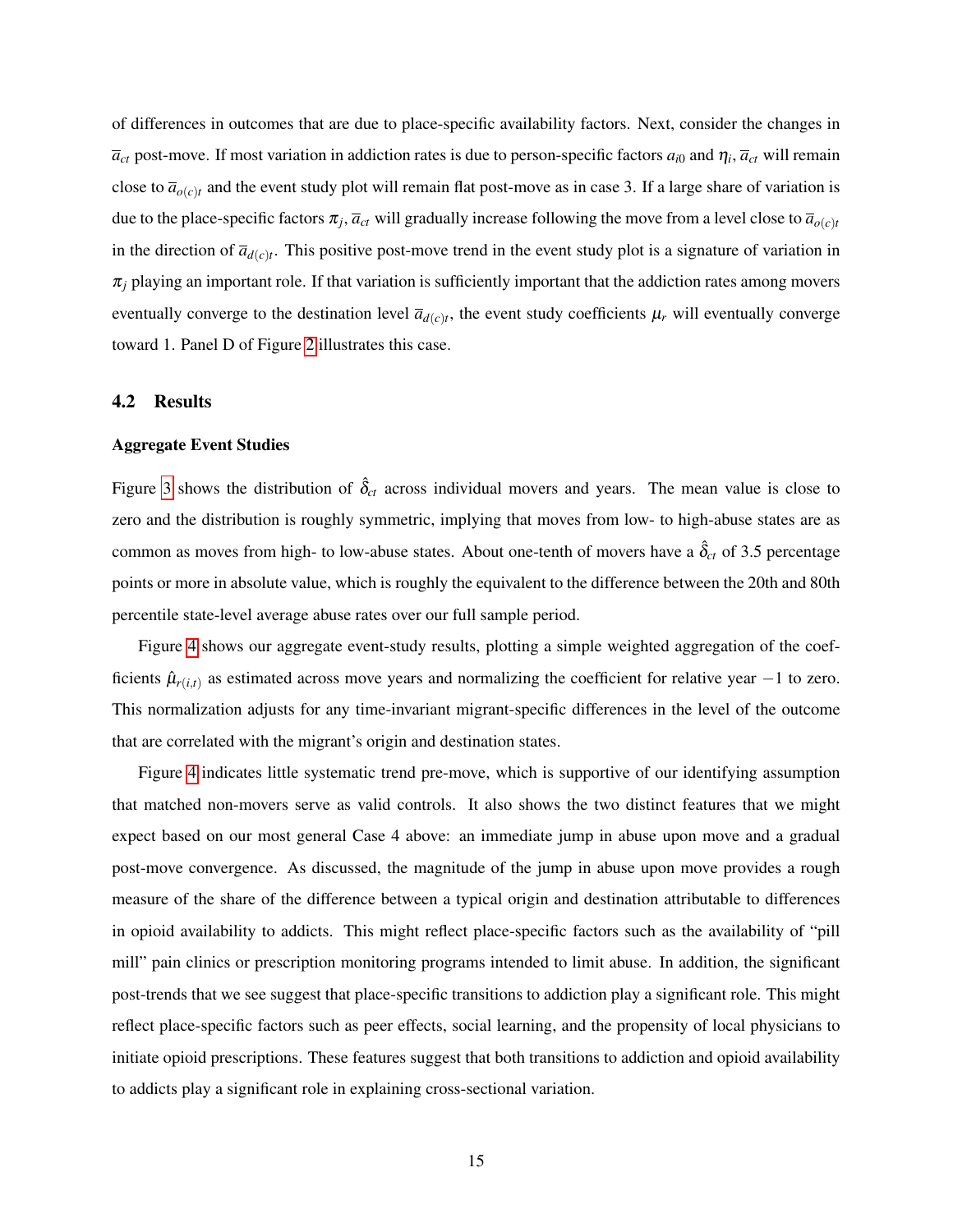of differences in outcomes that are due to place-specific availability factors. Next, consider the changes in $\overline{a}_{ct}$ post-move. If most variation in addiction rates is due to person-specific factors $a_{i0}$ and $\eta_i$, $\overline{a}_{ct}$ will remain close to $\overline{a}_{o(c)t}$ and the event study plot will remain flat post-move as in case 3. If a large share of variation is due to the place-specific factors $\pi_j$, $\overline{a}_{ct}$ will gradually increase following the move from a level close to $\overline{a}_{o(c)t}$ in the direction of $\overline{a}_{d(c)t}$. This positive post-move trend in the event study plot is a signature of variation in $\pi_j$ playing an important role. If that variation is sufficiently important that the addiction rates among movers eventually converge to the destination level $\overline{a}_{d(c)t}$, the event study coefficients $\mu_r$ will eventually converge toward 1. Panel D of Figure 2 illustrates this case.

## 4.2 Results

### Aggregate Event Studies

Figure 3 shows the distribution of $\hat{\delta}_{ct}$ across individual movers and years. The mean value is close to zero and the distribution is roughly symmetric, implying that moves from low- to high-abuse states are as common as moves from high- to low-abuse states. About one-tenth of movers have a $\hat{\delta}_{ct}$ of 3.5 percentage points or more in absolute value, which is roughly the equivalent to the difference between the 20th and 80th percentile state-level average abuse rates over our full sample period.

Figure 4 shows our aggregate event-study results, plotting a simple weighted aggregation of the coefficients $\hat{\mu}_{r(i,t)}$ as estimated across move years and normalizing the coefficient for relative year $-1$ to zero. This normalization adjusts for any time-invariant migrant-specific differences in the level of the outcome that are correlated with the migrant's origin and destination states.

Figure 4 indicates little systematic trend pre-move, which is supportive of our identifying assumption that matched non-movers serve as valid controls. It also shows the two distinct features that we might expect based on our most general Case 4 above: an immediate jump in abuse upon move and a gradual post-move convergence. As discussed, the magnitude of the jump in abuse upon move provides a rough measure of the share of the difference between a typical origin and destination attributable to differences in opioid availability to addicts. This might reflect place-specific factors such as the availability of "pill mill" pain clinics or prescription monitoring programs intended to limit abuse. In addition, the significant post-trends that we see suggest that place-specific transitions to addiction play a significant role. This might reflect place-specific factors such as peer effects, social learning, and the propensity of local physicians to initiate opioid prescriptions. These features suggest that both transitions to addiction and opioid availability to addicts play a significant role in explaining cross-sectional variation.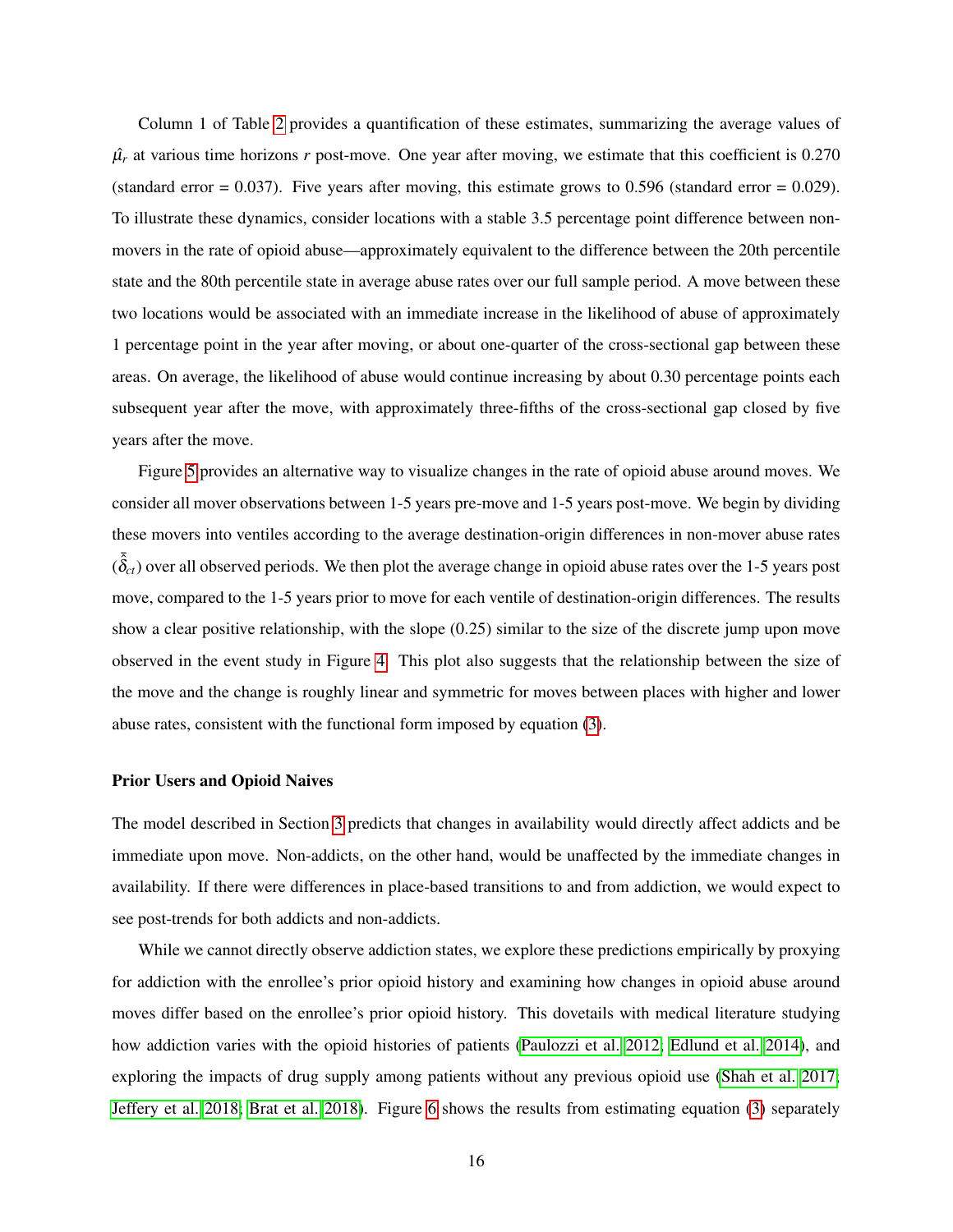Column 1 of Table 2 provides a quantification of these estimates, summarizing the average values of $\hat{\mu}_r$ at various time horizons $r$ post-move. One year after moving, we estimate that this coefficient is 0.270 (standard error = 0.037). Five years after moving, this estimate grows to 0.596 (standard error = 0.029). To illustrate these dynamics, consider locations with a stable 3.5 percentage point difference between non-movers in the rate of opioid abuse—approximately equivalent to the difference between the 20th percentile state and the 80th percentile state in average abuse rates over our full sample period. A move between these two locations would be associated with an immediate increase in the likelihood of abuse of approximately 1 percentage point in the year after moving, or about one-quarter of the cross-sectional gap between these areas. On average, the likelihood of abuse would continue increasing by about 0.30 percentage points each subsequent year after the move, with approximately three-fifths of the cross-sectional gap closed by five years after the move.

Figure 5 provides an alternative way to visualize changes in the rate of opioid abuse around moves. We consider all mover observations between 1-5 years pre-move and 1-5 years post-move. We begin by dividing these movers into ventiles according to the average destination-origin differences in non-mover abuse rates ($\bar{\hat{\delta}}_{ct}$) over all observed periods. We then plot the average change in opioid abuse rates over the 1-5 years post move, compared to the 1-5 years prior to move for each ventile of destination-origin differences. The results show a clear positive relationship, with the slope (0.25) similar to the size of the discrete jump upon move observed in the event study in Figure 4. This plot also suggests that the relationship between the size of the move and the change is roughly linear and symmetric for moves between places with higher and lower abuse rates, consistent with the functional form imposed by equation (3).

### Prior Users and Opioid Naives

The model described in Section 3 predicts that changes in availability would directly affect addicts and be immediate upon move. Non-addicts, on the other hand, would be unaffected by the immediate changes in availability. If there were differences in place-based transitions to and from addiction, we would expect to see post-trends for both addicts and non-addicts.

While we cannot directly observe addiction states, we explore these predictions empirically by proxying for addiction with the enrollee's prior opioid history and examining how changes in opioid abuse around moves differ based on the enrollee's prior opioid history. This dovetails with medical literature studying how addiction varies with the opioid histories of patients (Paulozzi et al. 2012; Edlund et al. 2014), and exploring the impacts of drug supply among patients without any previous opioid use (Shah et al. 2017; Jeffery et al. 2018; Brat et al. 2018). Figure 6 shows the results from estimating equation (3) separately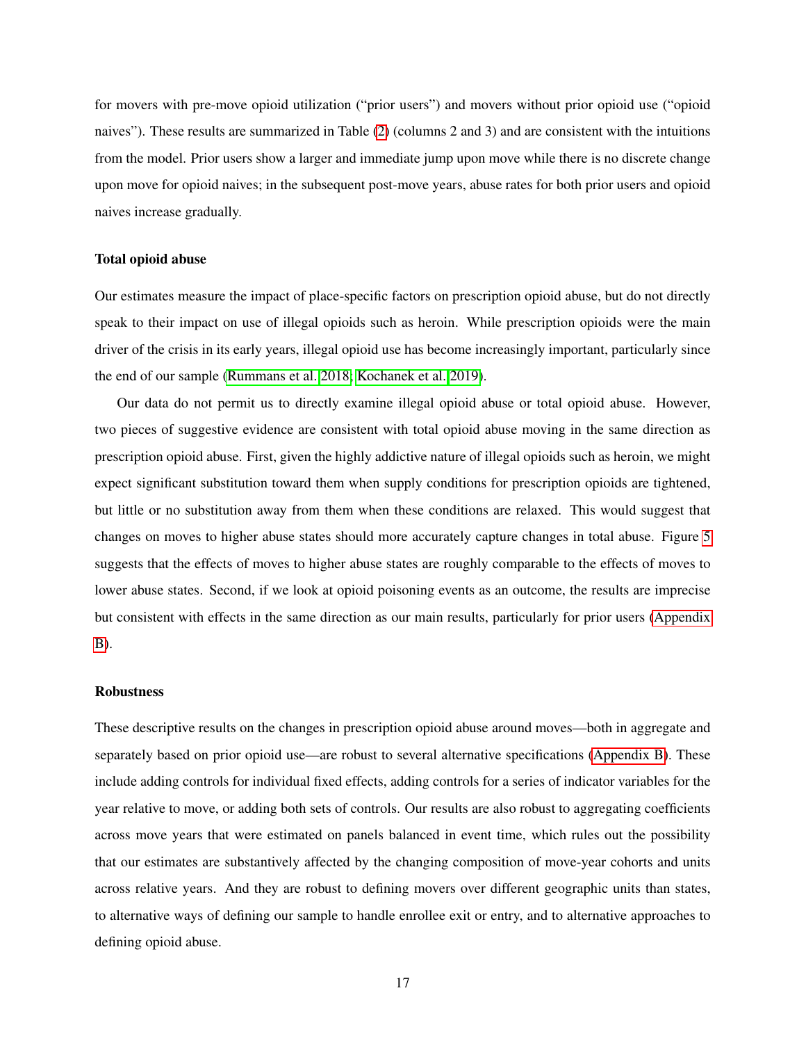for movers with pre-move opioid utilization ("prior users") and movers without prior opioid use ("opioid naives"). These results are summarized in Table (2) (columns 2 and 3) and are consistent with the intuitions from the model. Prior users show a larger and immediate jump upon move while there is no discrete change upon move for opioid naives; in the subsequent post-move years, abuse rates for both prior users and opioid naives increase gradually.

### Total opioid abuse

Our estimates measure the impact of place-specific factors on prescription opioid abuse, but do not directly speak to their impact on use of illegal opioids such as heroin. While prescription opioids were the main driver of the crisis in its early years, illegal opioid use has become increasingly important, particularly since the end of our sample (Rummans et al. 2018; Kochanek et al. 2019).

Our data do not permit us to directly examine illegal opioid abuse or total opioid abuse. However, two pieces of suggestive evidence are consistent with total opioid abuse moving in the same direction as prescription opioid abuse. First, given the highly addictive nature of illegal opioids such as heroin, we might expect significant substitution toward them when supply conditions for prescription opioids are tightened, but little or no substitution away from them when these conditions are relaxed. This would suggest that changes on moves to higher abuse states should more accurately capture changes in total abuse. Figure 5 suggests that the effects of moves to higher abuse states are roughly comparable to the effects of moves to lower abuse states. Second, if we look at opioid poisoning events as an outcome, the results are imprecise but consistent with effects in the same direction as our main results, particularly for prior users (Appendix B).

### Robustness

These descriptive results on the changes in prescription opioid abuse around moves—both in aggregate and separately based on prior opioid use—are robust to several alternative specifications (Appendix B). These include adding controls for individual fixed effects, adding controls for a series of indicator variables for the year relative to move, or adding both sets of controls. Our results are also robust to aggregating coefficients across move years that were estimated on panels balanced in event time, which rules out the possibility that our estimates are substantively affected by the changing composition of move-year cohorts and units across relative years. And they are robust to defining movers over different geographic units than states, to alternative ways of defining our sample to handle enrollee exit or entry, and to alternative approaches to defining opioid abuse.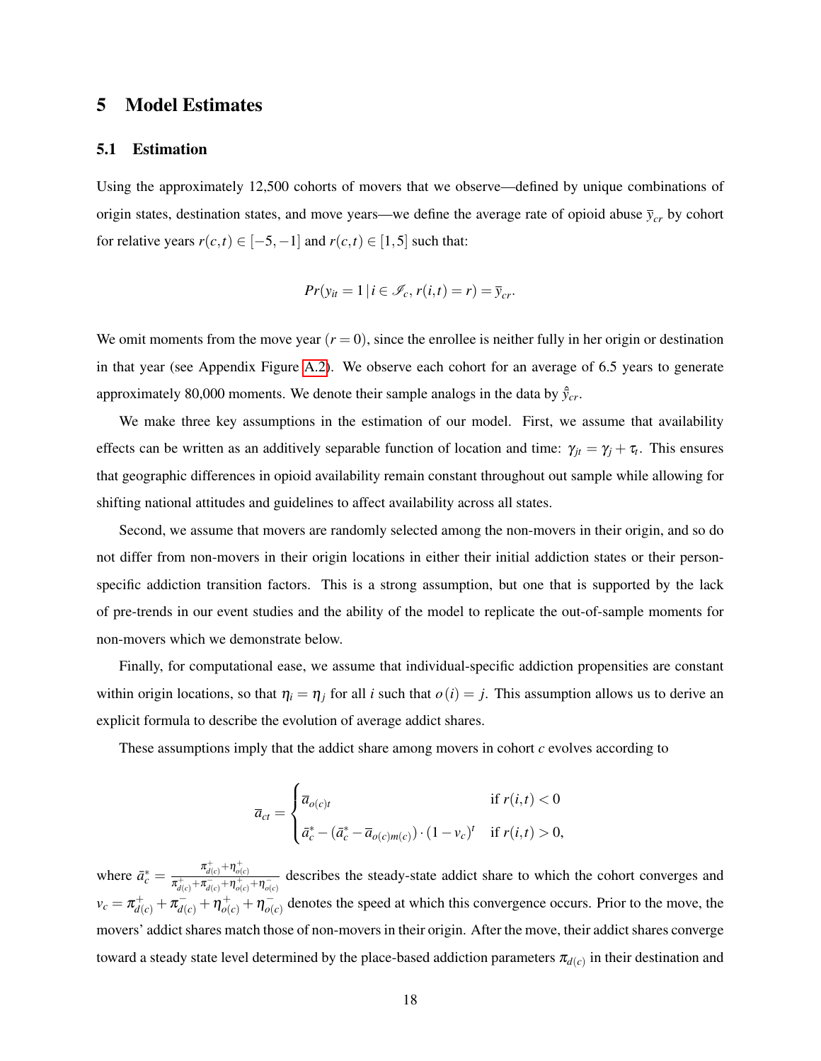# 5 Model Estimates

## 5.1 Estimation

Using the approximately 12,500 cohorts of movers that we observe—defined by unique combinations of origin states, destination states, and move years—we define the average rate of opioid abuse $\overline{y}_{cr}$ by cohort for relative years $r(c,t) \in [-5,-1]$ and $r(c,t) \in [1,5]$ such that:

$$Pr(y_{it} = 1 \,|\, i \in \mathscr{I}_c, r(i,t) = r) = \overline{y}_{cr}.$$

We omit moments from the move year ($r = 0$), since the enrollee is neither fully in her origin or destination in that year (see Appendix Figure A.2). We observe each cohort for an average of 6.5 years to generate approximately 80,000 moments. We denote their sample analogs in the data by $\hat{\overline{y}}_{cr}$.

We make three key assumptions in the estimation of our model. First, we assume that availability effects can be written as an additively separable function of location and time: $\gamma_{jt} = \gamma_j + \tau_t$. This ensures that geographic differences in opioid availability remain constant throughout out sample while allowing for shifting national attitudes and guidelines to affect availability across all states.

Second, we assume that movers are randomly selected among the non-movers in their origin, and so do not differ from non-movers in their origin locations in either their initial addiction states or their person-specific addiction transition factors. This is a strong assumption, but one that is supported by the lack of pre-trends in our event studies and the ability of the model to replicate the out-of-sample moments for non-movers which we demonstrate below.

Finally, for computational ease, we assume that individual-specific addiction propensities are constant within origin locations, so that $\eta_i = \eta_j$ for all $i$ such that $o(i) = j$. This assumption allows us to derive an explicit formula to describe the evolution of average addict shares.

These assumptions imply that the addict share among movers in cohort $c$ evolves according to

$$\overline{a}_{ct} = \begin{cases} \overline{a}_{o(c)t} & \text{if } r(i,t) < 0 \\ \bar{a}^*_c - (\bar{a}^*_c - \overline{a}_{o(c)m(c)}) \cdot (1 - v_c)^t & \text{if } r(i,t) > 0, \end{cases}$$

where $\bar{a}^*_c = \frac{\pi^+_{d(c)} + \eta^+_{o(c)}}{\pi^+_{d(c)} + \pi^-_{d(c)} + \eta^+_{o(c)} + \eta^-_{o(c)}}$ describes the steady-state addict share to which the cohort converges and $v_c = \pi^+_{d(c)} + \pi^-_{d(c)} + \eta^+_{o(c)} + \eta^-_{o(c)}$ denotes the speed at which this convergence occurs. Prior to the move, the movers' addict shares match those of non-movers in their origin. After the move, their addict shares converge toward a steady state level determined by the place-based addiction parameters $\pi_{d(c)}$ in their destination and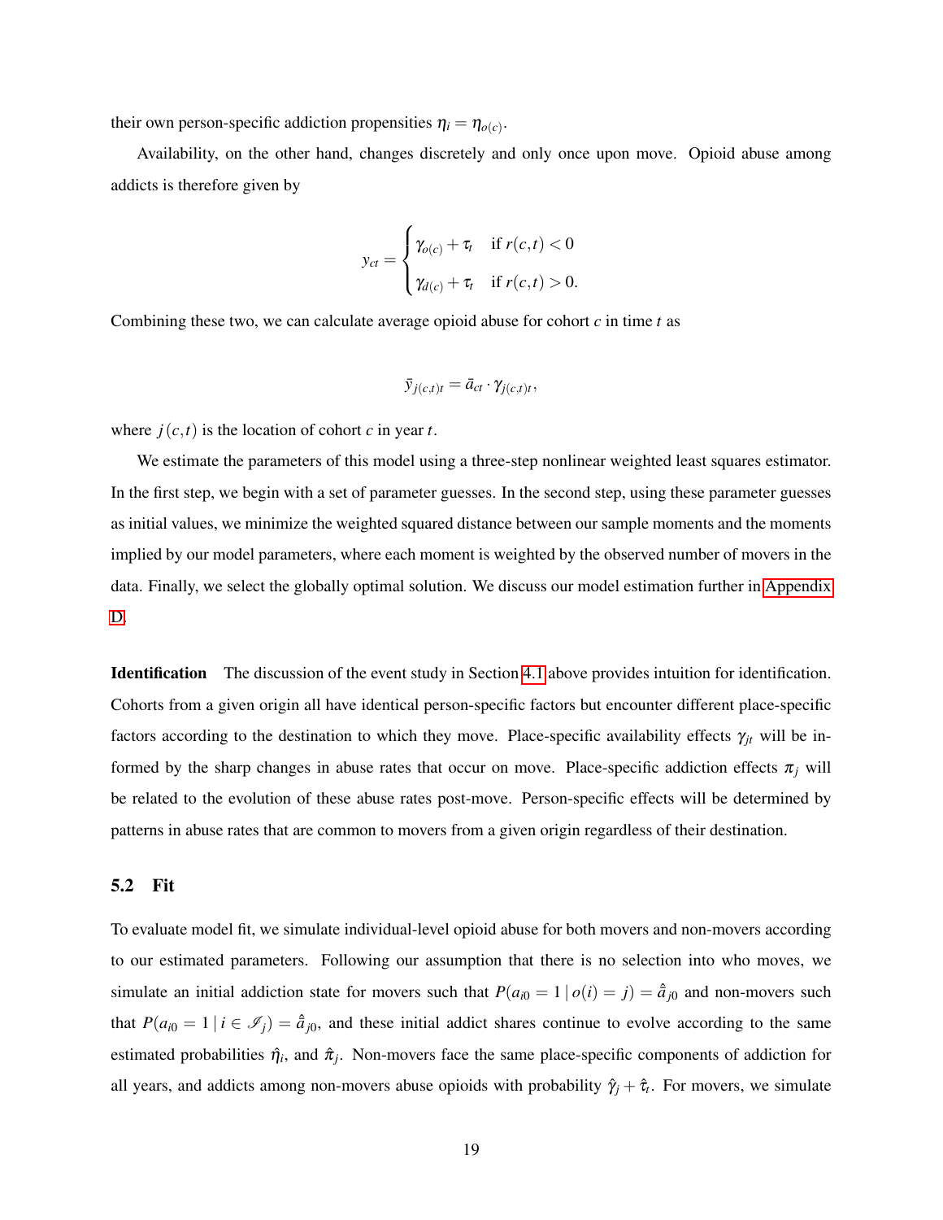their own person-specific addiction propensities $\eta_i = \eta_{o(c)}$.

Availability, on the other hand, changes discretely and only once upon move. Opioid abuse among addicts is therefore given by

$$y_{ct} = \begin{cases} \gamma_{o(c)} + \tau_t & \text{if } r(c,t) < 0 \\ \gamma_{d(c)} + \tau_t & \text{if } r(c,t) > 0. \end{cases}$$

Combining these two, we can calculate average opioid abuse for cohort $c$ in time $t$ as

$$\bar{y}_{j(c,t)t} = \bar{a}_{ct} \cdot \gamma_{j(c,t)t},$$

where $j(c,t)$ is the location of cohort $c$ in year $t$.

We estimate the parameters of this model using a three-step nonlinear weighted least squares estimator. In the first step, we begin with a set of parameter guesses. In the second step, using these parameter guesses as initial values, we minimize the weighted squared distance between our sample moments and the moments implied by our model parameters, where each moment is weighted by the observed number of movers in the data. Finally, we select the globally optimal solution. We discuss our model estimation further in Appendix D.

**Identification** The discussion of the event study in Section 4.1 above provides intuition for identification. Cohorts from a given origin all have identical person-specific factors but encounter different place-specific factors according to the destination to which they move. Place-specific availability effects $\gamma_{jt}$ will be informed by the sharp changes in abuse rates that occur on move. Place-specific addiction effects $\pi_j$ will be related to the evolution of these abuse rates post-move. Person-specific effects will be determined by patterns in abuse rates that are common to movers from a given origin regardless of their destination.

### 5.2 Fit

To evaluate model fit, we simulate individual-level opioid abuse for both movers and non-movers according to our estimated parameters. Following our assumption that there is no selection into who moves, we simulate an initial addiction state for movers such that $P(a_{i0} = 1 \mid o(i) = j) = \hat{\bar{a}}_{j0}$ and non-movers such that $P(a_{i0} = 1 \mid i \in \mathscr{I}_j) = \hat{\bar{a}}_{j0}$, and these initial addict shares continue to evolve according to the same estimated probabilities $\hat{\eta}_i$, and $\hat{\pi}_j$. Non-movers face the same place-specific components of addiction for all years, and addicts among non-movers abuse opioids with probability $\hat{\gamma}_j + \hat{\tau}_t$. For movers, we simulate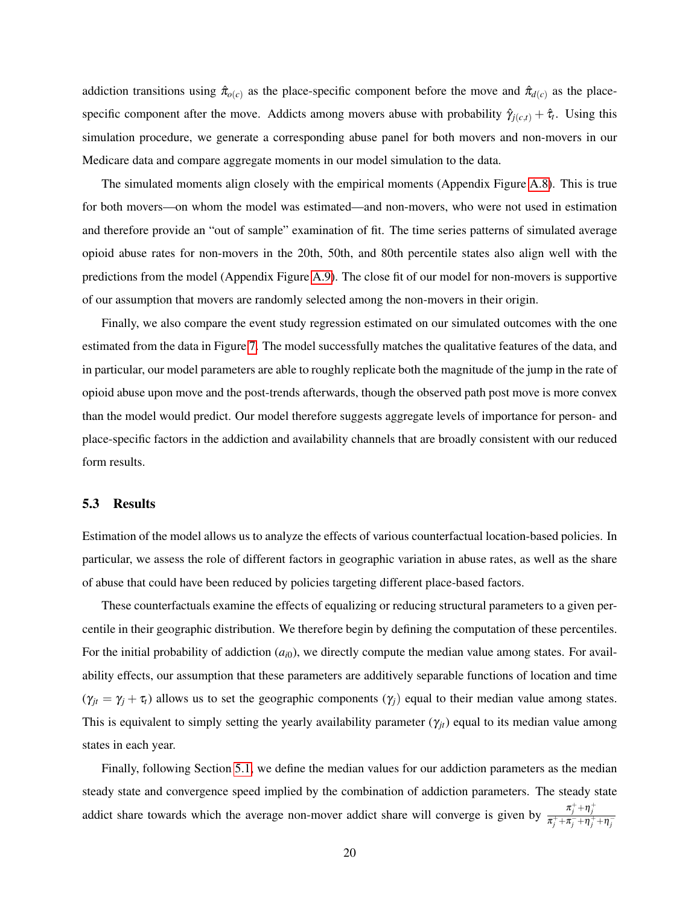addiction transitions using $\hat{\pi}_{o(c)}$ as the place-specific component before the move and $\hat{\pi}_{d(c)}$ as the place-specific component after the move. Addicts among movers abuse with probability $\hat{\gamma}_{j(c,t)} + \hat{\tau}_t$. Using this simulation procedure, we generate a corresponding abuse panel for both movers and non-movers in our Medicare data and compare aggregate moments in our model simulation to the data.

The simulated moments align closely with the empirical moments (Appendix Figure A.8). This is true for both movers—on whom the model was estimated—and non-movers, who were not used in estimation and therefore provide an "out of sample" examination of fit. The time series patterns of simulated average opioid abuse rates for non-movers in the 20th, 50th, and 80th percentile states also align well with the predictions from the model (Appendix Figure A.9). The close fit of our model for non-movers is supportive of our assumption that movers are randomly selected among the non-movers in their origin.

Finally, we also compare the event study regression estimated on our simulated outcomes with the one estimated from the data in Figure 7. The model successfully matches the qualitative features of the data, and in particular, our model parameters are able to roughly replicate both the magnitude of the jump in the rate of opioid abuse upon move and the post-trends afterwards, though the observed path post move is more convex than the model would predict. Our model therefore suggests aggregate levels of importance for person- and place-specific factors in the addiction and availability channels that are broadly consistent with our reduced form results.

### 5.3 Results

Estimation of the model allows us to analyze the effects of various counterfactual location-based policies. In particular, we assess the role of different factors in geographic variation in abuse rates, as well as the share of abuse that could have been reduced by policies targeting different place-based factors.

These counterfactuals examine the effects of equalizing or reducing structural parameters to a given percentile in their geographic distribution. We therefore begin by defining the computation of these percentiles. For the initial probability of addiction ($a_{i0}$), we directly compute the median value among states. For availability effects, our assumption that these parameters are additively separable functions of location and time ($\gamma_{jt} = \gamma_j + \tau_t$) allows us to set the geographic components ($\gamma_j$) equal to their median value among states. This is equivalent to simply setting the yearly availability parameter ($\gamma_{jt}$) equal to its median value among states in each year.

Finally, following Section 5.1, we define the median values for our addiction parameters as the median steady state and convergence speed implied by the combination of addiction parameters. The steady state addict share towards which the average non-mover addict share will converge is given by $\frac{\pi_j^+ + \eta_j^+}{\pi_j^+ + \pi_j^- + \eta_j^+ + \eta_j^-}$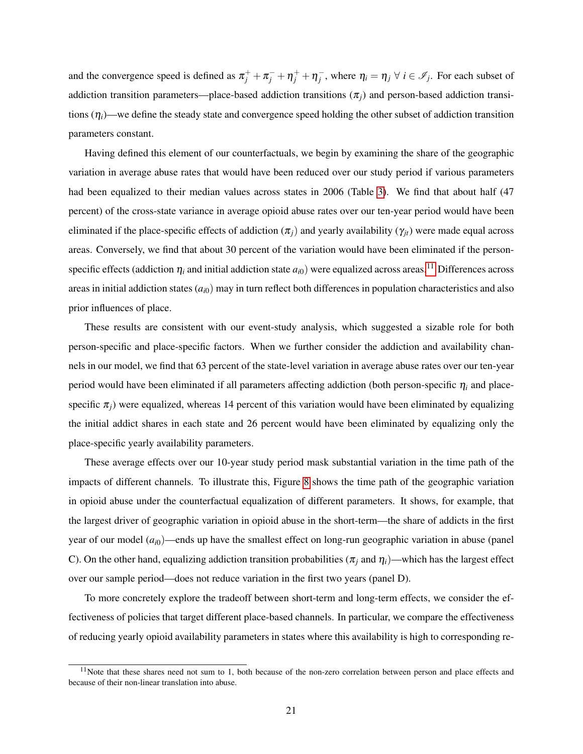and the convergence speed is defined as $\pi_j^+ + \pi_j^- + \eta_j^+ + \eta_j^-$, where $\eta_i = \eta_j \; \forall \; i \in \mathscr{I}_j$. For each subset of addiction transition parameters—place-based addiction transitions ($\pi_j$) and person-based addiction transitions ($\eta_i$)—we define the steady state and convergence speed holding the other subset of addiction transition parameters constant.

Having defined this element of our counterfactuals, we begin by examining the share of the geographic variation in average abuse rates that would have been reduced over our study period if various parameters had been equalized to their median values across states in 2006 (Table 3). We find that about half (47 percent) of the cross-state variance in average opioid abuse rates over our ten-year period would have been eliminated if the place-specific effects of addiction ($\pi_j$) and yearly availability ($\gamma_{jt}$) were made equal across areas. Conversely, we find that about 30 percent of the variation would have been eliminated if the person-specific effects (addiction $\eta_i$ and initial addiction state $a_{i0}$) were equalized across areas.[11] Differences across areas in initial addiction states ($a_{i0}$) may in turn reflect both differences in population characteristics and also prior influences of place.

These results are consistent with our event-study analysis, which suggested a sizable role for both person-specific and place-specific factors. When we further consider the addiction and availability channels in our model, we find that 63 percent of the state-level variation in average abuse rates over our ten-year period would have been eliminated if all parameters affecting addiction (both person-specific $\eta_i$ and place-specific $\pi_j$) were equalized, whereas 14 percent of this variation would have been eliminated by equalizing the initial addict shares in each state and 26 percent would have been eliminated by equalizing only the place-specific yearly availability parameters.

These average effects over our 10-year study period mask substantial variation in the time path of the impacts of different channels. To illustrate this, Figure 8 shows the time path of the geographic variation in opioid abuse under the counterfactual equalization of different parameters. It shows, for example, that the largest driver of geographic variation in opioid abuse in the short-term—the share of addicts in the first year of our model ($a_{i0}$)—ends up have the smallest effect on long-run geographic variation in abuse (panel C). On the other hand, equalizing addiction transition probabilities ($\pi_j$ and $\eta_i$)—which has the largest effect over our sample period—does not reduce variation in the first two years (panel D).

To more concretely explore the tradeoff between short-term and long-term effects, we consider the effectiveness of policies that target different place-based channels. In particular, we compare the effectiveness of reducing yearly opioid availability parameters in states where this availability is high to corresponding re-

[11] Note that these shares need not sum to 1, both because of the non-zero correlation between person and place effects and because of their non-linear translation into abuse.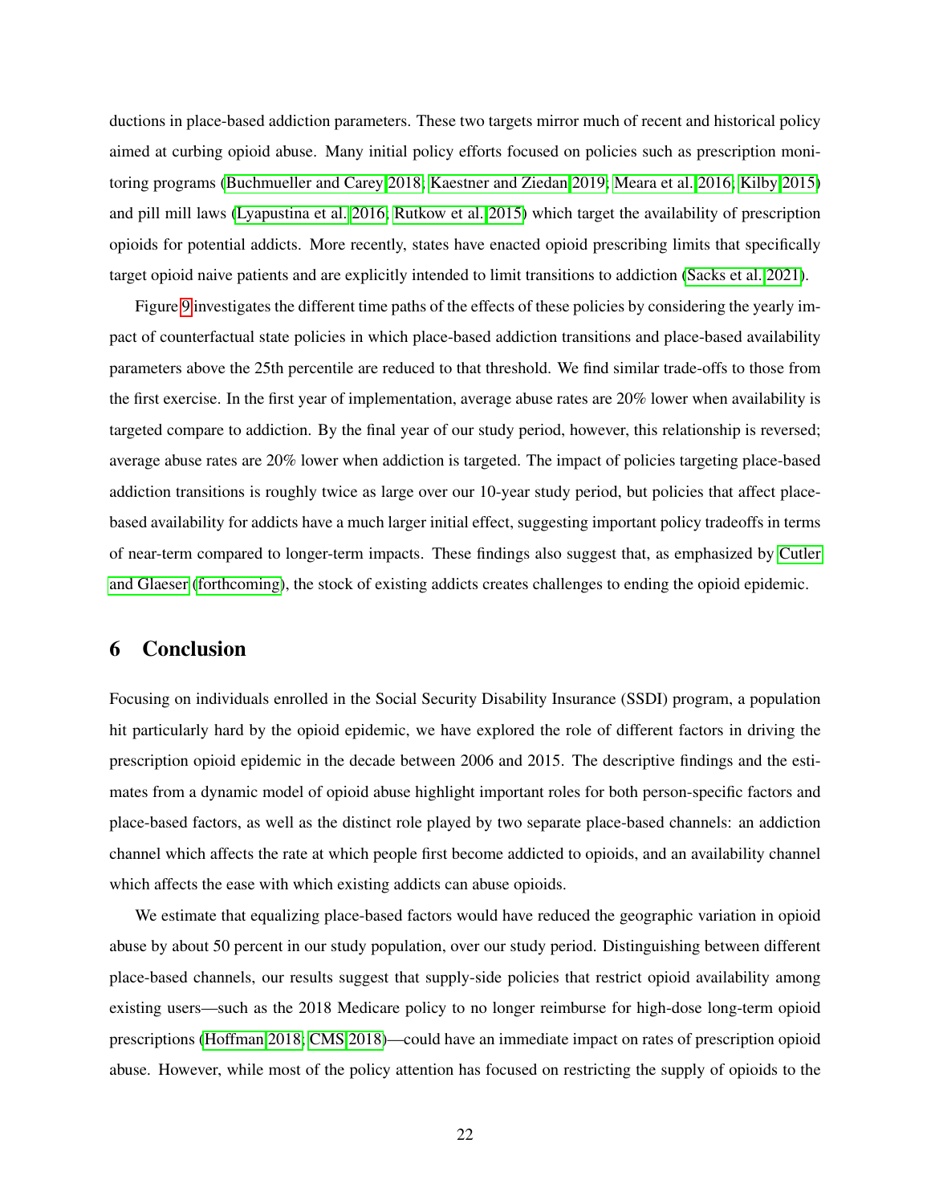ductions in place-based addiction parameters. These two targets mirror much of recent and historical policy aimed at curbing opioid abuse. Many initial policy efforts focused on policies such as prescription monitoring programs (Buchmueller and Carey 2018; Kaestner and Ziedan 2019; Meara et al. 2016; Kilby 2015) and pill mill laws (Lyapustina et al. 2016; Rutkow et al. 2015) which target the availability of prescription opioids for potential addicts. More recently, states have enacted opioid prescribing limits that specifically target opioid naive patients and are explicitly intended to limit transitions to addiction (Sacks et al. 2021).

Figure 9 investigates the different time paths of the effects of these policies by considering the yearly impact of counterfactual state policies in which place-based addiction transitions and place-based availability parameters above the 25th percentile are reduced to that threshold. We find similar trade-offs to those from the first exercise. In the first year of implementation, average abuse rates are 20% lower when availability is targeted compare to addiction. By the final year of our study period, however, this relationship is reversed; average abuse rates are 20% lower when addiction is targeted. The impact of policies targeting place-based addiction transitions is roughly twice as large over our 10-year study period, but policies that affect place-based availability for addicts have a much larger initial effect, suggesting important policy tradeoffs in terms of near-term compared to longer-term impacts. These findings also suggest that, as emphasized by Cutler and Glaeser (forthcoming), the stock of existing addicts creates challenges to ending the opioid epidemic.

# 6 Conclusion

Focusing on individuals enrolled in the Social Security Disability Insurance (SSDI) program, a population hit particularly hard by the opioid epidemic, we have explored the role of different factors in driving the prescription opioid epidemic in the decade between 2006 and 2015. The descriptive findings and the estimates from a dynamic model of opioid abuse highlight important roles for both person-specific factors and place-based factors, as well as the distinct role played by two separate place-based channels: an addiction channel which affects the rate at which people first become addicted to opioids, and an availability channel which affects the ease with which existing addicts can abuse opioids.

We estimate that equalizing place-based factors would have reduced the geographic variation in opioid abuse by about 50 percent in our study population, over our study period. Distinguishing between different place-based channels, our results suggest that supply-side policies that restrict opioid availability among existing users—such as the 2018 Medicare policy to no longer reimburse for high-dose long-term opioid prescriptions (Hoffman 2018; CMS 2018)—could have an immediate impact on rates of prescription opioid abuse. However, while most of the policy attention has focused on restricting the supply of opioids to the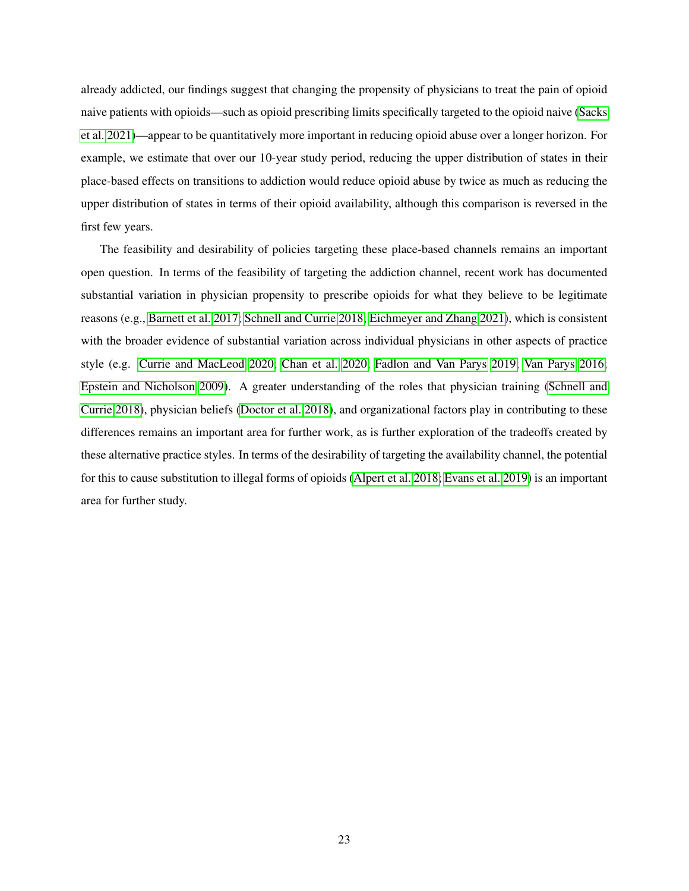already addicted, our findings suggest that changing the propensity of physicians to treat the pain of opioid naive patients with opioids—such as opioid prescribing limits specifically targeted to the opioid naive (Sacks et al. 2021)—appear to be quantitatively more important in reducing opioid abuse over a longer horizon. For example, we estimate that over our 10-year study period, reducing the upper distribution of states in their place-based effects on transitions to addiction would reduce opioid abuse by twice as much as reducing the upper distribution of states in terms of their opioid availability, although this comparison is reversed in the first few years.

The feasibility and desirability of policies targeting these place-based channels remains an important open question. In terms of the feasibility of targeting the addiction channel, recent work has documented substantial variation in physician propensity to prescribe opioids for what they believe to be legitimate reasons (e.g., Barnett et al. 2017; Schnell and Currie 2018; Eichmeyer and Zhang 2021), which is consistent with the broader evidence of substantial variation across individual physicians in other aspects of practice style (e.g. Currie and MacLeod 2020; Chan et al. 2020; Fadlon and Van Parys 2019; Van Parys 2016; Epstein and Nicholson 2009). A greater understanding of the roles that physician training (Schnell and Currie 2018), physician beliefs (Doctor et al. 2018), and organizational factors play in contributing to these differences remains an important area for further work, as is further exploration of the tradeoffs created by these alternative practice styles. In terms of the desirability of targeting the availability channel, the potential for this to cause substitution to illegal forms of opioids (Alpert et al. 2018; Evans et al. 2019) is an important area for further study.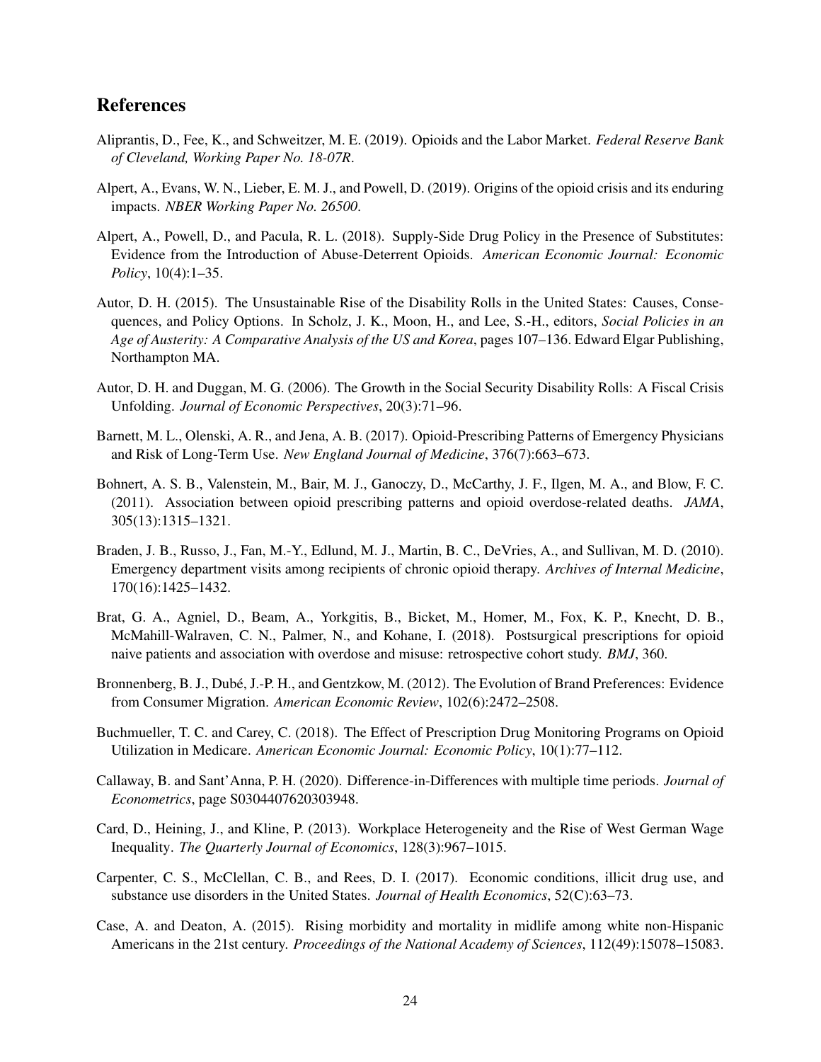## References

Aliprantis, D., Fee, K., and Schweitzer, M. E. (2019). Opioids and the Labor Market. *Federal Reserve Bank of Cleveland, Working Paper No. 18-07R*.

Alpert, A., Evans, W. N., Lieber, E. M. J., and Powell, D. (2019). Origins of the opioid crisis and its enduring impacts. *NBER Working Paper No. 26500*.

Alpert, A., Powell, D., and Pacula, R. L. (2018). Supply-Side Drug Policy in the Presence of Substitutes: Evidence from the Introduction of Abuse-Deterrent Opioids. *American Economic Journal: Economic Policy*, 10(4):1–35.

Autor, D. H. (2015). The Unsustainable Rise of the Disability Rolls in the United States: Causes, Consequences, and Policy Options. In Scholz, J. K., Moon, H., and Lee, S.-H., editors, *Social Policies in an Age of Austerity: A Comparative Analysis of the US and Korea*, pages 107–136. Edward Elgar Publishing, Northampton MA.

Autor, D. H. and Duggan, M. G. (2006). The Growth in the Social Security Disability Rolls: A Fiscal Crisis Unfolding. *Journal of Economic Perspectives*, 20(3):71–96.

Barnett, M. L., Olenski, A. R., and Jena, A. B. (2017). Opioid-Prescribing Patterns of Emergency Physicians and Risk of Long-Term Use. *New England Journal of Medicine*, 376(7):663–673.

Bohnert, A. S. B., Valenstein, M., Bair, M. J., Ganoczy, D., McCarthy, J. F., Ilgen, M. A., and Blow, F. C. (2011). Association between opioid prescribing patterns and opioid overdose-related deaths. *JAMA*, 305(13):1315–1321.

Braden, J. B., Russo, J., Fan, M.-Y., Edlund, M. J., Martin, B. C., DeVries, A., and Sullivan, M. D. (2010). Emergency department visits among recipients of chronic opioid therapy. *Archives of Internal Medicine*, 170(16):1425–1432.

Brat, G. A., Agniel, D., Beam, A., Yorkgitis, B., Bicket, M., Homer, M., Fox, K. P., Knecht, D. B., McMahill-Walraven, C. N., Palmer, N., and Kohane, I. (2018). Postsurgical prescriptions for opioid naive patients and association with overdose and misuse: retrospective cohort study. *BMJ*, 360.

Bronnenberg, B. J., Dubé, J.-P. H., and Gentzkow, M. (2012). The Evolution of Brand Preferences: Evidence from Consumer Migration. *American Economic Review*, 102(6):2472–2508.

Buchmueller, T. C. and Carey, C. (2018). The Effect of Prescription Drug Monitoring Programs on Opioid Utilization in Medicare. *American Economic Journal: Economic Policy*, 10(1):77–112.

Callaway, B. and Sant'Anna, P. H. (2020). Difference-in-Differences with multiple time periods. *Journal of Econometrics*, page S0304407620303948.

Card, D., Heining, J., and Kline, P. (2013). Workplace Heterogeneity and the Rise of West German Wage Inequality. *The Quarterly Journal of Economics*, 128(3):967–1015.

Carpenter, C. S., McClellan, C. B., and Rees, D. I. (2017). Economic conditions, illicit drug use, and substance use disorders in the United States. *Journal of Health Economics*, 52(C):63–73.

Case, A. and Deaton, A. (2015). Rising morbidity and mortality in midlife among white non-Hispanic Americans in the 21st century. *Proceedings of the National Academy of Sciences*, 112(49):15078–15083.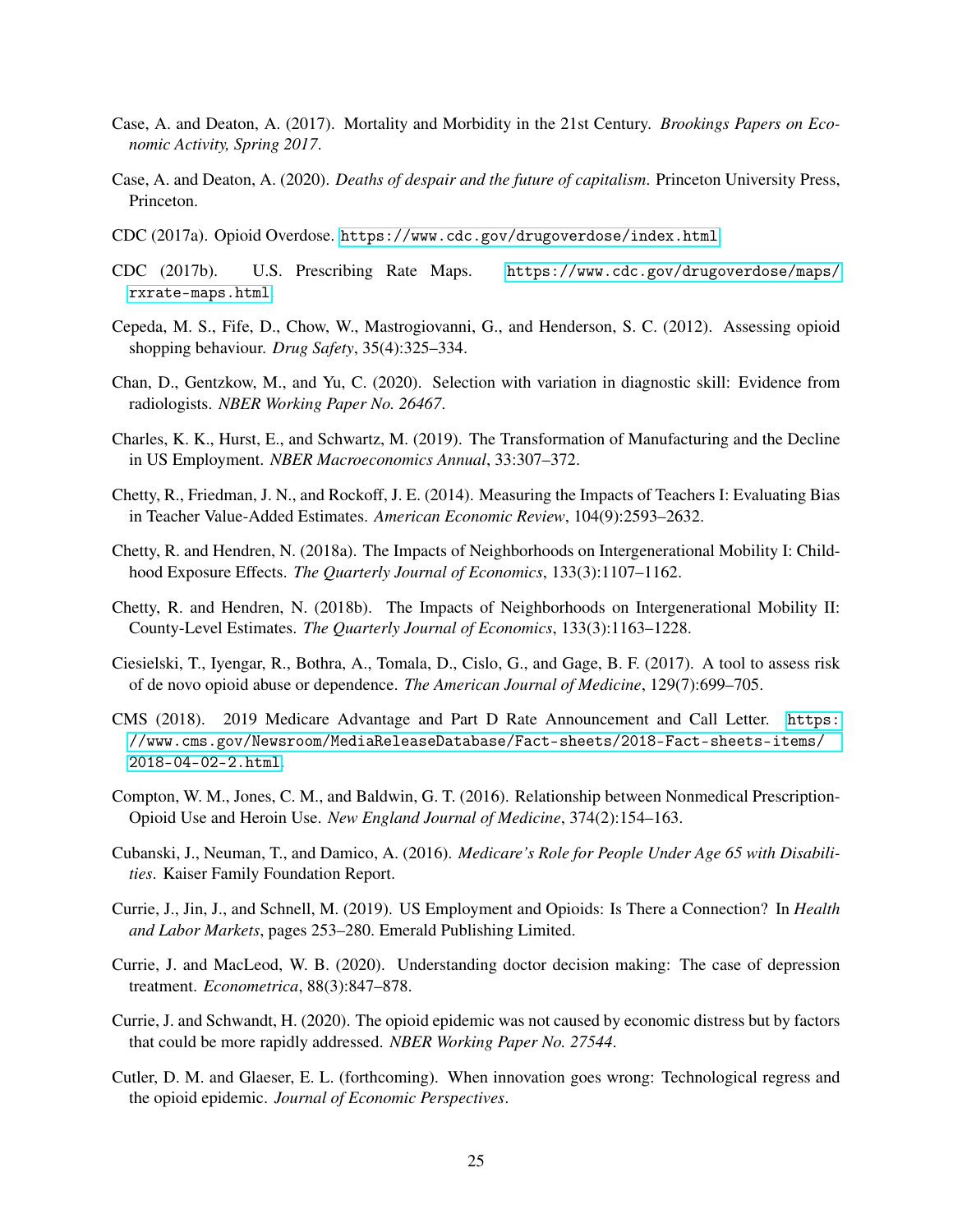Case, A. and Deaton, A. (2017). Mortality and Morbidity in the 21st Century. *Brookings Papers on Economic Activity, Spring 2017*.

Case, A. and Deaton, A. (2020). *Deaths of despair and the future of capitalism*. Princeton University Press, Princeton.

CDC (2017a). Opioid Overdose. https://www.cdc.gov/drugoverdose/index.html.

CDC (2017b). U.S. Prescribing Rate Maps. https://www.cdc.gov/drugoverdose/maps/rxrate-maps.html.

Cepeda, M. S., Fife, D., Chow, W., Mastrogiovanni, G., and Henderson, S. C. (2012). Assessing opioid shopping behaviour. *Drug Safety*, 35(4):325–334.

Chan, D., Gentzkow, M., and Yu, C. (2020). Selection with variation in diagnostic skill: Evidence from radiologists. *NBER Working Paper No. 26467*.

Charles, K. K., Hurst, E., and Schwartz, M. (2019). The Transformation of Manufacturing and the Decline in US Employment. *NBER Macroeconomics Annual*, 33:307–372.

Chetty, R., Friedman, J. N., and Rockoff, J. E. (2014). Measuring the Impacts of Teachers I: Evaluating Bias in Teacher Value-Added Estimates. *American Economic Review*, 104(9):2593–2632.

Chetty, R. and Hendren, N. (2018a). The Impacts of Neighborhoods on Intergenerational Mobility I: Childhood Exposure Effects. *The Quarterly Journal of Economics*, 133(3):1107–1162.

Chetty, R. and Hendren, N. (2018b). The Impacts of Neighborhoods on Intergenerational Mobility II: County-Level Estimates. *The Quarterly Journal of Economics*, 133(3):1163–1228.

Ciesielski, T., Iyengar, R., Bothra, A., Tomala, D., Cislo, G., and Gage, B. F. (2017). A tool to assess risk of de novo opioid abuse or dependence. *The American Journal of Medicine*, 129(7):699–705.

CMS (2018). 2019 Medicare Advantage and Part D Rate Announcement and Call Letter. https://www.cms.gov/Newsroom/MediaReleaseDatabase/Fact-sheets/2018-Fact-sheets-items/2018-04-02-2.html.

Compton, W. M., Jones, C. M., and Baldwin, G. T. (2016). Relationship between Nonmedical Prescription-Opioid Use and Heroin Use. *New England Journal of Medicine*, 374(2):154–163.

Cubanski, J., Neuman, T., and Damico, A. (2016). *Medicare's Role for People Under Age 65 with Disabilities*. Kaiser Family Foundation Report.

Currie, J., Jin, J., and Schnell, M. (2019). US Employment and Opioids: Is There a Connection? In *Health and Labor Markets*, pages 253–280. Emerald Publishing Limited.

Currie, J. and MacLeod, W. B. (2020). Understanding doctor decision making: The case of depression treatment. *Econometrica*, 88(3):847–878.

Currie, J. and Schwandt, H. (2020). The opioid epidemic was not caused by economic distress but by factors that could be more rapidly addressed. *NBER Working Paper No. 27544*.

Cutler, D. M. and Glaeser, E. L. (forthcoming). When innovation goes wrong: Technological regress and the opioid epidemic. *Journal of Economic Perspectives*.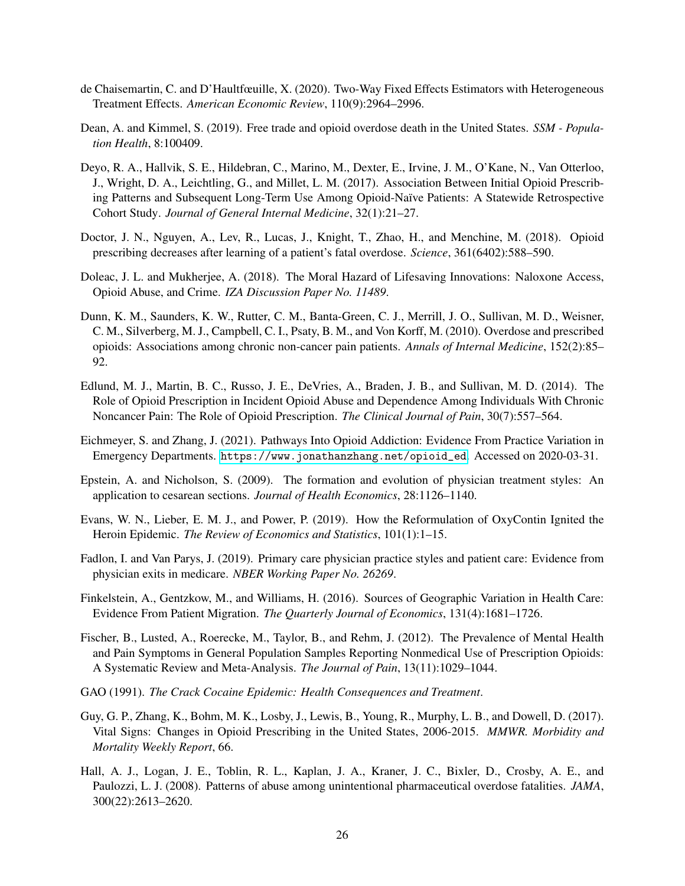de Chaisemartin, C. and D'Haultfœuille, X. (2020). Two-Way Fixed Effects Estimators with Heterogeneous Treatment Effects. *American Economic Review*, 110(9):2964–2996.

Dean, A. and Kimmel, S. (2019). Free trade and opioid overdose death in the United States. *SSM - Population Health*, 8:100409.

Deyo, R. A., Hallvik, S. E., Hildebran, C., Marino, M., Dexter, E., Irvine, J. M., O'Kane, N., Van Otterloo, J., Wright, D. A., Leichtling, G., and Millet, L. M. (2017). Association Between Initial Opioid Prescribing Patterns and Subsequent Long-Term Use Among Opioid-Naïve Patients: A Statewide Retrospective Cohort Study. *Journal of General Internal Medicine*, 32(1):21–27.

Doctor, J. N., Nguyen, A., Lev, R., Lucas, J., Knight, T., Zhao, H., and Menchine, M. (2018). Opioid prescribing decreases after learning of a patient's fatal overdose. *Science*, 361(6402):588–590.

Doleac, J. L. and Mukherjee, A. (2018). The Moral Hazard of Lifesaving Innovations: Naloxone Access, Opioid Abuse, and Crime. *IZA Discussion Paper No. 11489*.

Dunn, K. M., Saunders, K. W., Rutter, C. M., Banta-Green, C. J., Merrill, J. O., Sullivan, M. D., Weisner, C. M., Silverberg, M. J., Campbell, C. I., Psaty, B. M., and Von Korff, M. (2010). Overdose and prescribed opioids: Associations among chronic non-cancer pain patients. *Annals of Internal Medicine*, 152(2):85–92.

Edlund, M. J., Martin, B. C., Russo, J. E., DeVries, A., Braden, J. B., and Sullivan, M. D. (2014). The Role of Opioid Prescription in Incident Opioid Abuse and Dependence Among Individuals With Chronic Noncancer Pain: The Role of Opioid Prescription. *The Clinical Journal of Pain*, 30(7):557–564.

Eichmeyer, S. and Zhang, J. (2021). Pathways Into Opioid Addiction: Evidence From Practice Variation in Emergency Departments. `https://www.jonathanzhang.net/opioid_ed`. Accessed on 2020-03-31.

Epstein, A. and Nicholson, S. (2009). The formation and evolution of physician treatment styles: An application to cesarean sections. *Journal of Health Economics*, 28:1126–1140.

Evans, W. N., Lieber, E. M. J., and Power, P. (2019). How the Reformulation of OxyContin Ignited the Heroin Epidemic. *The Review of Economics and Statistics*, 101(1):1–15.

Fadlon, I. and Van Parys, J. (2019). Primary care physician practice styles and patient care: Evidence from physician exits in medicare. *NBER Working Paper No. 26269*.

Finkelstein, A., Gentzkow, M., and Williams, H. (2016). Sources of Geographic Variation in Health Care: Evidence From Patient Migration. *The Quarterly Journal of Economics*, 131(4):1681–1726.

Fischer, B., Lusted, A., Roerecke, M., Taylor, B., and Rehm, J. (2012). The Prevalence of Mental Health and Pain Symptoms in General Population Samples Reporting Nonmedical Use of Prescription Opioids: A Systematic Review and Meta-Analysis. *The Journal of Pain*, 13(11):1029–1044.

GAO (1991). *The Crack Cocaine Epidemic: Health Consequences and Treatment*.

Guy, G. P., Zhang, K., Bohm, M. K., Losby, J., Lewis, B., Young, R., Murphy, L. B., and Dowell, D. (2017). Vital Signs: Changes in Opioid Prescribing in the United States, 2006-2015. *MMWR. Morbidity and Mortality Weekly Report*, 66.

Hall, A. J., Logan, J. E., Toblin, R. L., Kaplan, J. A., Kraner, J. C., Bixler, D., Crosby, A. E., and Paulozzi, L. J. (2008). Patterns of abuse among unintentional pharmaceutical overdose fatalities. *JAMA*, 300(22):2613–2620.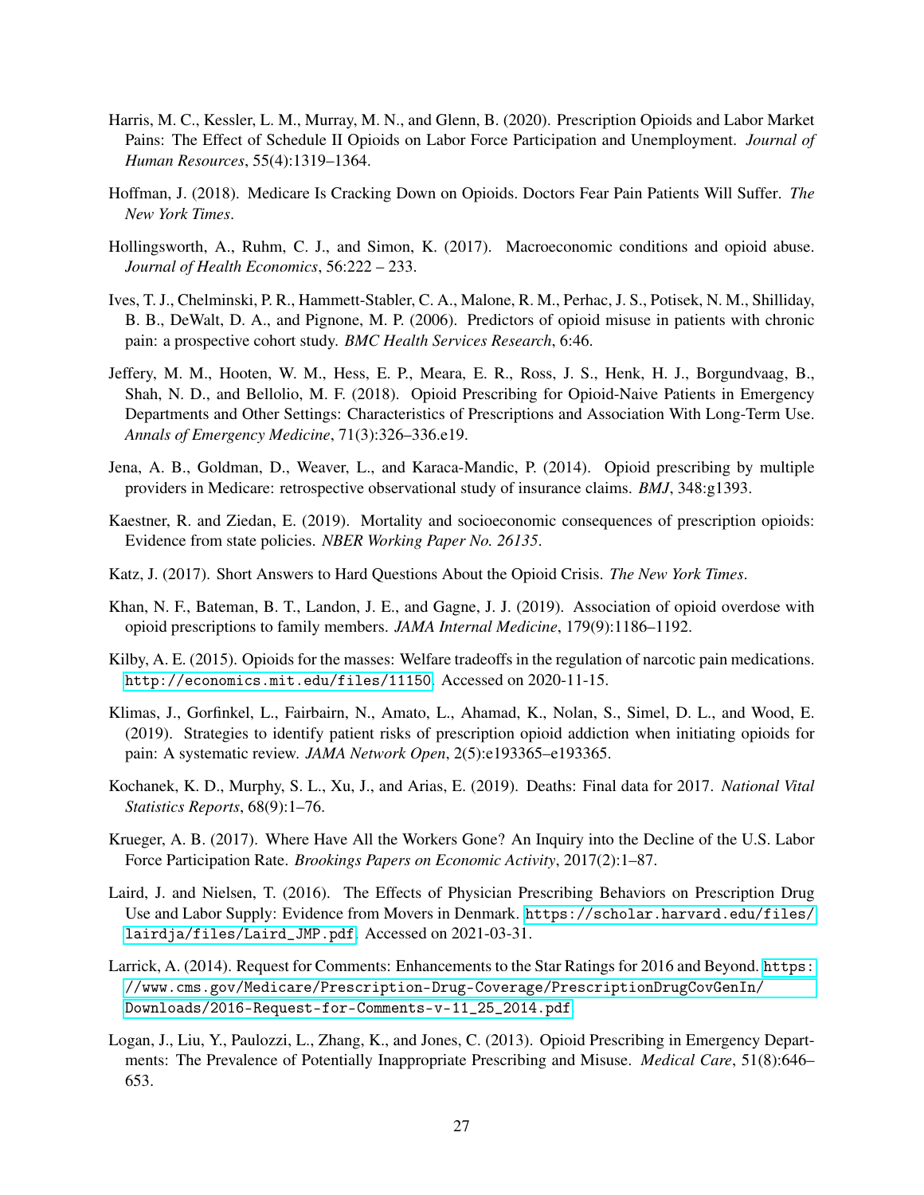Harris, M. C., Kessler, L. M., Murray, M. N., and Glenn, B. (2020). Prescription Opioids and Labor Market Pains: The Effect of Schedule II Opioids on Labor Force Participation and Unemployment. *Journal of Human Resources*, 55(4):1319–1364.

Hoffman, J. (2018). Medicare Is Cracking Down on Opioids. Doctors Fear Pain Patients Will Suffer. *The New York Times*.

Hollingsworth, A., Ruhm, C. J., and Simon, K. (2017). Macroeconomic conditions and opioid abuse. *Journal of Health Economics*, 56:222 – 233.

Ives, T. J., Chelminski, P. R., Hammett-Stabler, C. A., Malone, R. M., Perhac, J. S., Potisek, N. M., Shilliday, B. B., DeWalt, D. A., and Pignone, M. P. (2006). Predictors of opioid misuse in patients with chronic pain: a prospective cohort study. *BMC Health Services Research*, 6:46.

Jeffery, M. M., Hooten, W. M., Hess, E. P., Meara, E. R., Ross, J. S., Henk, H. J., Borgundvaag, B., Shah, N. D., and Bellolio, M. F. (2018). Opioid Prescribing for Opioid-Naive Patients in Emergency Departments and Other Settings: Characteristics of Prescriptions and Association With Long-Term Use. *Annals of Emergency Medicine*, 71(3):326–336.e19.

Jena, A. B., Goldman, D., Weaver, L., and Karaca-Mandic, P. (2014). Opioid prescribing by multiple providers in Medicare: retrospective observational study of insurance claims. *BMJ*, 348:g1393.

Kaestner, R. and Ziedan, E. (2019). Mortality and socioeconomic consequences of prescription opioids: Evidence from state policies. *NBER Working Paper No. 26135*.

Katz, J. (2017). Short Answers to Hard Questions About the Opioid Crisis. *The New York Times*.

Khan, N. F., Bateman, B. T., Landon, J. E., and Gagne, J. J. (2019). Association of opioid overdose with opioid prescriptions to family members. *JAMA Internal Medicine*, 179(9):1186–1192.

Kilby, A. E. (2015). Opioids for the masses: Welfare tradeoffs in the regulation of narcotic pain medications. `http://economics.mit.edu/files/11150`. Accessed on 2020-11-15.

Klimas, J., Gorfinkel, L., Fairbairn, N., Amato, L., Ahamad, K., Nolan, S., Simel, D. L., and Wood, E. (2019). Strategies to identify patient risks of prescription opioid addiction when initiating opioids for pain: A systematic review. *JAMA Network Open*, 2(5):e193365–e193365.

Kochanek, K. D., Murphy, S. L., Xu, J., and Arias, E. (2019). Deaths: Final data for 2017. *National Vital Statistics Reports*, 68(9):1–76.

Krueger, A. B. (2017). Where Have All the Workers Gone? An Inquiry into the Decline of the U.S. Labor Force Participation Rate. *Brookings Papers on Economic Activity*, 2017(2):1–87.

Laird, J. and Nielsen, T. (2016). The Effects of Physician Prescribing Behaviors on Prescription Drug Use and Labor Supply: Evidence from Movers in Denmark. `https://scholar.harvard.edu/files/lairdja/files/Laird_JMP.pdf`. Accessed on 2021-03-31.

Larrick, A. (2014). Request for Comments: Enhancements to the Star Ratings for 2016 and Beyond. `https://www.cms.gov/Medicare/Prescription-Drug-Coverage/PrescriptionDrugCovGenIn/Downloads/2016-Request-for-Comments-v-11_25_2014.pdf`.

Logan, J., Liu, Y., Paulozzi, L., Zhang, K., and Jones, C. (2013). Opioid Prescribing in Emergency Departments: The Prevalence of Potentially Inappropriate Prescribing and Misuse. *Medical Care*, 51(8):646–653.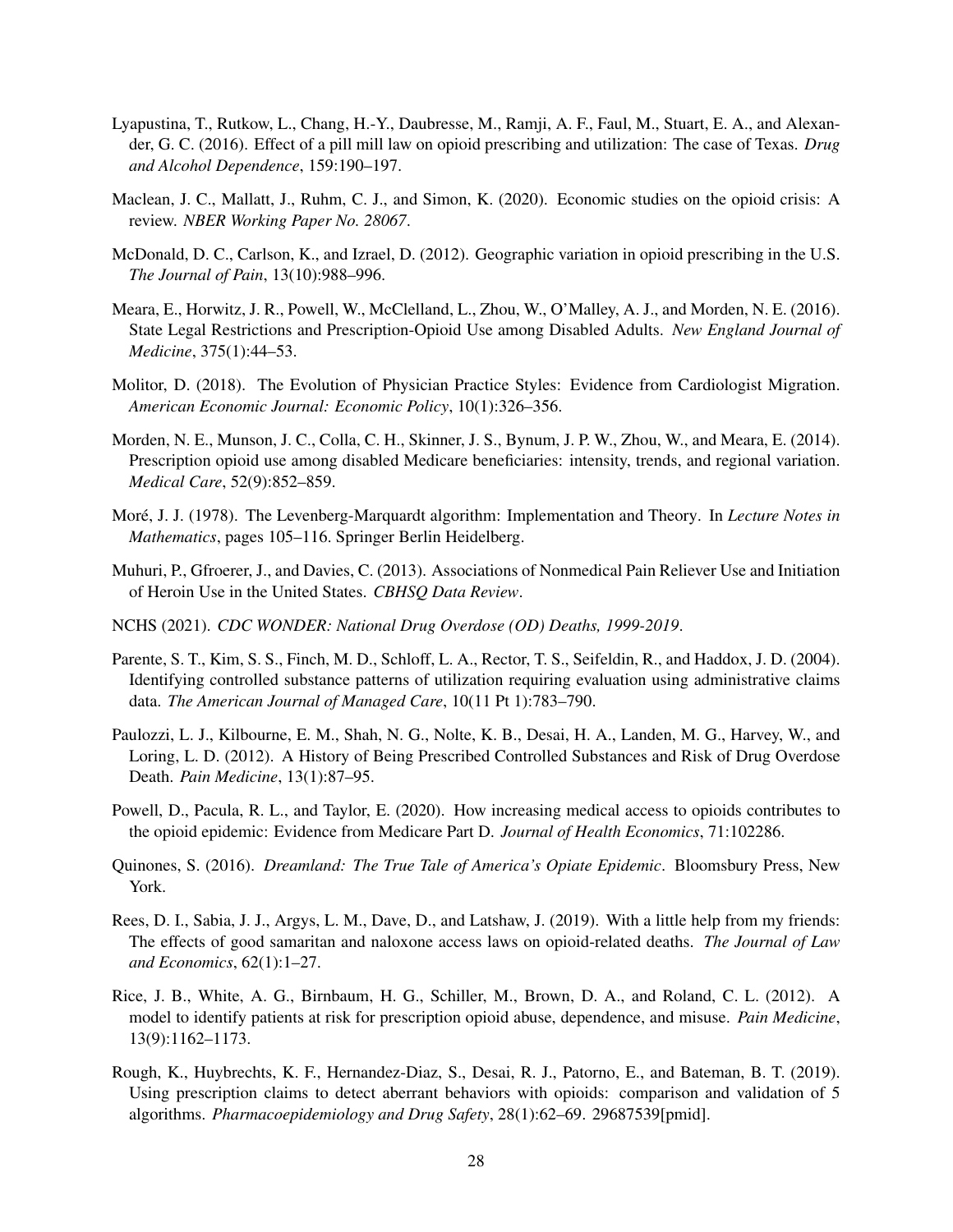Lyapustina, T., Rutkow, L., Chang, H.-Y., Daubresse, M., Ramji, A. F., Faul, M., Stuart, E. A., and Alexander, G. C. (2016). Effect of a pill mill law on opioid prescribing and utilization: The case of Texas. *Drug and Alcohol Dependence*, 159:190–197.

Maclean, J. C., Mallatt, J., Ruhm, C. J., and Simon, K. (2020). Economic studies on the opioid crisis: A review. *NBER Working Paper No. 28067*.

McDonald, D. C., Carlson, K., and Izrael, D. (2012). Geographic variation in opioid prescribing in the U.S. *The Journal of Pain*, 13(10):988–996.

Meara, E., Horwitz, J. R., Powell, W., McClelland, L., Zhou, W., O'Malley, A. J., and Morden, N. E. (2016). State Legal Restrictions and Prescription-Opioid Use among Disabled Adults. *New England Journal of Medicine*, 375(1):44–53.

Molitor, D. (2018). The Evolution of Physician Practice Styles: Evidence from Cardiologist Migration. *American Economic Journal: Economic Policy*, 10(1):326–356.

Morden, N. E., Munson, J. C., Colla, C. H., Skinner, J. S., Bynum, J. P. W., Zhou, W., and Meara, E. (2014). Prescription opioid use among disabled Medicare beneficiaries: intensity, trends, and regional variation. *Medical Care*, 52(9):852–859.

Moré, J. J. (1978). The Levenberg-Marquardt algorithm: Implementation and Theory. In *Lecture Notes in Mathematics*, pages 105–116. Springer Berlin Heidelberg.

Muhuri, P., Gfroerer, J., and Davies, C. (2013). Associations of Nonmedical Pain Reliever Use and Initiation of Heroin Use in the United States. *CBHSQ Data Review*.

NCHS (2021). *CDC WONDER: National Drug Overdose (OD) Deaths, 1999-2019*.

Parente, S. T., Kim, S. S., Finch, M. D., Schloff, L. A., Rector, T. S., Seifeldin, R., and Haddox, J. D. (2004). Identifying controlled substance patterns of utilization requiring evaluation using administrative claims data. *The American Journal of Managed Care*, 10(11 Pt 1):783–790.

Paulozzi, L. J., Kilbourne, E. M., Shah, N. G., Nolte, K. B., Desai, H. A., Landen, M. G., Harvey, W., and Loring, L. D. (2012). A History of Being Prescribed Controlled Substances and Risk of Drug Overdose Death. *Pain Medicine*, 13(1):87–95.

Powell, D., Pacula, R. L., and Taylor, E. (2020). How increasing medical access to opioids contributes to the opioid epidemic: Evidence from Medicare Part D. *Journal of Health Economics*, 71:102286.

Quinones, S. (2016). *Dreamland: The True Tale of America's Opiate Epidemic*. Bloomsbury Press, New York.

Rees, D. I., Sabia, J. J., Argys, L. M., Dave, D., and Latshaw, J. (2019). With a little help from my friends: The effects of good samaritan and naloxone access laws on opioid-related deaths. *The Journal of Law and Economics*, 62(1):1–27.

Rice, J. B., White, A. G., Birnbaum, H. G., Schiller, M., Brown, D. A., and Roland, C. L. (2012). A model to identify patients at risk for prescription opioid abuse, dependence, and misuse. *Pain Medicine*, 13(9):1162–1173.

Rough, K., Huybrechts, K. F., Hernandez-Diaz, S., Desai, R. J., Patorno, E., and Bateman, B. T. (2019). Using prescription claims to detect aberrant behaviors with opioids: comparison and validation of 5 algorithms. *Pharmacoepidemiology and Drug Safety*, 28(1):62–69. 29687539[pmid].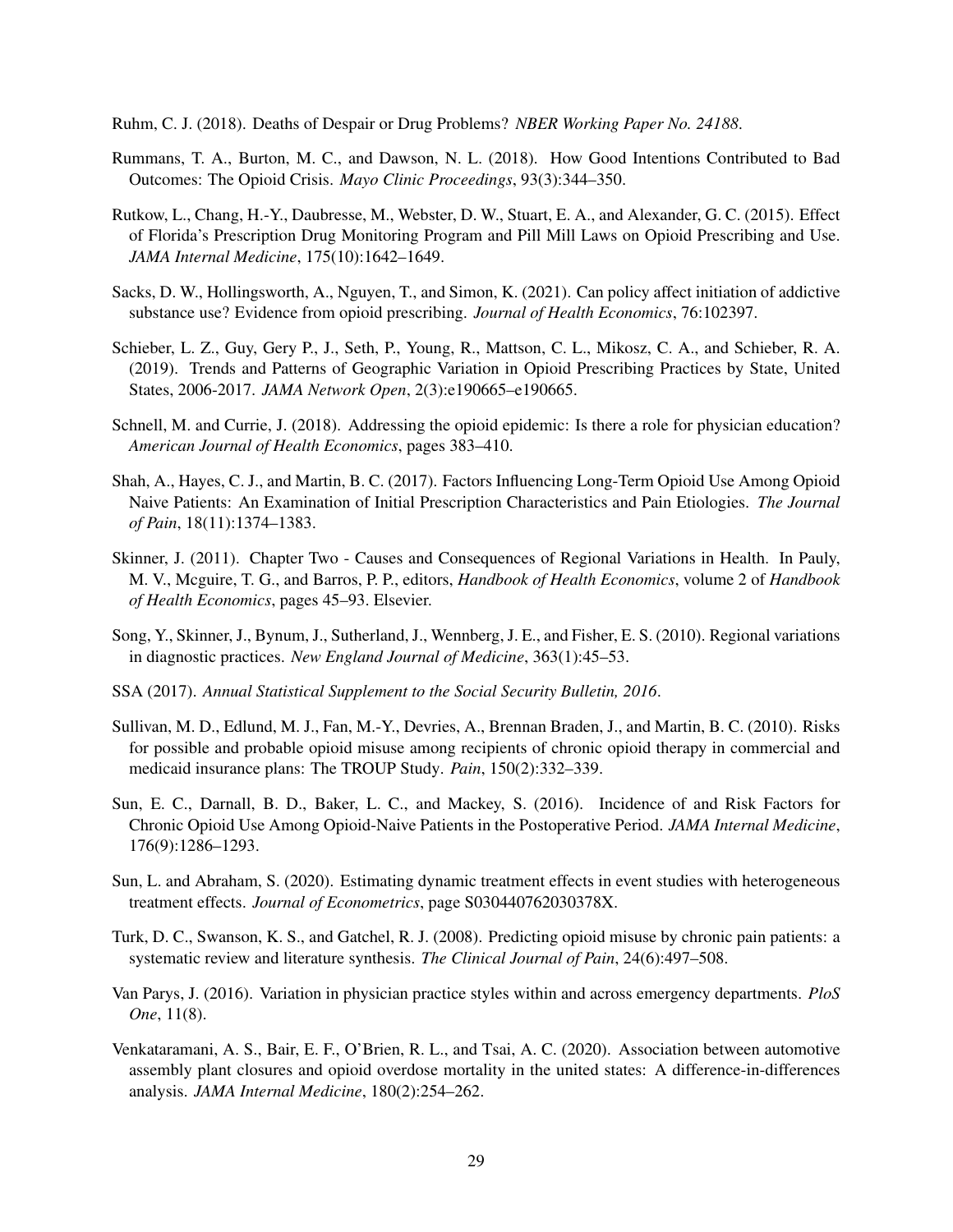Ruhm, C. J. (2018). Deaths of Despair or Drug Problems? *NBER Working Paper No. 24188*.

Rummans, T. A., Burton, M. C., and Dawson, N. L. (2018). How Good Intentions Contributed to Bad Outcomes: The Opioid Crisis. *Mayo Clinic Proceedings*, 93(3):344–350.

Rutkow, L., Chang, H.-Y., Daubresse, M., Webster, D. W., Stuart, E. A., and Alexander, G. C. (2015). Effect of Florida's Prescription Drug Monitoring Program and Pill Mill Laws on Opioid Prescribing and Use. *JAMA Internal Medicine*, 175(10):1642–1649.

Sacks, D. W., Hollingsworth, A., Nguyen, T., and Simon, K. (2021). Can policy affect initiation of addictive substance use? Evidence from opioid prescribing. *Journal of Health Economics*, 76:102397.

Schieber, L. Z., Guy, Gery P., J., Seth, P., Young, R., Mattson, C. L., Mikosz, C. A., and Schieber, R. A. (2019). Trends and Patterns of Geographic Variation in Opioid Prescribing Practices by State, United States, 2006-2017. *JAMA Network Open*, 2(3):e190665–e190665.

Schnell, M. and Currie, J. (2018). Addressing the opioid epidemic: Is there a role for physician education? *American Journal of Health Economics*, pages 383–410.

Shah, A., Hayes, C. J., and Martin, B. C. (2017). Factors Influencing Long-Term Opioid Use Among Opioid Naive Patients: An Examination of Initial Prescription Characteristics and Pain Etiologies. *The Journal of Pain*, 18(11):1374–1383.

Skinner, J. (2011). Chapter Two - Causes and Consequences of Regional Variations in Health. In Pauly, M. V., Mcguire, T. G., and Barros, P. P., editors, *Handbook of Health Economics*, volume 2 of *Handbook of Health Economics*, pages 45–93. Elsevier.

Song, Y., Skinner, J., Bynum, J., Sutherland, J., Wennberg, J. E., and Fisher, E. S. (2010). Regional variations in diagnostic practices. *New England Journal of Medicine*, 363(1):45–53.

SSA (2017). *Annual Statistical Supplement to the Social Security Bulletin, 2016*.

Sullivan, M. D., Edlund, M. J., Fan, M.-Y., Devries, A., Brennan Braden, J., and Martin, B. C. (2010). Risks for possible and probable opioid misuse among recipients of chronic opioid therapy in commercial and medicaid insurance plans: The TROUP Study. *Pain*, 150(2):332–339.

Sun, E. C., Darnall, B. D., Baker, L. C., and Mackey, S. (2016). Incidence of and Risk Factors for Chronic Opioid Use Among Opioid-Naive Patients in the Postoperative Period. *JAMA Internal Medicine*, 176(9):1286–1293.

Sun, L. and Abraham, S. (2020). Estimating dynamic treatment effects in event studies with heterogeneous treatment effects. *Journal of Econometrics*, page S030440762030378X.

Turk, D. C., Swanson, K. S., and Gatchel, R. J. (2008). Predicting opioid misuse by chronic pain patients: a systematic review and literature synthesis. *The Clinical Journal of Pain*, 24(6):497–508.

Van Parys, J. (2016). Variation in physician practice styles within and across emergency departments. *PloS One*, 11(8).

Venkataramani, A. S., Bair, E. F., O'Brien, R. L., and Tsai, A. C. (2020). Association between automotive assembly plant closures and opioid overdose mortality in the united states: A difference-in-differences analysis. *JAMA Internal Medicine*, 180(2):254–262.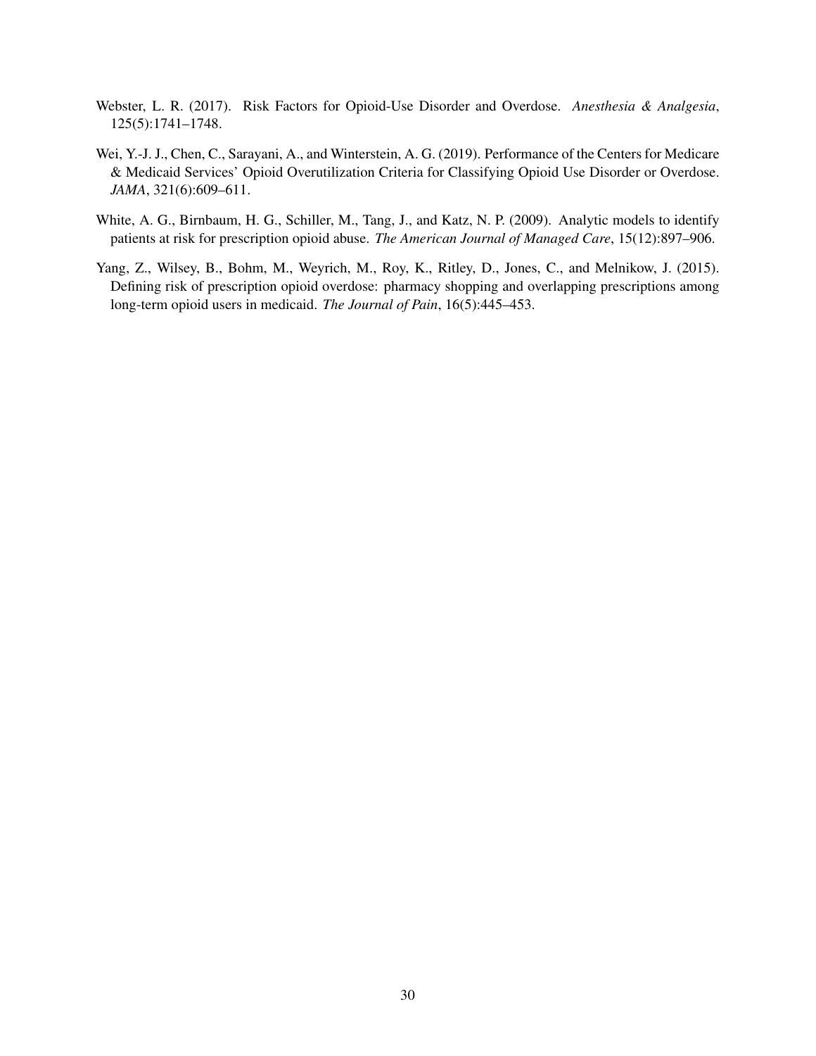Webster, L. R. (2017). Risk Factors for Opioid-Use Disorder and Overdose. *Anesthesia & Analgesia*, 125(5):1741–1748.

Wei, Y.-J. J., Chen, C., Sarayani, A., and Winterstein, A. G. (2019). Performance of the Centers for Medicare & Medicaid Services' Opioid Overutilization Criteria for Classifying Opioid Use Disorder or Overdose. *JAMA*, 321(6):609–611.

White, A. G., Birnbaum, H. G., Schiller, M., Tang, J., and Katz, N. P. (2009). Analytic models to identify patients at risk for prescription opioid abuse. *The American Journal of Managed Care*, 15(12):897–906.

Yang, Z., Wilsey, B., Bohm, M., Weyrich, M., Roy, K., Ritley, D., Jones, C., and Melnikow, J. (2015). Defining risk of prescription opioid overdose: pharmacy shopping and overlapping prescriptions among long-term opioid users in medicaid. *The Journal of Pain*, 16(5):445–453.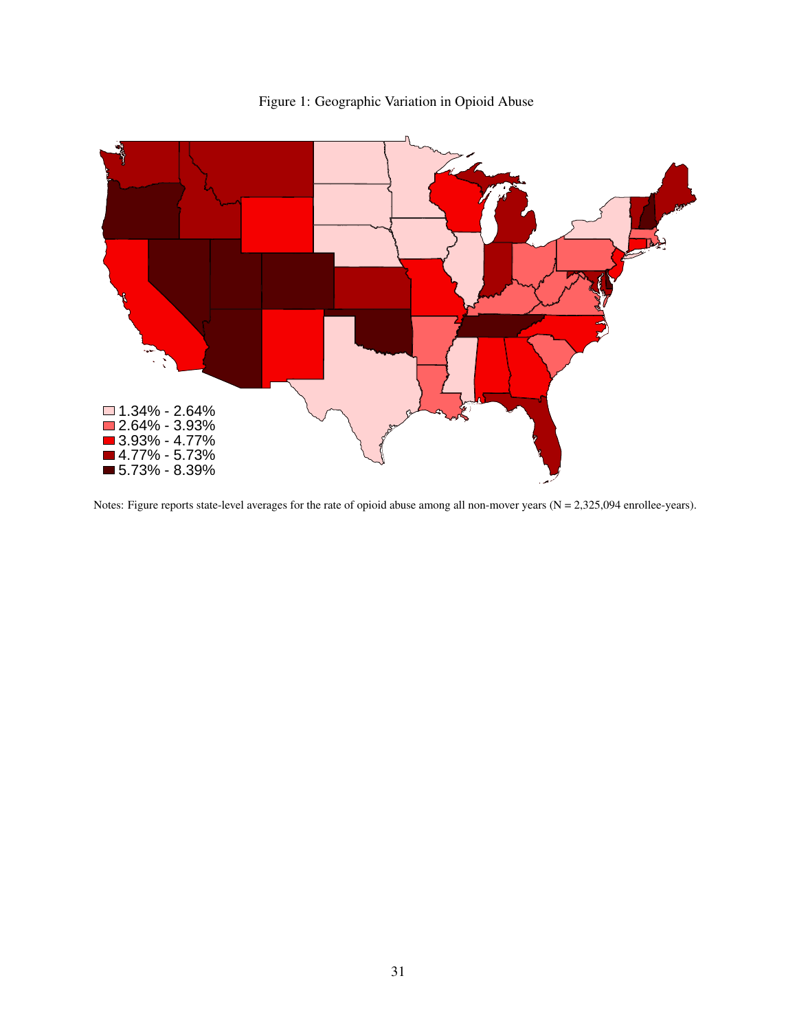Figure 1: Geographic Variation in Opioid Abuse

Notes: Figure reports state-level averages for the rate of opioid abuse among all non-mover years (N = 2,325,094 enrollee-years).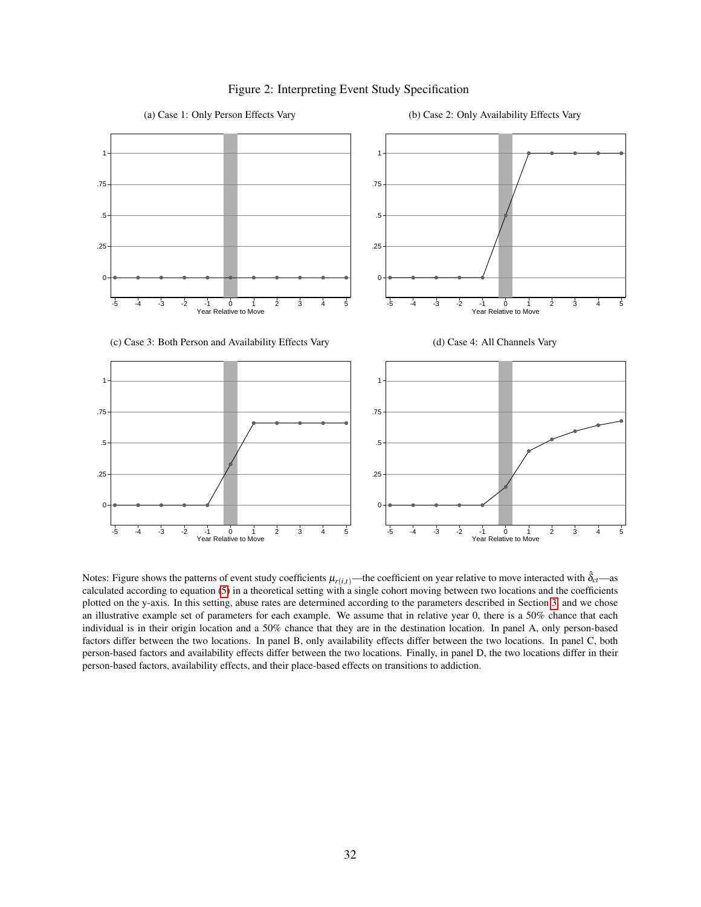Figure 2: Interpreting Event Study Specification

(a) Case 1: Only Person Effects Vary

(b) Case 2: Only Availability Effects Vary

(c) Case 3: Both Person and Availability Effects Vary

(d) Case 4: All Channels Vary

Notes: Figure shows the patterns of event study coefficients $\mu_{r(i,t)}$—the coefficient on year relative to move interacted with $\hat{\delta}_{ct}$—as calculated according to equation (5) in a theoretical setting with a single cohort moving between two locations and the coefficients plotted on the y-axis. In this setting, abuse rates are determined according to the parameters described in Section 3 and we chose an illustrative example set of parameters for each example. We assume that in relative year 0, there is a 50% chance that each individual is in their origin location and a 50% chance that they are in the destination location. In panel A, only person-based factors differ between the two locations. In panel B, only availability effects differ between the two locations. In panel C, both person-based factors and availability effects differ between the two locations. Finally, in panel D, the two locations differ in their person-based factors, availability effects, and their place-based effects on transitions to addiction.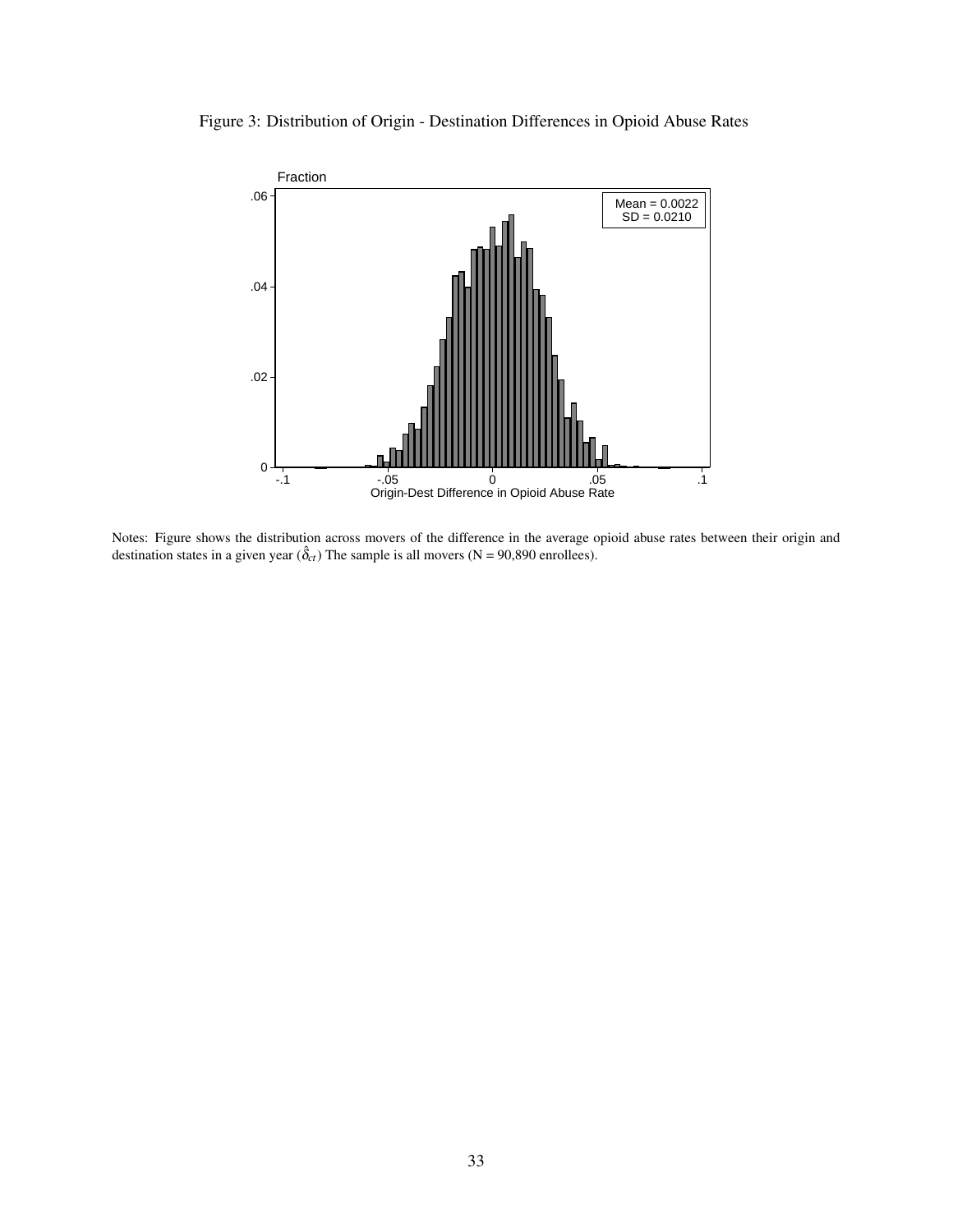Figure 3: Distribution of Origin - Destination Differences in Opioid Abuse Rates

Notes: Figure shows the distribution across movers of the difference in the average opioid abuse rates between their origin and destination states in a given year ($\hat{\delta}_{ct}$) The sample is all movers (N = 90,890 enrollees).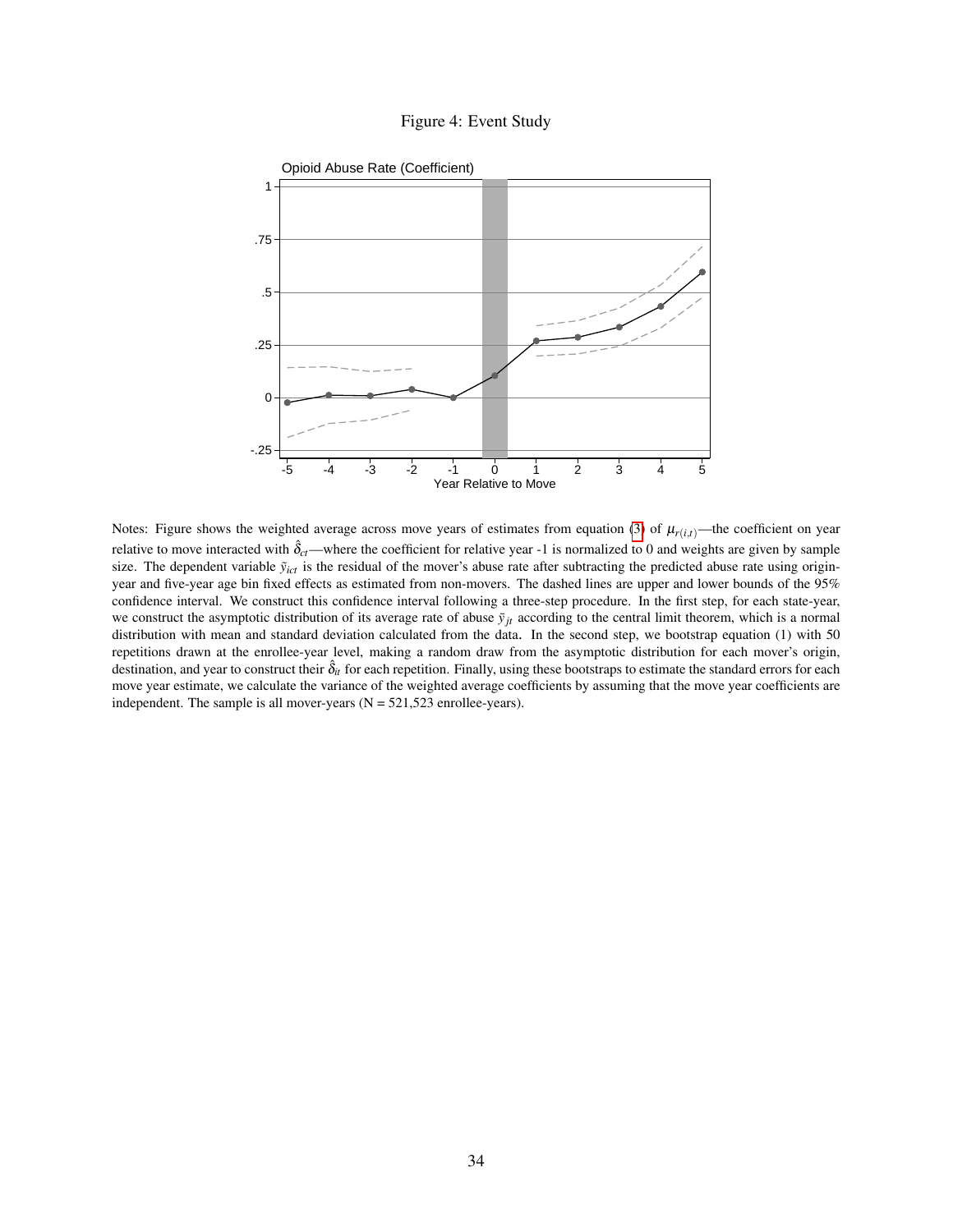Figure 4: Event Study

Notes: Figure shows the weighted average across move years of estimates from equation (3) of $\mu_{r(i,t)}$—the coefficient on year relative to move interacted with $\hat{\delta}_{ct}$—where the coefficient for relative year -1 is normalized to 0 and weights are given by sample size. The dependent variable $\tilde{y}_{ict}$ is the residual of the mover's abuse rate after subtracting the predicted abuse rate using origin-year and five-year age bin fixed effects as estimated from non-movers. The dashed lines are upper and lower bounds of the 95% confidence interval. We construct this confidence interval following a three-step procedure. In the first step, for each state-year, we construct the asymptotic distribution of its average rate of abuse $\bar{y}_{jt}$ according to the central limit theorem, which is a normal distribution with mean and standard deviation calculated from the data. In the second step, we bootstrap equation (1) with 50 repetitions drawn at the enrollee-year level, making a random draw from the asymptotic distribution for each mover's origin, destination, and year to construct their $\hat{\delta}_{it}$ for each repetition. Finally, using these bootstraps to estimate the standard errors for each move year estimate, we calculate the variance of the weighted average coefficients by assuming that the move year coefficients are independent. The sample is all mover-years (N = 521,523 enrollee-years).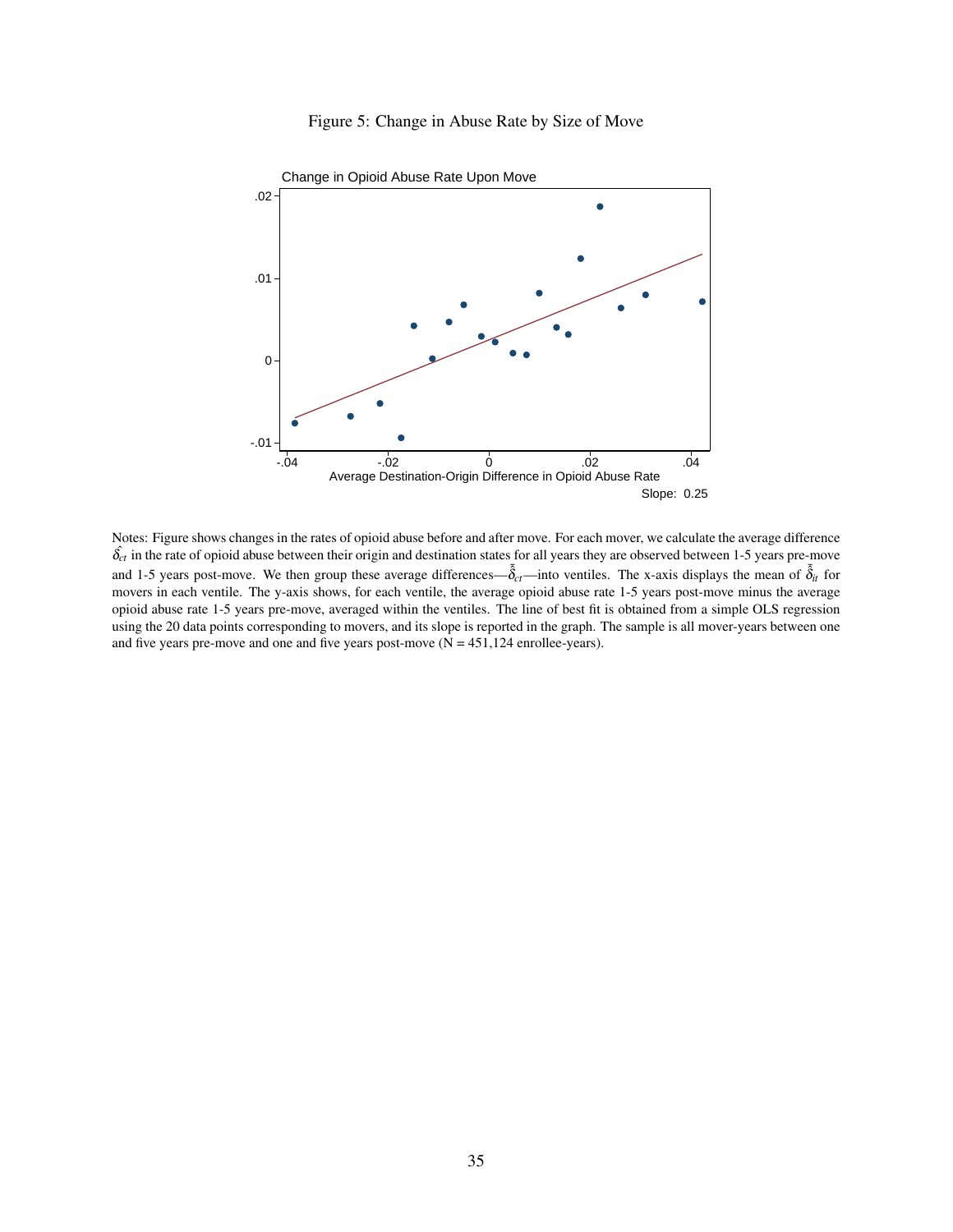Figure 5: Change in Abuse Rate by Size of Move

Notes: Figure shows changes in the rates of opioid abuse before and after move. For each mover, we calculate the average difference $\hat{\delta_{ct}}$ in the rate of opioid abuse between their origin and destination states for all years they are observed between 1-5 years pre-move and 1-5 years post-move. We then group these average differences—$\bar{\hat{\delta}}_{ct}$—into ventiles. The x-axis displays the mean of $\bar{\hat{\delta}}_{it}$ for movers in each ventile. The y-axis shows, for each ventile, the average opioid abuse rate 1-5 years post-move minus the average opioid abuse rate 1-5 years pre-move, averaged within the ventiles. The line of best fit is obtained from a simple OLS regression using the 20 data points corresponding to movers, and its slope is reported in the graph. The sample is all mover-years between one and five years pre-move and one and five years post-move (N = 451,124 enrollee-years).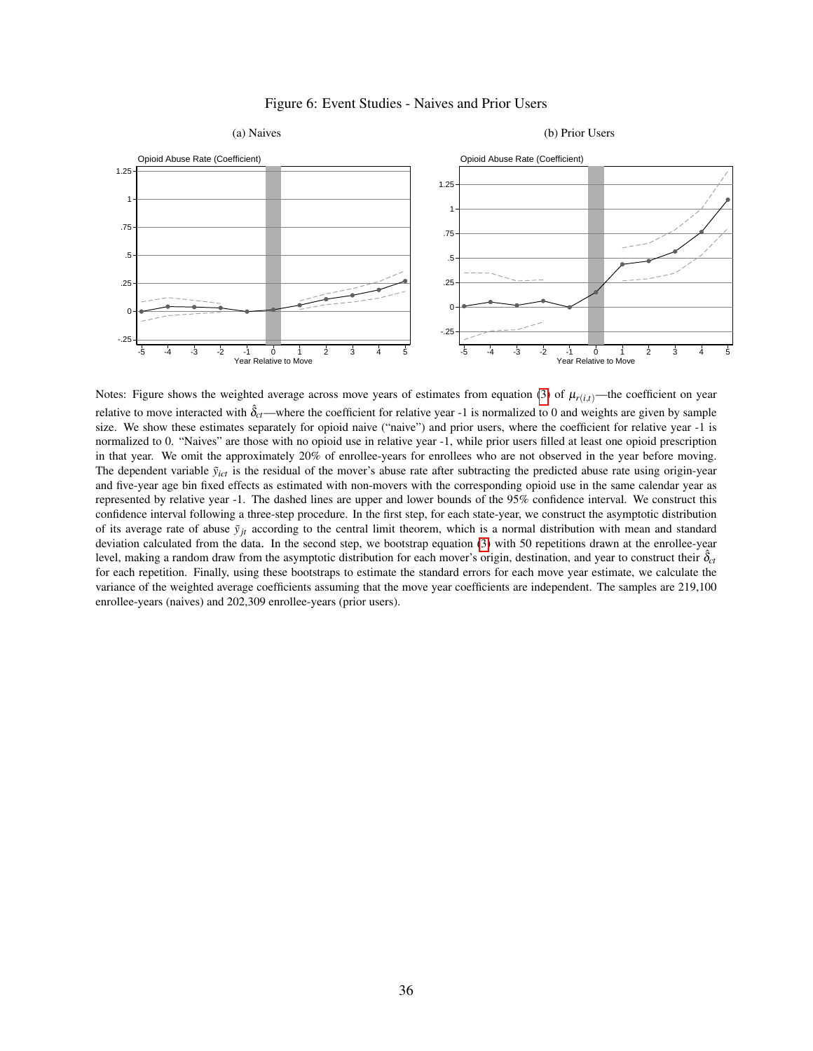Figure 6: Event Studies - Naives and Prior Users

(a) Naives

(b) Prior Users

Notes: Figure shows the weighted average across move years of estimates from equation (3) of $\mu_{r(i,t)}$—the coefficient on year relative to move interacted with $\hat{\delta}_{ct}$—where the coefficient for relative year -1 is normalized to 0 and weights are given by sample size. We show these estimates separately for opioid naive ("naive") and prior users, where the coefficient for relative year -1 is normalized to 0. "Naives" are those with no opioid use in relative year -1, while prior users filled at least one opioid prescription in that year. We omit the approximately 20% of enrollee-years for enrollees who are not observed in the year before moving. The dependent variable $\tilde{y}_{ict}$ is the residual of the mover's abuse rate after subtracting the predicted abuse rate using origin-year and five-year age bin fixed effects as estimated with non-movers with the corresponding opioid use in the same calendar year as represented by relative year -1. The dashed lines are upper and lower bounds of the 95% confidence interval. We construct this confidence interval following a three-step procedure. In the first step, for each state-year, we construct the asymptotic distribution of its average rate of abuse $\bar{y}_{jt}$ according to the central limit theorem, which is a normal distribution with mean and standard deviation calculated from the data. In the second step, we bootstrap equation (3) with 50 repetitions drawn at the enrollee-year level, making a random draw from the asymptotic distribution for each mover's origin, destination, and year to construct their $\hat{\delta}_{ct}$ for each repetition. Finally, using these bootstraps to estimate the standard errors for each move year estimate, we calculate the variance of the weighted average coefficients assuming that the move year coefficients are independent. The samples are 219,100 enrollee-years (naives) and 202,309 enrollee-years (prior users).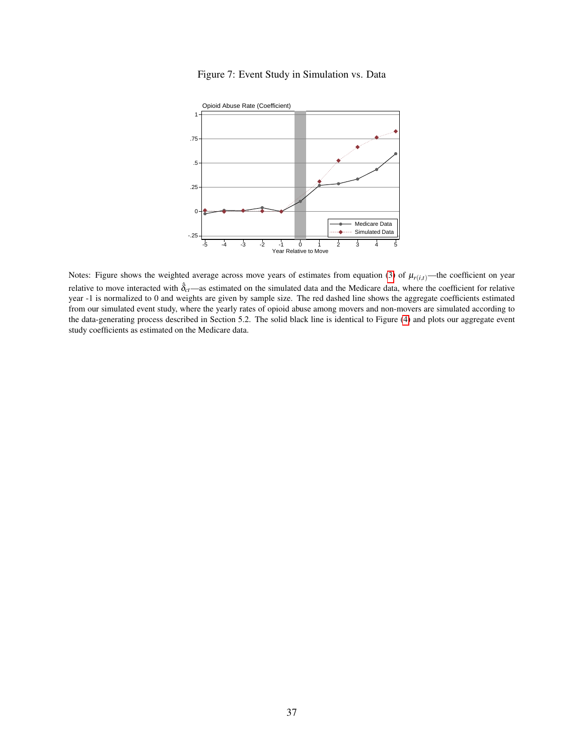Figure 7: Event Study in Simulation vs. Data

Notes: Figure shows the weighted average across move years of estimates from equation (3) of $\mu_{r(i,t)}$—the coefficient on year relative to move interacted with $\hat{\delta}_{ct}$—as estimated on the simulated data and the Medicare data, where the coefficient for relative year -1 is normalized to 0 and weights are given by sample size. The red dashed line shows the aggregate coefficients estimated from our simulated event study, where the yearly rates of opioid abuse among movers and non-movers are simulated according to the data-generating process described in Section 5.2. The solid black line is identical to Figure (4) and plots our aggregate event study coefficients as estimated on the Medicare data.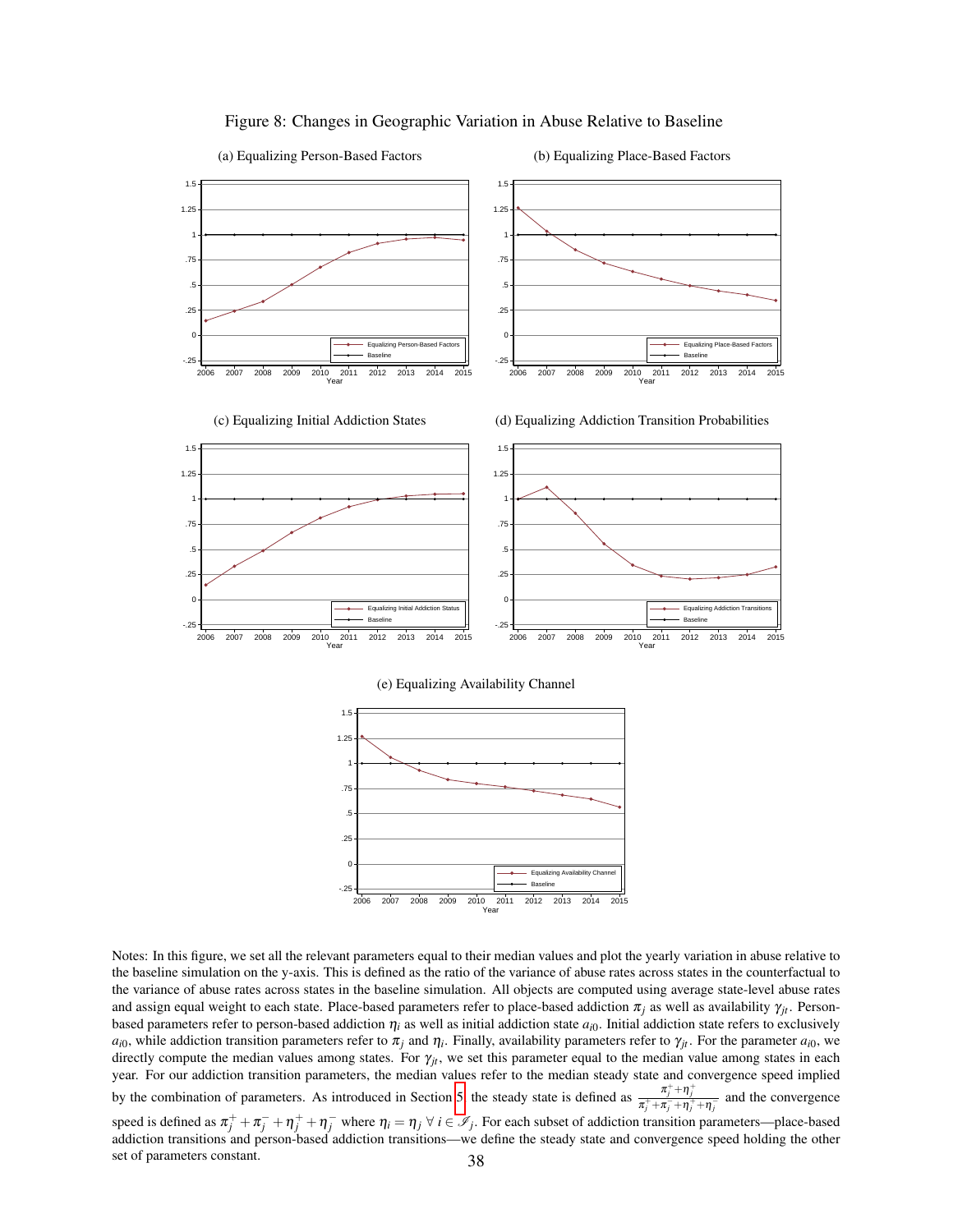Figure 8: Changes in Geographic Variation in Abuse Relative to Baseline

(a) Equalizing Person-Based Factors

(b) Equalizing Place-Based Factors

(c) Equalizing Initial Addiction States

(d) Equalizing Addiction Transition Probabilities

(e) Equalizing Availability Channel

Notes: In this figure, we set all the relevant parameters equal to their median values and plot the yearly variation in abuse relative to the baseline simulation on the y-axis. This is defined as the ratio of the variance of abuse rates across states in the counterfactual to the variance of abuse rates across states in the baseline simulation. All objects are computed using average state-level abuse rates and assign equal weight to each state. Place-based parameters refer to place-based addiction $\pi_j$ as well as availability $\gamma_{jt}$. Person-based parameters refer to person-based addiction $\eta_i$ as well as initial addiction state $a_{i0}$. Initial addiction state refers to exclusively $a_{i0}$, while addiction transition parameters refer to $\pi_j$ and $\eta_i$. Finally, availability parameters refer to $\gamma_{jt}$. For the parameter $a_{i0}$, we directly compute the median values among states. For $\gamma_{jt}$, we set this parameter equal to the median value among states in each year. For our addiction transition parameters, the median values refer to the median steady state and convergence speed implied by the combination of parameters. As introduced in Section 5 the steady state is defined as $\frac{\pi_j^+ + \eta_j^+}{\pi_j^+ + \pi_j^- + \eta_j^+ + \eta_j^-}$ and the convergence speed is defined as $\pi_j^+ + \pi_j^- + \eta_j^+ + \eta_j^-$ where $\eta_i = \eta_j \; \forall \; i \in \mathscr{I}_j$. For each subset of addiction transition parameters—place-based addiction transitions and person-based addiction transitions—we define the steady state and convergence speed holding the other set of parameters constant.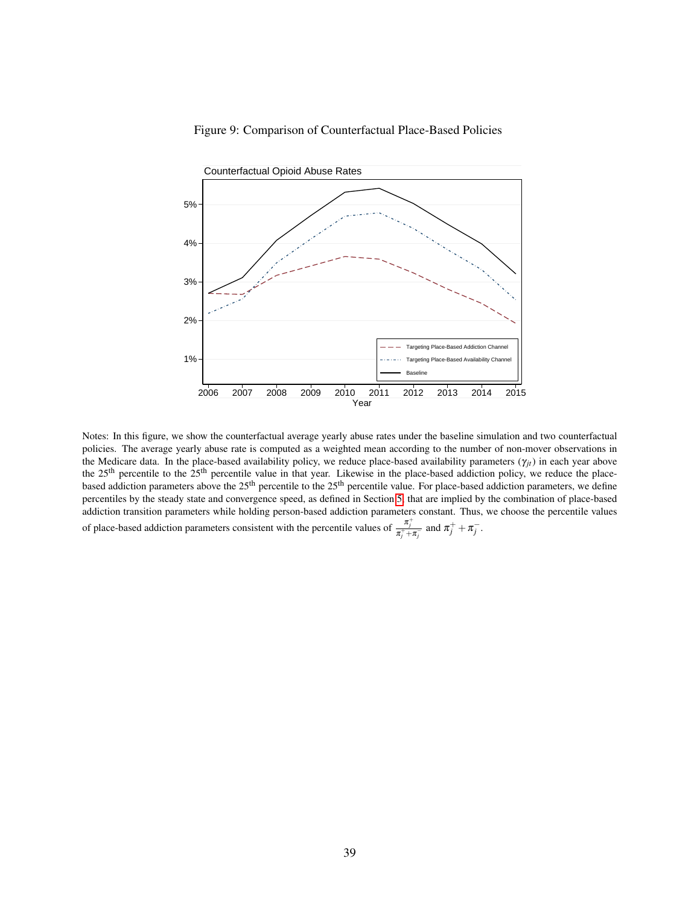Figure 9: Comparison of Counterfactual Place-Based Policies

Notes: In this figure, we show the counterfactual average yearly abuse rates under the baseline simulation and two counterfactual policies. The average yearly abuse rate is computed as a weighted mean according to the number of non-mover observations in the Medicare data. In the place-based availability policy, we reduce place-based availability parameters ($\gamma_{jt}$) in each year above the 25[th] percentile to the 25[th] percentile value in that year. Likewise in the place-based addiction policy, we reduce the place-based addiction parameters above the 25[th] percentile to the 25[th] percentile value. For place-based addiction parameters, we define percentiles by the steady state and convergence speed, as defined in Section 5, that are implied by the combination of place-based addiction transition parameters while holding person-based addiction parameters constant. Thus, we choose the percentile values of place-based addiction parameters consistent with the percentile values of $\frac{\pi_j^+}{\pi_j^+ + \pi_j^-}$ and $\pi_j^+ + \pi_j^-$.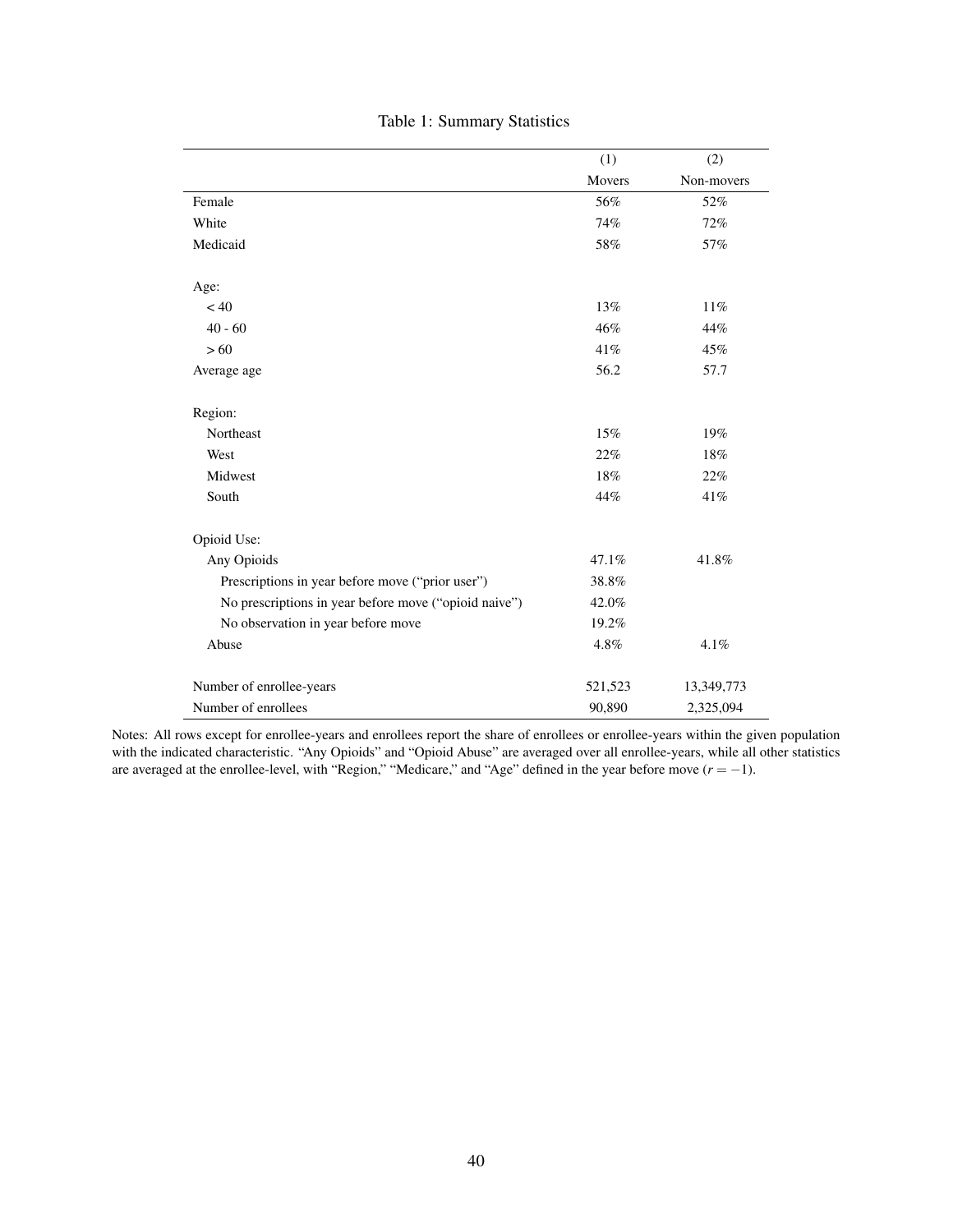Table 1: Summary Statistics

| | (1) | (2) |
|---|---|---|
| | Movers | Non-movers |
| Female | 56% | 52% |
| White | 74% | 72% |
| Medicaid | 58% | 57% |
| | | |
| Age: | | |
| $< 40$ | 13% | 11% |
| 40 - 60 | 46% | 44% |
| $> 60$ | 41% | 45% |
| Average age | 56.2 | 57.7 |
| | | |
| Region: | | |
| Northeast | 15% | 19% |
| West | 22% | 18% |
| Midwest | 18% | 22% |
| South | 44% | 41% |
| | | |
| Opioid Use: | | |
| Any Opioids | 47.1% | 41.8% |
| Prescriptions in year before move ("prior user") | 38.8% | |
| No prescriptions in year before move ("opioid naive") | 42.0% | |
| No observation in year before move | 19.2% | |
| Abuse | 4.8% | 4.1% |
| | | |
| Number of enrollee-years | 521,523 | 13,349,773 |
| Number of enrollees | 90,890 | 2,325,094 |

Notes: All rows except for enrollee-years and enrollees report the share of enrollees or enrollee-years within the given population with the indicated characteristic. "Any Opioids" and "Opioid Abuse" are averaged over all enrollee-years, while all other statistics are averaged at the enrollee-level, with "Region," "Medicare," and "Age" defined in the year before move ($r = -1$).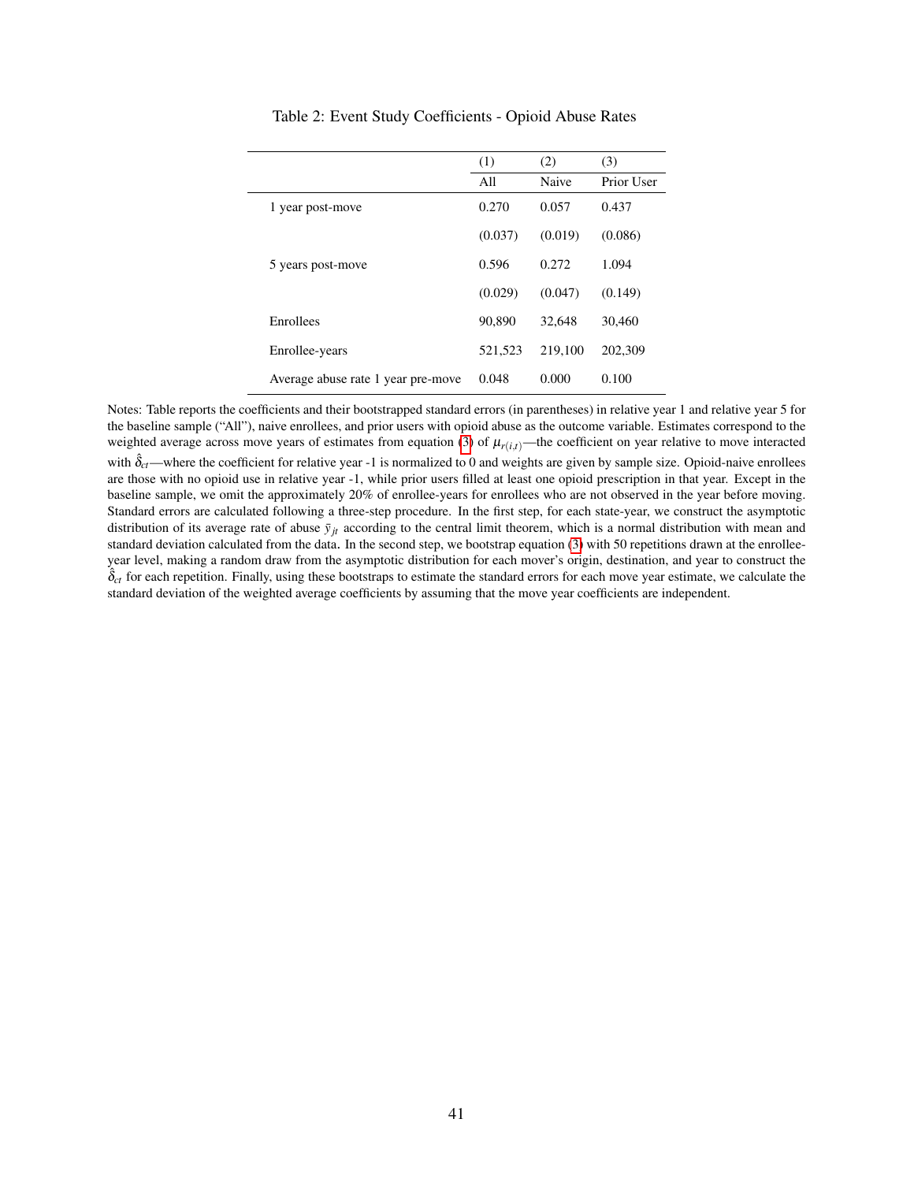Table 2: Event Study Coefficients - Opioid Abuse Rates

| | (1) | (2) | (3) |
|---|---|---|---|
| | All | Naive | Prior User |
| 1 year post-move | 0.270 | 0.057 | 0.437 |
| | (0.037) | (0.019) | (0.086) |
| 5 years post-move | 0.596 | 0.272 | 1.094 |
| | (0.029) | (0.047) | (0.149) |
| Enrollees | 90,890 | 32,648 | 30,460 |
| Enrollee-years | 521,523 | 219,100 | 202,309 |
| Average abuse rate 1 year pre-move | 0.048 | 0.000 | 0.100 |

Notes: Table reports the coefficients and their bootstrapped standard errors (in parentheses) in relative year 1 and relative year 5 for the baseline sample ("All"), naive enrollees, and prior users with opioid abuse as the outcome variable. Estimates correspond to the weighted average across move years of estimates from equation (3) of $\mu_{r(i,t)}$—the coefficient on year relative to move interacted with $\hat{\delta}_{ct}$—where the coefficient for relative year -1 is normalized to 0 and weights are given by sample size. Opioid-naive enrollees are those with no opioid use in relative year -1, while prior users filled at least one opioid prescription in that year. Except in the baseline sample, we omit the approximately 20% of enrollee-years for enrollees who are not observed in the year before moving. Standard errors are calculated following a three-step procedure. In the first step, for each state-year, we construct the asymptotic distribution of its average rate of abuse $\bar{y}_{jt}$ according to the central limit theorem, which is a normal distribution with mean and standard deviation calculated from the data. In the second step, we bootstrap equation (3) with 50 repetitions drawn at the enrollee-year level, making a random draw from the asymptotic distribution for each mover's origin, destination, and year to construct the $\hat{\delta}_{ct}$ for each repetition. Finally, using these bootstraps to estimate the standard errors for each move year estimate, we calculate the standard deviation of the weighted average coefficients by assuming that the move year coefficients are independent.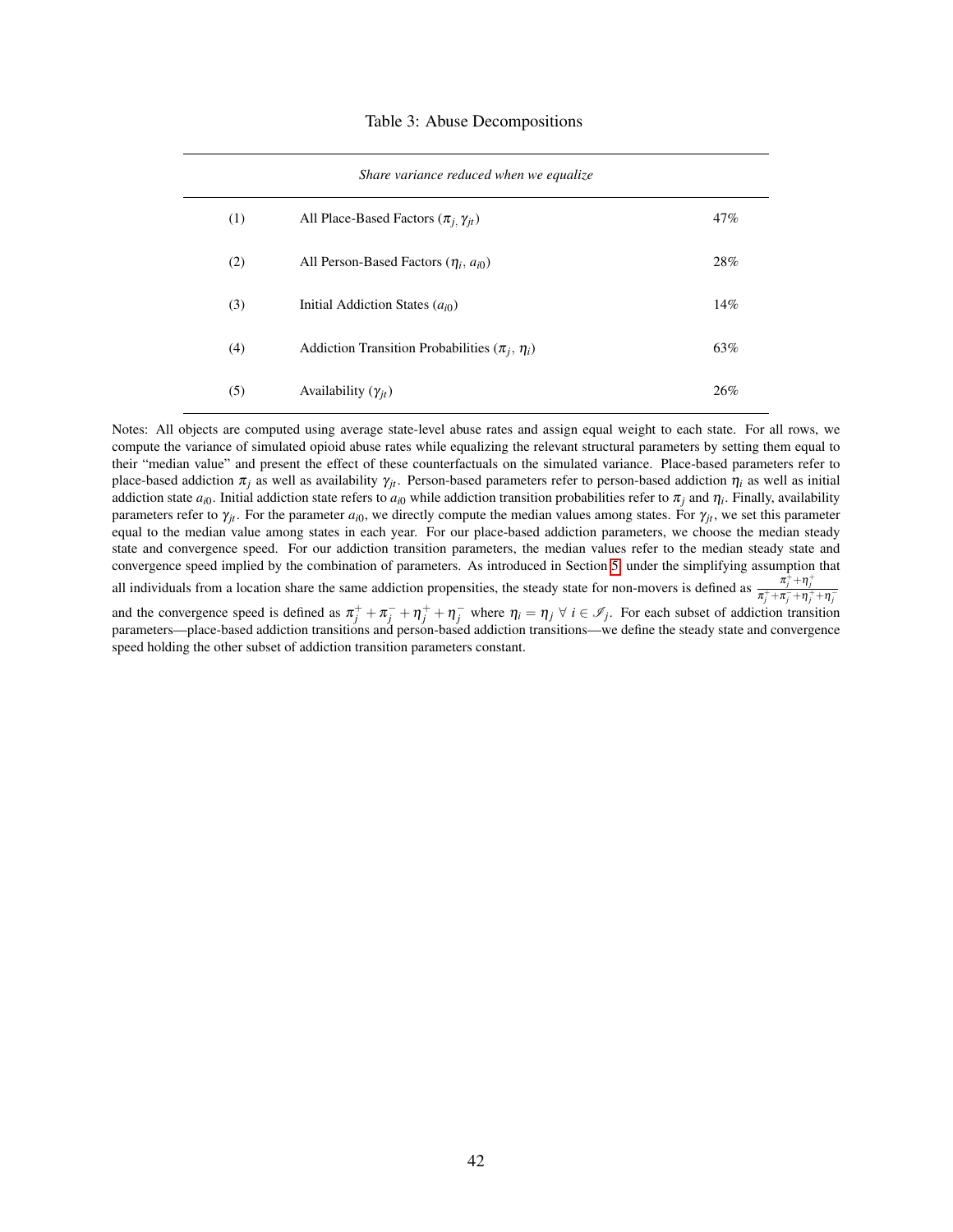Table 3: Abuse Decompositions

| | *Share variance reduced when we equalize* | |
|---|---|---|
| (1) | All Place-Based Factors ($\pi_{j,}\ \gamma_{jt}$) | 47% |
| (2) | All Person-Based Factors ($\eta_i$, $a_{i0}$) | 28% |
| (3) | Initial Addiction States ($a_{i0}$) | 14% |
| (4) | Addiction Transition Probabilities ($\pi_j$, $\eta_i$) | 63% |
| (5) | Availability ($\gamma_{jt}$) | 26% |

Notes: All objects are computed using average state-level abuse rates and assign equal weight to each state. For all rows, we compute the variance of simulated opioid abuse rates while equalizing the relevant structural parameters by setting them equal to their "median value" and present the effect of these counterfactuals on the simulated variance. Place-based parameters refer to place-based addiction $\pi_j$ as well as availability $\gamma_{jt}$. Person-based parameters refer to person-based addiction $\eta_i$ as well as initial addiction state $a_{i0}$. Initial addiction state refers to $a_{i0}$ while addiction transition probabilities refer to $\pi_j$ and $\eta_i$. Finally, availability parameters refer to $\gamma_{jt}$. For the parameter $a_{i0}$, we directly compute the median values among states. For $\gamma_{jt}$, we set this parameter equal to the median value among states in each year. For our place-based addiction parameters, we choose the median steady state and convergence speed. For our addiction transition parameters, the median values refer to the median steady state and convergence speed implied by the combination of parameters. As introduced in Section 5, under the simplifying assumption that all individuals from a location share the same addiction propensities, the steady state for non-movers is defined as $\frac{\pi_j^+ + \eta_j^+}{\pi_j^+ + \pi_j^- + \eta_j^+ + \eta_j^-}$ and the convergence speed is defined as $\pi_j^+ + \pi_j^- + \eta_j^+ + \eta_j^-$ where $\eta_i = \eta_j \ \forall \ i \in \mathscr{I}_j$. For each subset of addiction transition parameters—place-based addiction transitions and person-based addiction transitions—we define the steady state and convergence speed holding the other subset of addiction transition parameters constant.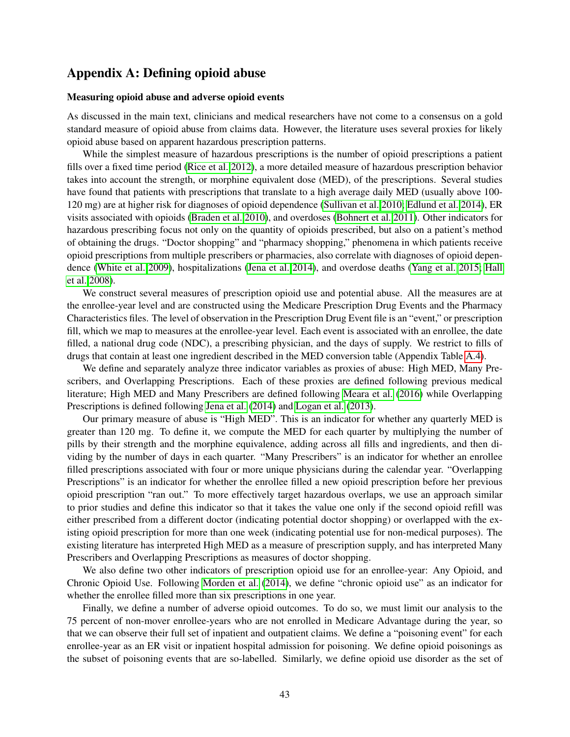## Appendix A: Defining opioid abuse

### Measuring opioid abuse and adverse opioid events

As discussed in the main text, clinicians and medical researchers have not come to a consensus on a gold standard measure of opioid abuse from claims data. However, the literature uses several proxies for likely opioid abuse based on apparent hazardous prescription patterns.

While the simplest measure of hazardous prescriptions is the number of opioid prescriptions a patient fills over a fixed time period (Rice et al. 2012), a more detailed measure of hazardous prescription behavior takes into account the strength, or morphine equivalent dose (MED), of the prescriptions. Several studies have found that patients with prescriptions that translate to a high average daily MED (usually above 100-120 mg) are at higher risk for diagnoses of opioid dependence (Sullivan et al. 2010; Edlund et al. 2014), ER visits associated with opioids (Braden et al. 2010), and overdoses (Bohnert et al. 2011). Other indicators for hazardous prescribing focus not only on the quantity of opioids prescribed, but also on a patient's method of obtaining the drugs. "Doctor shopping" and "pharmacy shopping," phenomena in which patients receive opioid prescriptions from multiple prescribers or pharmacies, also correlate with diagnoses of opioid dependence (White et al. 2009), hospitalizations (Jena et al. 2014), and overdose deaths (Yang et al. 2015; Hall et al. 2008).

We construct several measures of prescription opioid use and potential abuse. All the measures are at the enrollee-year level and are constructed using the Medicare Prescription Drug Events and the Pharmacy Characteristics files. The level of observation in the Prescription Drug Event file is an "event," or prescription fill, which we map to measures at the enrollee-year level. Each event is associated with an enrollee, the date filled, a national drug code (NDC), a prescribing physician, and the days of supply. We restrict to fills of drugs that contain at least one ingredient described in the MED conversion table (Appendix Table A.4).

We define and separately analyze three indicator variables as proxies of abuse: High MED, Many Prescribers, and Overlapping Prescriptions. Each of these proxies are defined following previous medical literature; High MED and Many Prescribers are defined following Meara et al. (2016) while Overlapping Prescriptions is defined following Jena et al. (2014) and Logan et al. (2013).

Our primary measure of abuse is "High MED". This is an indicator for whether any quarterly MED is greater than 120 mg. To define it, we compute the MED for each quarter by multiplying the number of pills by their strength and the morphine equivalence, adding across all fills and ingredients, and then dividing by the number of days in each quarter. "Many Prescribers" is an indicator for whether an enrollee filled prescriptions associated with four or more unique physicians during the calendar year. "Overlapping Prescriptions" is an indicator for whether the enrollee filled a new opioid prescription before her previous opioid prescription "ran out." To more effectively target hazardous overlaps, we use an approach similar to prior studies and define this indicator so that it takes the value one only if the second opioid refill was either prescribed from a different doctor (indicating potential doctor shopping) or overlapped with the existing opioid prescription for more than one week (indicating potential use for non-medical purposes). The existing literature has interpreted High MED as a measure of prescription supply, and has interpreted Many Prescribers and Overlapping Prescriptions as measures of doctor shopping.

We also define two other indicators of prescription opioid use for an enrollee-year: Any Opioid, and Chronic Opioid Use. Following Morden et al. (2014), we define "chronic opioid use" as an indicator for whether the enrollee filled more than six prescriptions in one year.

Finally, we define a number of adverse opioid outcomes. To do so, we must limit our analysis to the 75 percent of non-mover enrollee-years who are not enrolled in Medicare Advantage during the year, so that we can observe their full set of inpatient and outpatient claims. We define a "poisoning event" for each enrollee-year as an ER visit or inpatient hospital admission for poisoning. We define opioid poisonings as the subset of poisoning events that are so-labelled. Similarly, we define opioid use disorder as the set of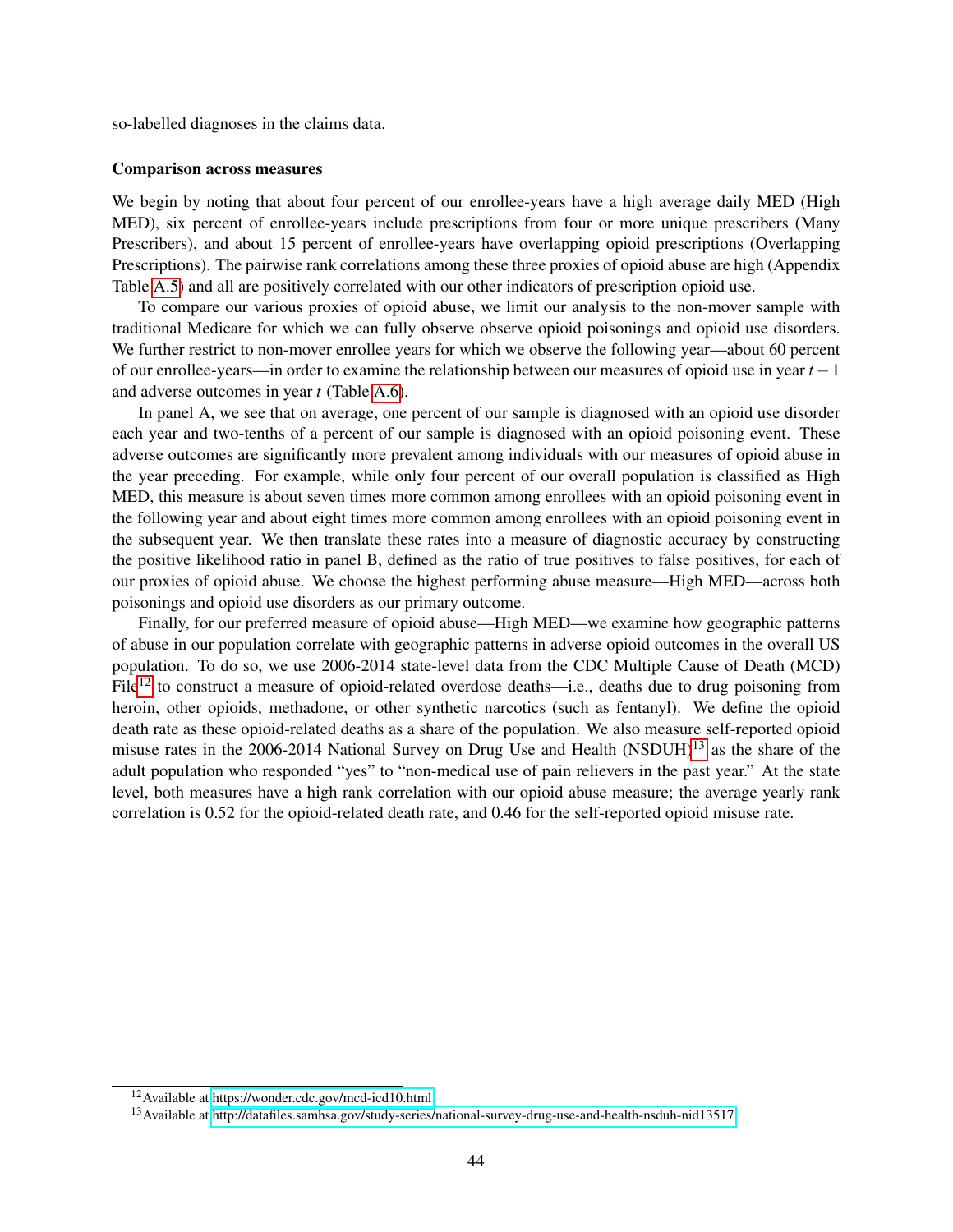so-labelled diagnoses in the claims data.

**Comparison across measures**

We begin by noting that about four percent of our enrollee-years have a high average daily MED (High MED), six percent of enrollee-years include prescriptions from four or more unique prescribers (Many Prescribers), and about 15 percent of enrollee-years have overlapping opioid prescriptions (Overlapping Prescriptions). The pairwise rank correlations among these three proxies of opioid abuse are high (Appendix Table A.5) and all are positively correlated with our other indicators of prescription opioid use.

To compare our various proxies of opioid abuse, we limit our analysis to the non-mover sample with traditional Medicare for which we can fully observe observe opioid poisonings and opioid use disorders. We further restrict to non-mover enrollee years for which we observe the following year—about 60 percent of our enrollee-years—in order to examine the relationship between our measures of opioid use in year $t-1$ and adverse outcomes in year $t$ (Table A.6).

In panel A, we see that on average, one percent of our sample is diagnosed with an opioid use disorder each year and two-tenths of a percent of our sample is diagnosed with an opioid poisoning event. These adverse outcomes are significantly more prevalent among individuals with our measures of opioid abuse in the year preceding. For example, while only four percent of our overall population is classified as High MED, this measure is about seven times more common among enrollees with an opioid poisoning event in the following year and about eight times more common among enrollees with an opioid poisoning event in the subsequent year. We then translate these rates into a measure of diagnostic accuracy by constructing the positive likelihood ratio in panel B, defined as the ratio of true positives to false positives, for each of our proxies of opioid abuse. We choose the highest performing abuse measure—High MED—across both poisonings and opioid use disorders as our primary outcome.

Finally, for our preferred measure of opioid abuse—High MED—we examine how geographic patterns of abuse in our population correlate with geographic patterns in adverse opioid outcomes in the overall US population. To do so, we use 2006-2014 state-level data from the CDC Multiple Cause of Death (MCD) File[12] to construct a measure of opioid-related overdose deaths—i.e., deaths due to drug poisoning from heroin, other opioids, methadone, or other synthetic narcotics (such as fentanyl). We define the opioid death rate as these opioid-related deaths as a share of the population. We also measure self-reported opioid misuse rates in the 2006-2014 National Survey on Drug Use and Health (NSDUH)[13] as the share of the adult population who responded "yes" to "non-medical use of pain relievers in the past year." At the state level, both measures have a high rank correlation with our opioid abuse measure; the average yearly rank correlation is 0.52 for the opioid-related death rate, and 0.46 for the self-reported opioid misuse rate.

[12] Available at https://wonder.cdc.gov/mcd-icd10.html

[13] Available at http://datafiles.samhsa.gov/study-series/national-survey-drug-use-and-health-nsduh-nid13517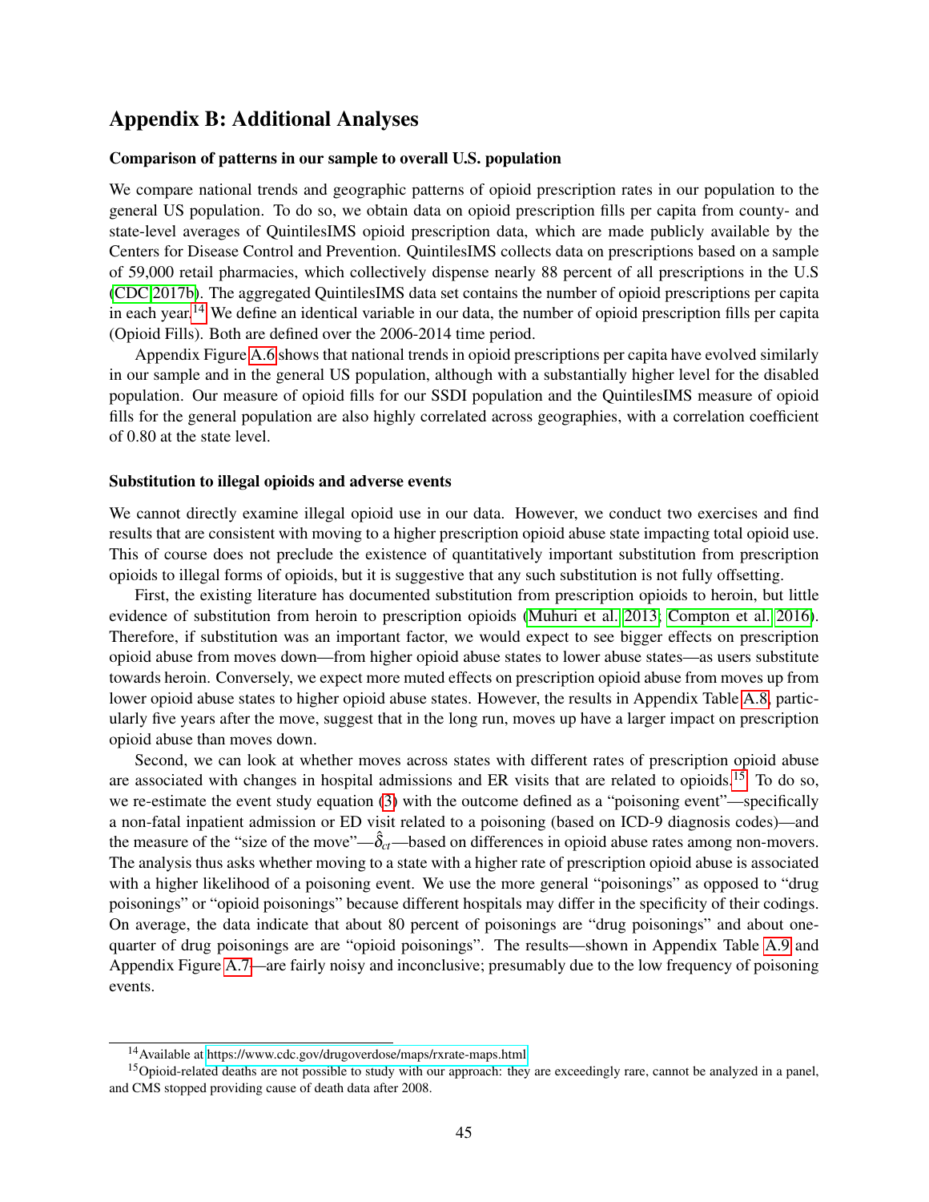## Appendix B: Additional Analyses

### Comparison of patterns in our sample to overall U.S. population

We compare national trends and geographic patterns of opioid prescription rates in our population to the general US population. To do so, we obtain data on opioid prescription fills per capita from county- and state-level averages of QuintilesIMS opioid prescription data, which are made publicly available by the Centers for Disease Control and Prevention. QuintilesIMS collects data on prescriptions based on a sample of 59,000 retail pharmacies, which collectively dispense nearly 88 percent of all prescriptions in the U.S (CDC 2017b). The aggregated QuintilesIMS data set contains the number of opioid prescriptions per capita in each year.[14] We define an identical variable in our data, the number of opioid prescription fills per capita (Opioid Fills). Both are defined over the 2006-2014 time period.

Appendix Figure A.6 shows that national trends in opioid prescriptions per capita have evolved similarly in our sample and in the general US population, although with a substantially higher level for the disabled population. Our measure of opioid fills for our SSDI population and the QuintilesIMS measure of opioid fills for the general population are also highly correlated across geographies, with a correlation coefficient of 0.80 at the state level.

### Substitution to illegal opioids and adverse events

We cannot directly examine illegal opioid use in our data. However, we conduct two exercises and find results that are consistent with moving to a higher prescription opioid abuse state impacting total opioid use. This of course does not preclude the existence of quantitatively important substitution from prescription opioids to illegal forms of opioids, but it is suggestive that any such substitution is not fully offsetting.

First, the existing literature has documented substitution from prescription opioids to heroin, but little evidence of substitution from heroin to prescription opioids (Muhuri et al. 2013; Compton et al. 2016). Therefore, if substitution was an important factor, we would expect to see bigger effects on prescription opioid abuse from moves down—from higher opioid abuse states to lower abuse states—as users substitute towards heroin. Conversely, we expect more muted effects on prescription opioid abuse from moves up from lower opioid abuse states to higher opioid abuse states. However, the results in Appendix Table A.8, particularly five years after the move, suggest that in the long run, moves up have a larger impact on prescription opioid abuse than moves down.

Second, we can look at whether moves across states with different rates of prescription opioid abuse are associated with changes in hospital admissions and ER visits that are related to opioids.[15] To do so, we re-estimate the event study equation (3) with the outcome defined as a "poisoning event"—specifically a non-fatal inpatient admission or ED visit related to a poisoning (based on ICD-9 diagnosis codes)—and the measure of the "size of the move"—$\hat{\delta}_{ct}$—based on differences in opioid abuse rates among non-movers. The analysis thus asks whether moving to a state with a higher rate of prescription opioid abuse is associated with a higher likelihood of a poisoning event. We use the more general "poisonings" as opposed to "drug poisonings" or "opioid poisonings" because different hospitals may differ in the specificity of their codings. On average, the data indicate that about 80 percent of poisonings are "drug poisonings" and about one-quarter of drug poisonings are are "opioid poisonings". The results—shown in Appendix Table A.9 and Appendix Figure A.7—are fairly noisy and inconclusive; presumably due to the low frequency of poisoning events.

[14] Available at https://www.cdc.gov/drugoverdose/maps/rxrate-maps.html

[15] Opioid-related deaths are not possible to study with our approach: they are exceedingly rare, cannot be analyzed in a panel, and CMS stopped providing cause of death data after 2008.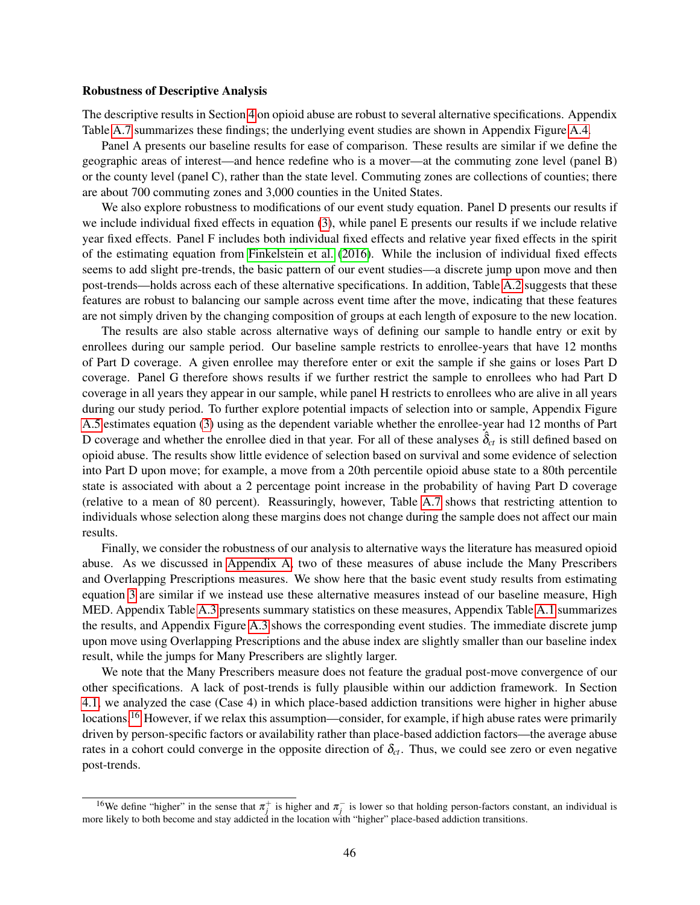**Robustness of Descriptive Analysis**

The descriptive results in Section 4 on opioid abuse are robust to several alternative specifications. Appendix Table A.7 summarizes these findings; the underlying event studies are shown in Appendix Figure A.4.

Panel A presents our baseline results for ease of comparison. These results are similar if we define the geographic areas of interest—and hence redefine who is a mover—at the commuting zone level (panel B) or the county level (panel C), rather than the state level. Commuting zones are collections of counties; there are about 700 commuting zones and 3,000 counties in the United States.

We also explore robustness to modifications of our event study equation. Panel D presents our results if we include individual fixed effects in equation (3), while panel E presents our results if we include relative year fixed effects. Panel F includes both individual fixed effects and relative year fixed effects in the spirit of the estimating equation from Finkelstein et al. (2016). While the inclusion of individual fixed effects seems to add slight pre-trends, the basic pattern of our event studies—a discrete jump upon move and then post-trends—holds across each of these alternative specifications. In addition, Table A.2 suggests that these features are robust to balancing our sample across event time after the move, indicating that these features are not simply driven by the changing composition of groups at each length of exposure to the new location.

The results are also stable across alternative ways of defining our sample to handle entry or exit by enrollees during our sample period. Our baseline sample restricts to enrollee-years that have 12 months of Part D coverage. A given enrollee may therefore enter or exit the sample if she gains or loses Part D coverage. Panel G therefore shows results if we further restrict the sample to enrollees who had Part D coverage in all years they appear in our sample, while panel H restricts to enrollees who are alive in all years during our study period. To further explore potential impacts of selection into or sample, Appendix Figure A.5 estimates equation (3) using as the dependent variable whether the enrollee-year had 12 months of Part D coverage and whether the enrollee died in that year. For all of these analyses $\hat{\delta}_{ct}$ is still defined based on opioid abuse. The results show little evidence of selection based on survival and some evidence of selection into Part D upon move; for example, a move from a 20th percentile opioid abuse state to a 80th percentile state is associated with about a 2 percentage point increase in the probability of having Part D coverage (relative to a mean of 80 percent). Reassuringly, however, Table A.7 shows that restricting attention to individuals whose selection along these margins does not change during the sample does not affect our main results.

Finally, we consider the robustness of our analysis to alternative ways the literature has measured opioid abuse. As we discussed in Appendix A, two of these measures of abuse include the Many Prescribers and Overlapping Prescriptions measures. We show here that the basic event study results from estimating equation 3 are similar if we instead use these alternative measures instead of our baseline measure, High MED. Appendix Table A.3 presents summary statistics on these measures, Appendix Table A.1 summarizes the results, and Appendix Figure A.3 shows the corresponding event studies. The immediate discrete jump upon move using Overlapping Prescriptions and the abuse index are slightly smaller than our baseline index result, while the jumps for Many Prescribers are slightly larger.

We note that the Many Prescribers measure does not feature the gradual post-move convergence of our other specifications. A lack of post-trends is fully plausible within our addiction framework. In Section 4.1, we analyzed the case (Case 4) in which place-based addiction transitions were higher in higher abuse locations.[16] However, if we relax this assumption—consider, for example, if high abuse rates were primarily driven by person-specific factors or availability rather than place-based addiction factors—the average abuse rates in a cohort could converge in the opposite direction of $\delta_{ct}$. Thus, we could see zero or even negative post-trends.

[16] We define "higher" in the sense that $\pi_j^+$ is higher and $\pi_j^-$ is lower so that holding person-factors constant, an individual is more likely to both become and stay addicted in the location with "higher" place-based addiction transitions.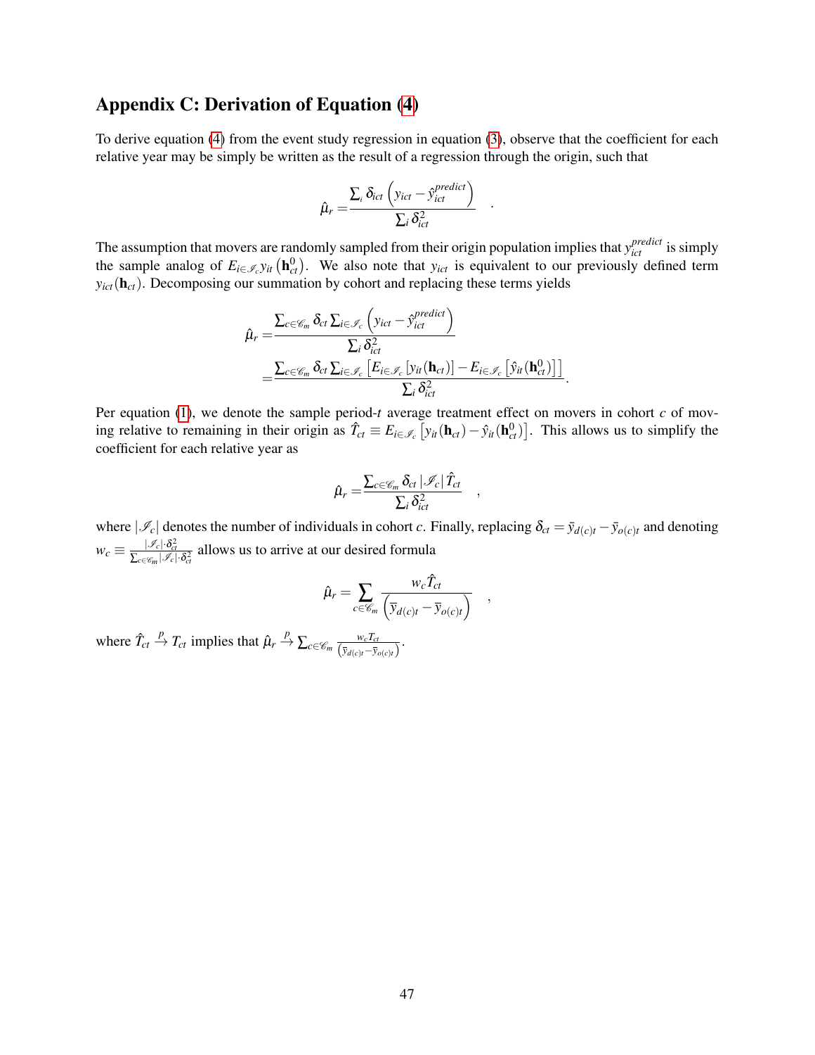## Appendix C: Derivation of Equation (4)

To derive equation (4) from the event study regression in equation (3), observe that the coefficient for each relative year may be simply be written as the result of a regression through the origin, such that

$$\hat{\mu}_r = \frac{\sum_i \delta_{ict} \left( y_{ict} - \hat{y}_{ict}^{predict} \right)}{\sum_i \delta_{ict}^2} \quad .$$

The assumption that movers are randomly sampled from their origin population implies that $y_{ict}^{predict}$ is simply the sample analog of $E_{i \in \mathscr{I}_c} y_{it} \left( \mathbf{h}_{ct}^0 \right)$. We also note that $y_{ict}$ is equivalent to our previously defined term $y_{ict}(\mathbf{h}_{ct})$. Decomposing our summation by cohort and replacing these terms yields

$$\begin{aligned}
\hat{\mu}_r &= \frac{\sum_{c \in \mathscr{C}_m} \delta_{ct} \sum_{i \in \mathscr{I}_c} \left( y_{ict} - \hat{y}_{ict}^{predict} \right)}{\sum_i \delta_{ict}^2} \\
&= \frac{\sum_{c \in \mathscr{C}_m} \delta_{ct} \sum_{i \in \mathscr{I}_c} \left[ E_{i \in \mathscr{I}_c} \left[ y_{it}(\mathbf{h}_{ct}) \right] - E_{i \in \mathscr{I}_c} \left[ \hat{y}_{it}(\mathbf{h}_{ct}^0) \right] \right]}{\sum_i \delta_{ict}^2} .
\end{aligned}$$

Per equation (1), we denote the sample period-$t$ average treatment effect on movers in cohort $c$ of moving relative to remaining in their origin as $\hat{T}_{ct} \equiv E_{i \in \mathscr{I}_c} \left[ y_{it}(\mathbf{h}_{ct}) - \hat{y}_{it}(\mathbf{h}_{ct}^0) \right]$. This allows us to simplify the coefficient for each relative year as

$$\hat{\mu}_r = \frac{\sum_{c \in \mathscr{C}_m} \delta_{ct} \left| \mathscr{I}_c \right| \hat{T}_{ct}}{\sum_i \delta_{ict}^2} \quad ,$$

where $|\mathscr{I}_c|$ denotes the number of individuals in cohort $c$. Finally, replacing $\delta_{ct} = \bar{y}_{d(c)t} - \bar{y}_{o(c)t}$ and denoting $w_c \equiv \frac{|\mathscr{I}_c| \cdot \delta_{ct}^2}{\sum_{c \in \mathscr{C}_m} |\mathscr{I}_c| \cdot \delta_{ct}^2}$ allows us to arrive at our desired formula

$$\hat{\mu}_r = \sum_{c \in \mathscr{C}_m} \frac{w_c \hat{T}_{ct}}{\left( \bar{y}_{d(c)t} - \bar{y}_{o(c)t} \right)} \quad ,$$

where $\hat{T}_{ct} \xrightarrow{p} T_{ct}$ implies that $\hat{\mu}_r \xrightarrow{p} \sum_{c \in \mathscr{C}_m} \frac{w_c T_{ct}}{\left( \bar{y}_{d(c)t} - \bar{y}_{o(c)t} \right)}$.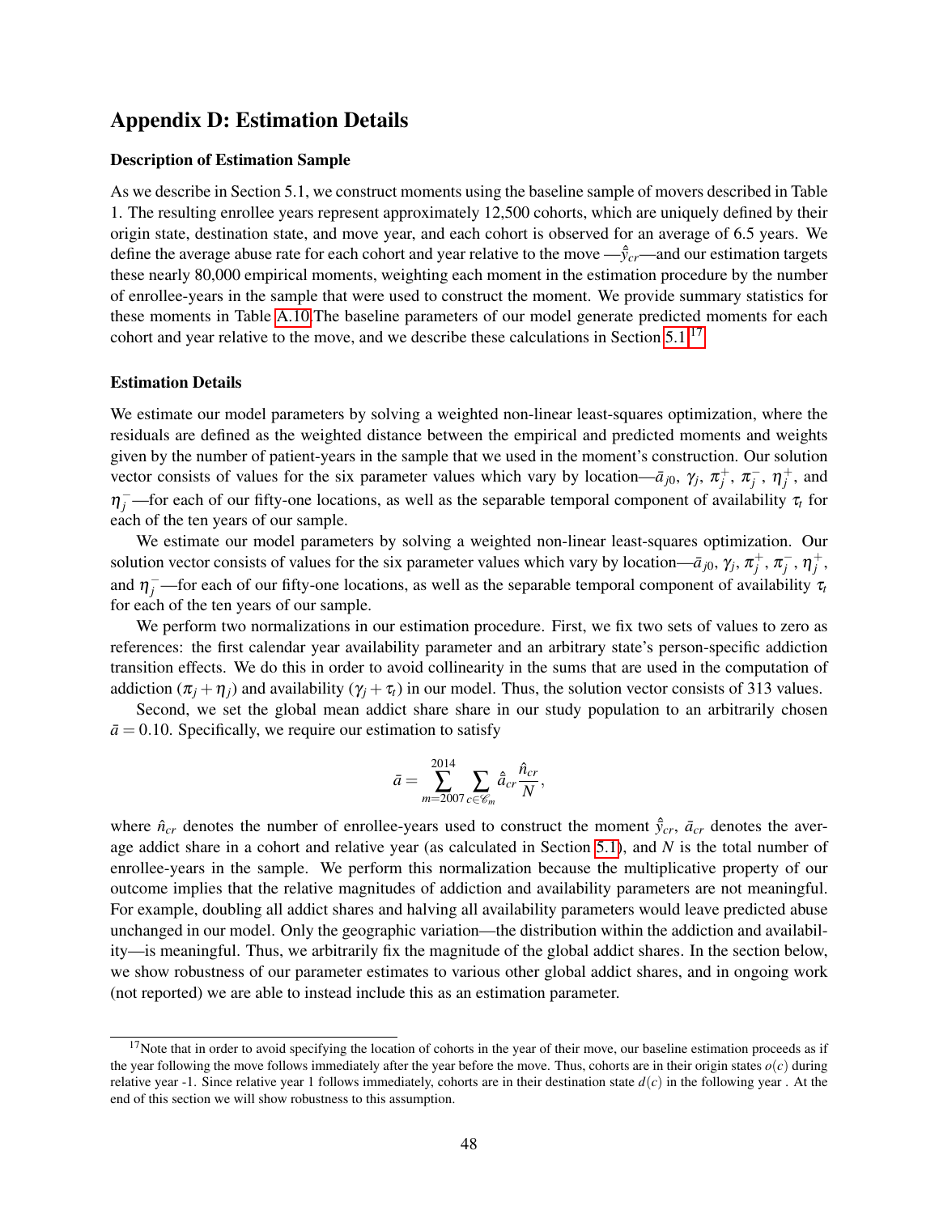# Appendix D: Estimation Details

### Description of Estimation Sample

As we describe in Section 5.1, we construct moments using the baseline sample of movers described in Table 1. The resulting enrollee years represent approximately 12,500 cohorts, which are uniquely defined by their origin state, destination state, and move year, and each cohort is observed for an average of 6.5 years. We define the average abuse rate for each cohort and year relative to the move —$\hat{\bar{y}}_{cr}$—and our estimation targets these nearly 80,000 empirical moments, weighting each moment in the estimation procedure by the number of enrollee-years in the sample that were used to construct the moment. We provide summary statistics for these moments in Table A.10 The baseline parameters of our model generate predicted moments for each cohort and year relative to the move, and we describe these calculations in Section 5.1.[17]

### Estimation Details

We estimate our model parameters by solving a weighted non-linear least-squares optimization, where the residuals are defined as the weighted distance between the empirical and predicted moments and weights given by the number of patient-years in the sample that we used in the moment's construction. Our solution vector consists of values for the six parameter values which vary by location—$\bar{a}_{j0}$, $\gamma_j$, $\pi_j^+$, $\pi_j^-$, $\eta_j^+$, and $\eta_j^-$—for each of our fifty-one locations, as well as the separable temporal component of availability $\tau_t$ for each of the ten years of our sample.

We estimate our model parameters by solving a weighted non-linear least-squares optimization. Our solution vector consists of values for the six parameter values which vary by location—$\bar{a}_{j0}$, $\gamma_j$, $\pi_j^+$, $\pi_j^-$, $\eta_j^+$, and $\eta_j^-$—for each of our fifty-one locations, as well as the separable temporal component of availability $\tau_t$ for each of the ten years of our sample.

We perform two normalizations in our estimation procedure. First, we fix two sets of values to zero as references: the first calendar year availability parameter and an arbitrary state's person-specific addiction transition effects. We do this in order to avoid collinearity in the sums that are used in the computation of addiction $(\pi_j + \eta_j)$ and availability $(\gamma_j + \tau_t)$ in our model. Thus, the solution vector consists of 313 values.

Second, we set the global mean addict share share in our study population to an arbitrarily chosen $\bar{a} = 0.10$. Specifically, we require our estimation to satisfy

$$\bar{a} = \sum_{m=2007}^{2014} \sum_{c \in \mathscr{C}_m} \hat{\bar{a}}_{cr} \frac{\hat{n}_{cr}}{N},$$

where $\hat{n}_{cr}$ denotes the number of enrollee-years used to construct the moment $\hat{\bar{y}}_{cr}$, $\bar{a}_{cr}$ denotes the average addict share in a cohort and relative year (as calculated in Section 5.1), and $N$ is the total number of enrollee-years in the sample. We perform this normalization because the multiplicative property of our outcome implies that the relative magnitudes of addiction and availability parameters are not meaningful. For example, doubling all addict shares and halving all availability parameters would leave predicted abuse unchanged in our model. Only the geographic variation—the distribution within the addiction and availability—is meaningful. Thus, we arbitrarily fix the magnitude of the global addict shares. In the section below, we show robustness of our parameter estimates to various other global addict shares, and in ongoing work (not reported) we are able to instead include this as an estimation parameter.

---

[17] Note that in order to avoid specifying the location of cohorts in the year of their move, our baseline estimation proceeds as if the year following the move follows immediately after the year before the move. Thus, cohorts are in their origin states $o(c)$ during relative year -1. Since relative year 1 follows immediately, cohorts are in their destination state $d(c)$ in the following year . At the end of this section we will show robustness to this assumption.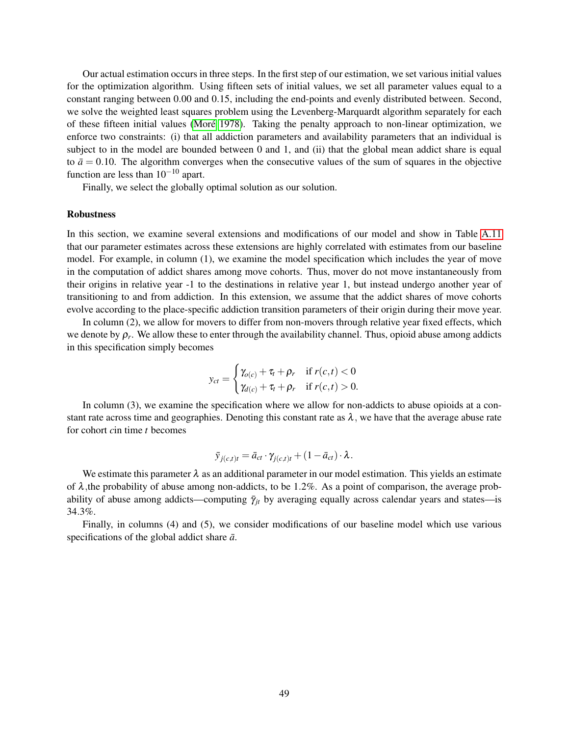Our actual estimation occurs in three steps. In the first step of our estimation, we set various initial values for the optimization algorithm. Using fifteen sets of initial values, we set all parameter values equal to a constant ranging between 0.00 and 0.15, including the end-points and evenly distributed between. Second, we solve the weighted least squares problem using the Levenberg-Marquardt algorithm separately for each of these fifteen initial values (Moré 1978). Taking the penalty approach to non-linear optimization, we enforce two constraints: (i) that all addiction parameters and availability parameters that an individual is subject to in the model are bounded between 0 and 1, and (ii) that the global mean addict share is equal to $\bar{a} = 0.10$. The algorithm converges when the consecutive values of the sum of squares in the objective function are less than $10^{-10}$ apart.

Finally, we select the globally optimal solution as our solution.

### Robustness

In this section, we examine several extensions and modifications of our model and show in Table A.11 that our parameter estimates across these extensions are highly correlated with estimates from our baseline model. For example, in column (1), we examine the model specification which includes the year of move in the computation of addict shares among move cohorts. Thus, mover do not move instantaneously from their origins in relative year -1 to the destinations in relative year 1, but instead undergo another year of transitioning to and from addiction. In this extension, we assume that the addict shares of move cohorts evolve according to the place-specific addiction transition parameters of their origin during their move year.

In column (2), we allow for movers to differ from non-movers through relative year fixed effects, which we denote by $\rho_r$. We allow these to enter through the availability channel. Thus, opioid abuse among addicts in this specification simply becomes

$$y_{ct} = \begin{cases} \gamma_{o(c)} + \tau_t + \rho_r & \text{if } r(c,t) < 0 \\ \gamma_{d(c)} + \tau_t + \rho_r & \text{if } r(c,t) > 0. \end{cases}$$

In column (3), we examine the specification where we allow for non-addicts to abuse opioids at a constant rate across time and geographies. Denoting this constant rate as $\lambda$, we have that the average abuse rate for cohort $c$in time $t$ becomes

$$\bar{y}_{j(c,t)t} = \bar{a}_{ct} \cdot \gamma_{j(c,t)t} + (1 - \bar{a}_{ct}) \cdot \lambda.$$

We estimate this parameter $\lambda$ as an additional parameter in our model estimation. This yields an estimate of $\lambda$,the probability of abuse among non-addicts, to be 1.2%. As a point of comparison, the average probability of abuse among addicts—computing $\bar{\gamma}_{jt}$ by averaging equally across calendar years and states—is 34.3%.

Finally, in columns (4) and (5), we consider modifications of our baseline model which use various specifications of the global addict share $\bar{a}$.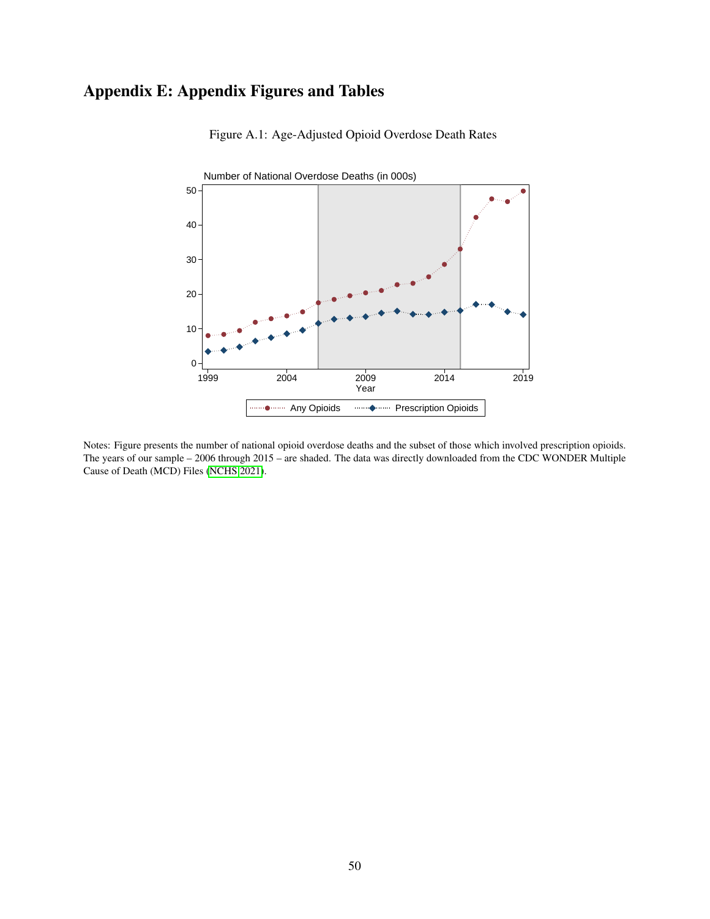# Appendix E: Appendix Figures and Tables

Figure A.1: Age-Adjusted Opioid Overdose Death Rates

Notes: Figure presents the number of national opioid overdose deaths and the subset of those which involved prescription opioids. The years of our sample – 2006 through 2015 – are shaded. The data was directly downloaded from the CDC WONDER Multiple Cause of Death (MCD) Files (NCHS 2021).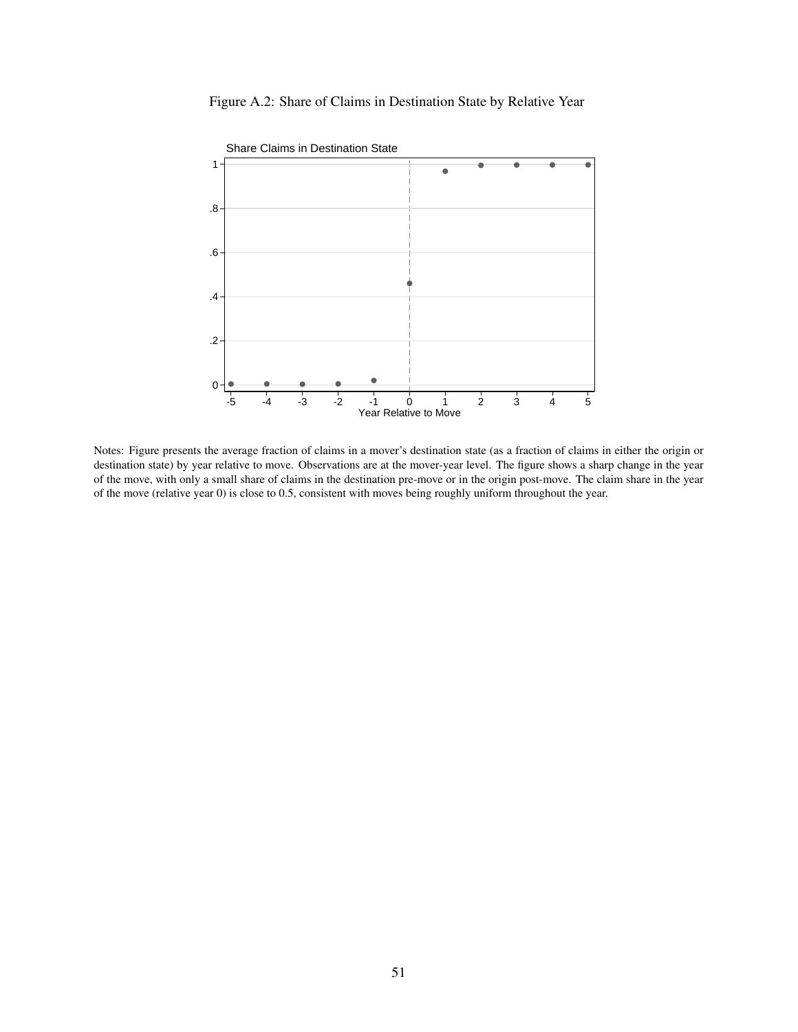Figure A.2: Share of Claims in Destination State by Relative Year

Notes: Figure presents the average fraction of claims in a mover's destination state (as a fraction of claims in either the origin or destination state) by year relative to move. Observations are at the mover-year level. The figure shows a sharp change in the year of the move, with only a small share of claims in the destination pre-move or in the origin post-move. The claim share in the year of the move (relative year 0) is close to 0.5, consistent with moves being roughly uniform throughout the year.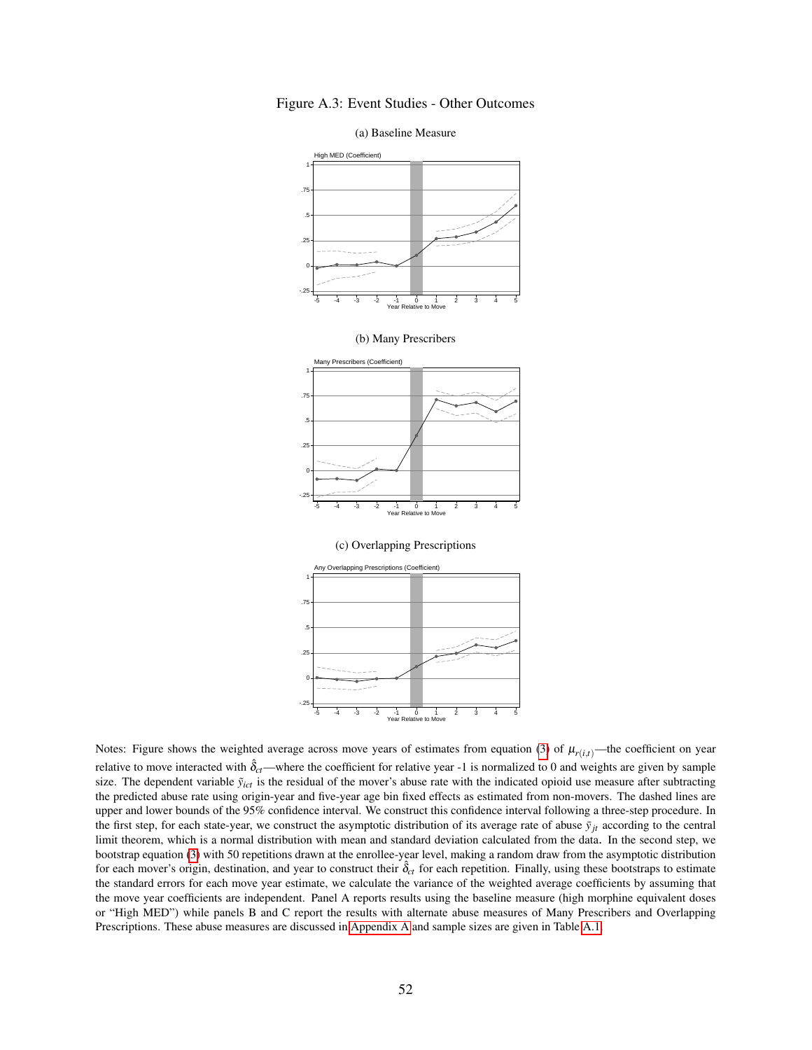Figure A.3: Event Studies - Other Outcomes

(a) Baseline Measure

(b) Many Prescribers

(c) Overlapping Prescriptions

Notes: Figure shows the weighted average across move years of estimates from equation (3) of $\mu_{r(i,t)}$—the coefficient on year relative to move interacted with $\hat{\delta}_{ct}$—where the coefficient for relative year -1 is normalized to 0 and weights are given by sample size. The dependent variable $\tilde{y}_{ict}$ is the residual of the mover's abuse rate with the indicated opioid use measure after subtracting the predicted abuse rate using origin-year and five-year age bin fixed effects as estimated from non-movers. The dashed lines are upper and lower bounds of the 95% confidence interval. We construct this confidence interval following a three-step procedure. In the first step, for each state-year, we construct the asymptotic distribution of its average rate of abuse $\bar{y}_{jt}$ according to the central limit theorem, which is a normal distribution with mean and standard deviation calculated from the data. In the second step, we bootstrap equation (3) with 50 repetitions drawn at the enrollee-year level, making a random draw from the asymptotic distribution for each mover's origin, destination, and year to construct their $\hat{\delta}_{ct}$ for each repetition. Finally, using these bootstraps to estimate the standard errors for each move year estimate, we calculate the variance of the weighted average coefficients by assuming that the move year coefficients are independent. Panel A reports results using the baseline measure (high morphine equivalent doses or "High MED") while panels B and C report the results with alternate abuse measures of Many Prescribers and Overlapping Prescriptions. These abuse measures are discussed in Appendix A and sample sizes are given in Table A.1.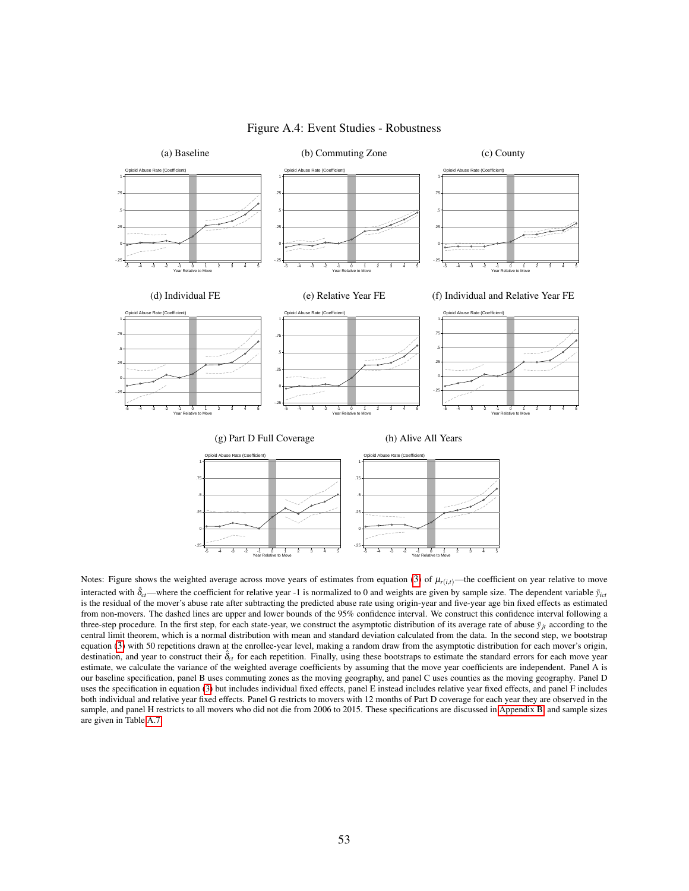Figure A.4: Event Studies - Robustness

(a) Baseline

(b) Commuting Zone

(c) County

(d) Individual FE

(e) Relative Year FE

(f) Individual and Relative Year FE

(g) Part D Full Coverage

(h) Alive All Years

Notes: Figure shows the weighted average across move years of estimates from equation (3) of $\mu_{r(i,t)}$—the coefficient on year relative to move interacted with $\hat{\delta}_{ct}$—where the coefficient for relative year -1 is normalized to 0 and weights are given by sample size. The dependent variable $\tilde{y}_{ict}$ is the residual of the mover's abuse rate after subtracting the predicted abuse rate using origin-year and five-year age bin fixed effects as estimated from non-movers. The dashed lines are upper and lower bounds of the 95% confidence interval. We construct this confidence interval following a three-step procedure. In the first step, for each state-year, we construct the asymptotic distribution of its average rate of abuse $\bar{y}_{jt}$ according to the central limit theorem, which is a normal distribution with mean and standard deviation calculated from the data. In the second step, we bootstrap equation (3) with 50 repetitions drawn at the enrollee-year level, making a random draw from the asymptotic distribution for each mover's origin, destination, and year to construct their $\hat{\delta}_{ct}$ for each repetition. Finally, using these bootstraps to estimate the standard errors for each move year estimate, we calculate the variance of the weighted average coefficients by assuming that the move year coefficients are independent. Panel A is our baseline specification, panel B uses commuting zones as the moving geography, and panel C uses counties as the moving geography. Panel D uses the specification in equation (3) but includes individual fixed effects, panel E instead includes relative year fixed effects, and panel F includes both individual and relative year fixed effects. Panel G restricts to movers with 12 months of Part D coverage for each year they are observed in the sample, and panel H restricts to all movers who did not die from 2006 to 2015. These specifications are discussed in Appendix B, and sample sizes are given in Table A.7.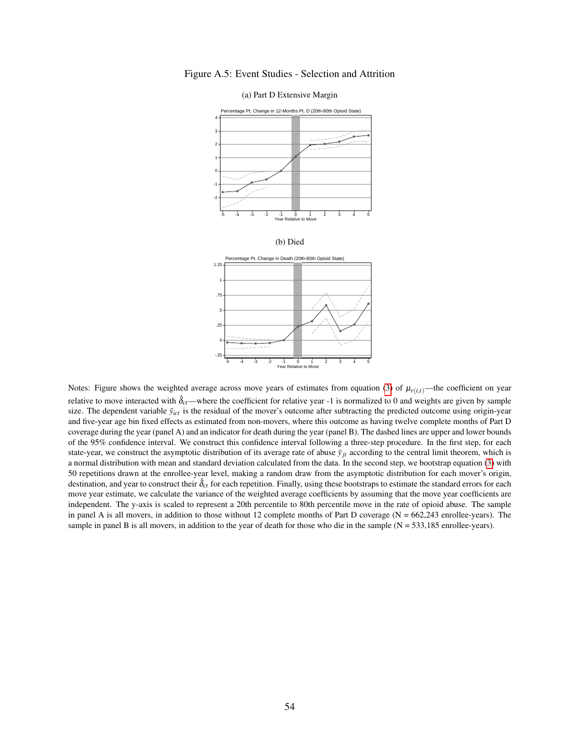# Figure A.5: Event Studies - Selection and Attrition

(a) Part D Extensive Margin

(b) Died

Notes: Figure shows the weighted average across move years of estimates from equation (3) of $\mu_{r(i,t)}$—the coefficient on year relative to move interacted with $\hat{\delta}_{ct}$—where the coefficient for relative year -1 is normalized to 0 and weights are given by sample size. The dependent variable $\tilde{y}_{ict}$ is the residual of the mover's outcome after subtracting the predicted outcome using origin-year and five-year age bin fixed effects as estimated from non-movers, where this outcome as having twelve complete months of Part D coverage during the year (panel A) and an indicator for death during the year (panel B). The dashed lines are upper and lower bounds of the 95% confidence interval. We construct this confidence interval following a three-step procedure. In the first step, for each state-year, we construct the asymptotic distribution of its average rate of abuse $\bar{y}_{jt}$ according to the central limit theorem, which is a normal distribution with mean and standard deviation calculated from the data. In the second step, we bootstrap equation (3) with 50 repetitions drawn at the enrollee-year level, making a random draw from the asymptotic distribution for each mover's origin, destination, and year to construct their $\hat{\delta}_{ct}$ for each repetition. Finally, using these bootstraps to estimate the standard errors for each move year estimate, we calculate the variance of the weighted average coefficients by assuming that the move year coefficients are independent. The y-axis is scaled to represent a 20th percentile to 80th percentile move in the rate of opioid abuse. The sample in panel A is all movers, in addition to those without 12 complete months of Part D coverage (N = 662,243 enrollee-years). The sample in panel B is all movers, in addition to the year of death for those who die in the sample (N = 533,185 enrollee-years).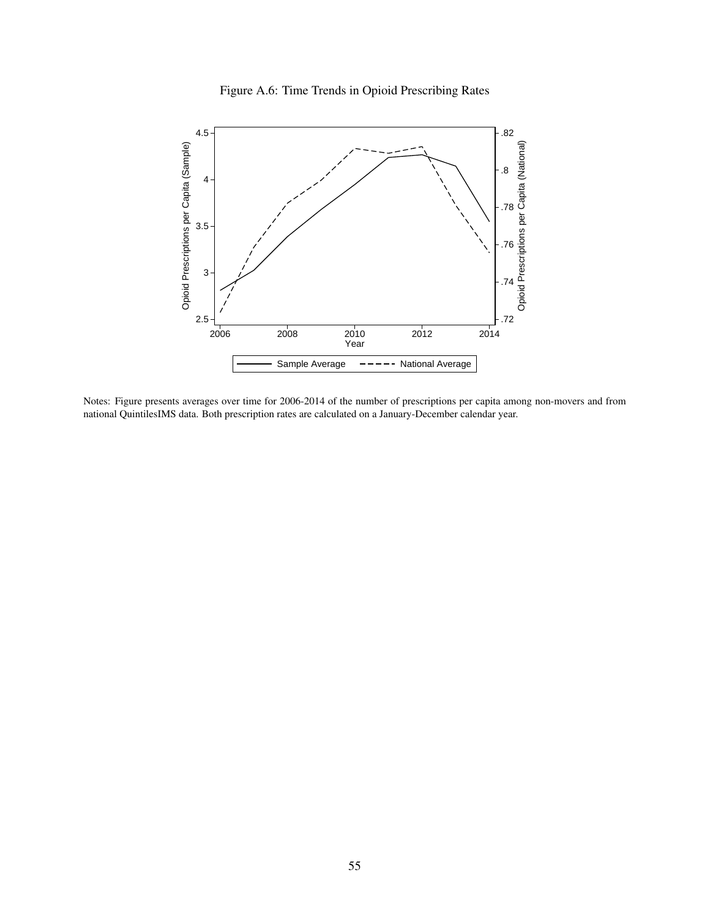Figure A.6: Time Trends in Opioid Prescribing Rates

Notes: Figure presents averages over time for 2006-2014 of the number of prescriptions per capita among non-movers and from national QuintilesIMS data. Both prescription rates are calculated on a January-December calendar year.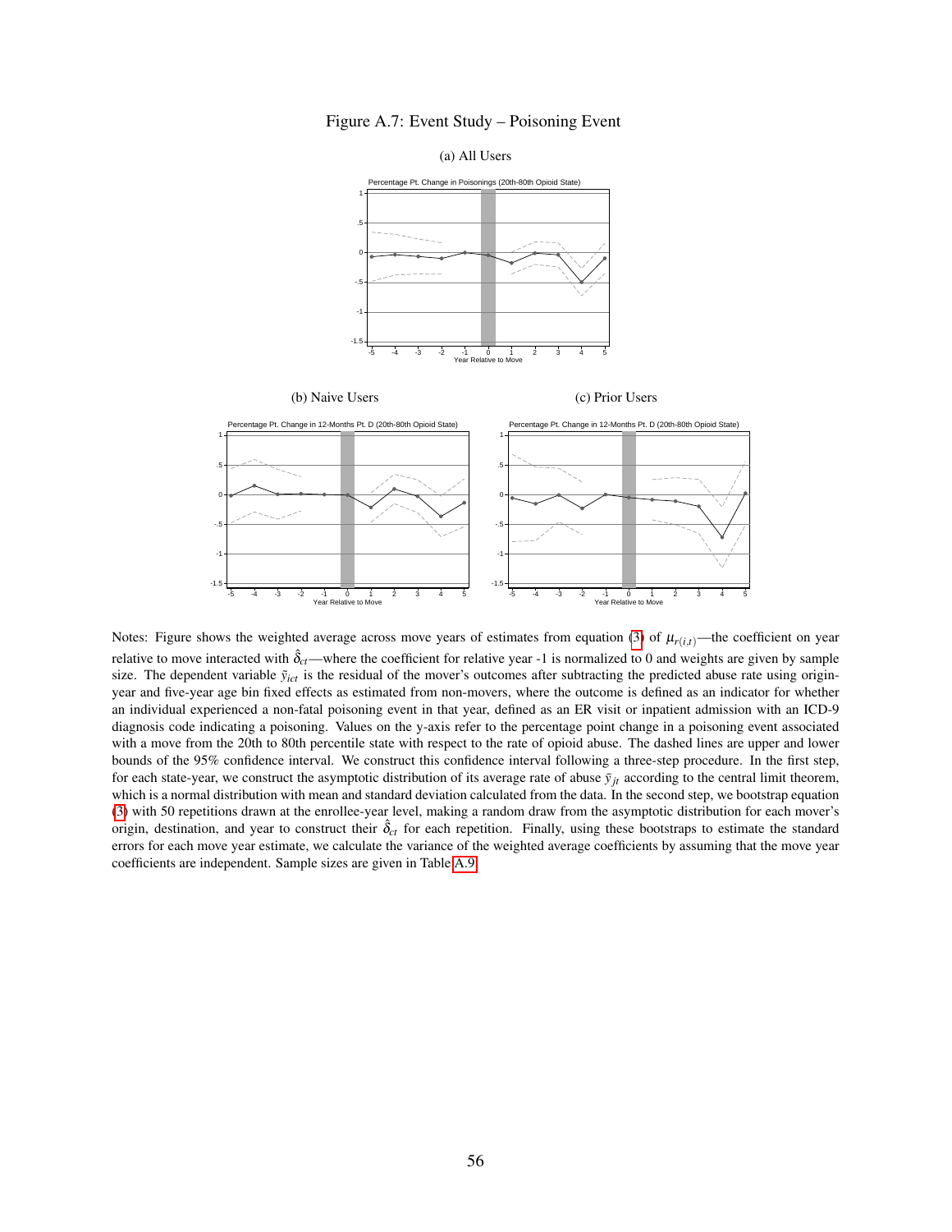Figure A.7: Event Study – Poisoning Event

(a) All Users

(b) Naive Users

(c) Prior Users

Notes: Figure shows the weighted average across move years of estimates from equation (3) of $\mu_{r(i,t)}$—the coefficient on year relative to move interacted with $\hat{\delta}_{ct}$—where the coefficient for relative year -1 is normalized to 0 and weights are given by sample size. The dependent variable $\tilde{y}_{ict}$ is the residual of the mover's outcomes after subtracting the predicted abuse rate using origin-year and five-year age bin fixed effects as estimated from non-movers, where the outcome is defined as an indicator for whether an individual experienced a non-fatal poisoning event in that year, defined as an ER visit or inpatient admission with an ICD-9 diagnosis code indicating a poisoning. Values on the y-axis refer to the percentage point change in a poisoning event associated with a move from the 20th to 80th percentile state with respect to the rate of opioid abuse. The dashed lines are upper and lower bounds of the 95% confidence interval. We construct this confidence interval following a three-step procedure. In the first step, for each state-year, we construct the asymptotic distribution of its average rate of abuse $\bar{y}_{jt}$ according to the central limit theorem, which is a normal distribution with mean and standard deviation calculated from the data. In the second step, we bootstrap equation (3) with 50 repetitions drawn at the enrollee-year level, making a random draw from the asymptotic distribution for each mover's origin, destination, and year to construct their $\hat{\delta}_{ct}$ for each repetition. Finally, using these bootstraps to estimate the standard errors for each move year estimate, we calculate the variance of the weighted average coefficients by assuming that the move year coefficients are independent. Sample sizes are given in Table A.9.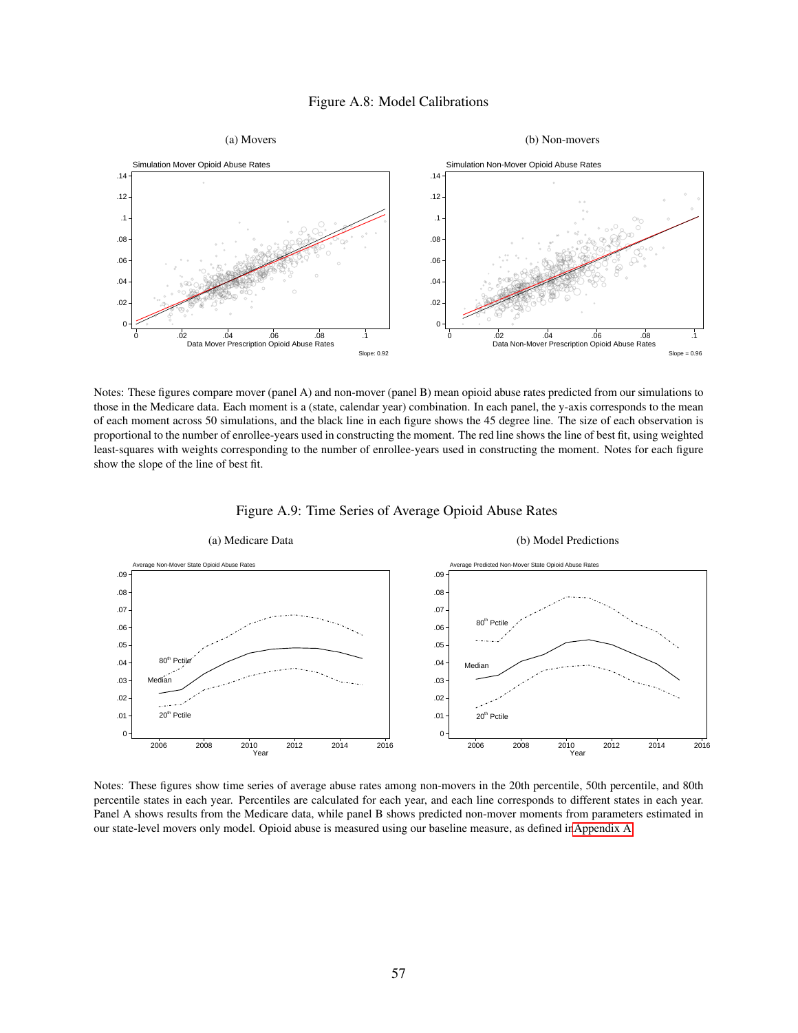Figure A.8: Model Calibrations

(a) Movers

(b) Non-movers

Notes: These figures compare mover (panel A) and non-mover (panel B) mean opioid abuse rates predicted from our simulations to those in the Medicare data. Each moment is a (state, calendar year) combination. In each panel, the y-axis corresponds to the mean of each moment across 50 simulations, and the black line in each figure shows the 45 degree line. The size of each observation is proportional to the number of enrollee-years used in constructing the moment. The red line shows the line of best fit, using weighted least-squares with weights corresponding to the number of enrollee-years used in constructing the moment. Notes for each figure show the slope of the line of best fit.

Figure A.9: Time Series of Average Opioid Abuse Rates

(a) Medicare Data

(b) Model Predictions

Notes: These figures show time series of average abuse rates among non-movers in the 20th percentile, 50th percentile, and 80th percentile states in each year. Percentiles are calculated for each year, and each line corresponds to different states in each year. Panel A shows results from the Medicare data, while panel B shows predicted non-mover moments from parameters estimated in our state-level movers only model. Opioid abuse is measured using our baseline measure, as defined in Appendix A.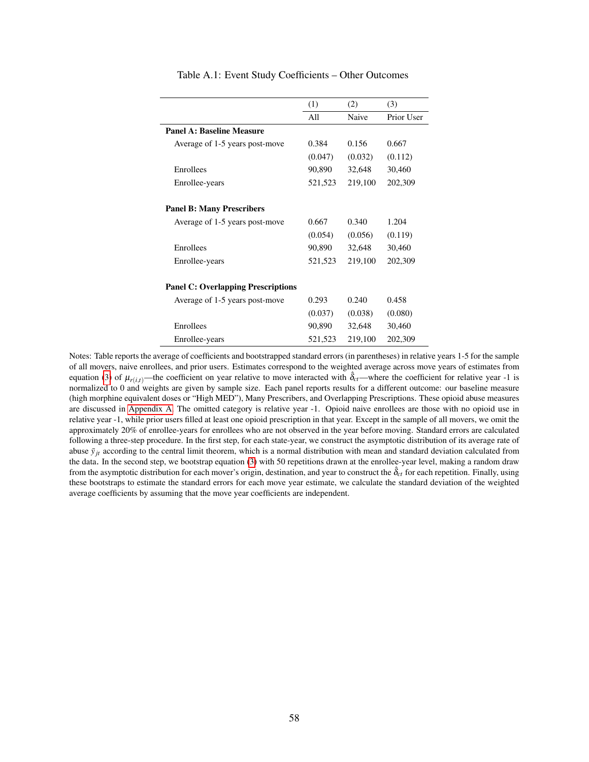Table A.1: Event Study Coefficients – Other Outcomes

| | (1) | (2) | (3) |
|---|---|---|---|
| | All | Naive | Prior User |
| **Panel A: Baseline Measure** | | | |
| Average of 1-5 years post-move | 0.384 | 0.156 | 0.667 |
| | (0.047) | (0.032) | (0.112) |
| Enrollees | 90,890 | 32,648 | 30,460 |
| Enrollee-years | 521,523 | 219,100 | 202,309 |
| **Panel B: Many Prescribers** | | | |
| Average of 1-5 years post-move | 0.667 | 0.340 | 1.204 |
| | (0.054) | (0.056) | (0.119) |
| Enrollees | 90,890 | 32,648 | 30,460 |
| Enrollee-years | 521,523 | 219,100 | 202,309 |
| **Panel C: Overlapping Prescriptions** | | | |
| Average of 1-5 years post-move | 0.293 | 0.240 | 0.458 |
| | (0.037) | (0.038) | (0.080) |
| Enrollees | 90,890 | 32,648 | 30,460 |
| Enrollee-years | 521,523 | 219,100 | 202,309 |

Notes: Table reports the average of coefficients and bootstrapped standard errors (in parentheses) in relative years 1-5 for the sample of all movers, naive enrollees, and prior users. Estimates correspond to the weighted average across move years of estimates from equation (3) of $\mu_{r(i,t)}$—the coefficient on year relative to move interacted with $\hat{\delta}_{ct}$—where the coefficient for relative year -1 is normalized to 0 and weights are given by sample size. Each panel reports results for a different outcome: our baseline measure (high morphine equivalent doses or "High MED"), Many Prescribers, and Overlapping Prescriptions. These opioid abuse measures are discussed in Appendix A. The omitted category is relative year -1. Opioid naive enrollees are those with no opioid use in relative year -1, while prior users filled at least one opioid prescription in that year. Except in the sample of all movers, we omit the approximately 20% of enrollee-years for enrollees who are not observed in the year before moving. Standard errors are calculated following a three-step procedure. In the first step, for each state-year, we construct the asymptotic distribution of its average rate of abuse $\bar{y}_{jt}$ according to the central limit theorem, which is a normal distribution with mean and standard deviation calculated from the data. In the second step, we bootstrap equation (3) with 50 repetitions drawn at the enrollee-year level, making a random draw from the asymptotic distribution for each mover's origin, destination, and year to construct the $\hat{\delta}_{ct}$ for each repetition. Finally, using these bootstraps to estimate the standard errors for each move year estimate, we calculate the standard deviation of the weighted average coefficients by assuming that the move year coefficients are independent.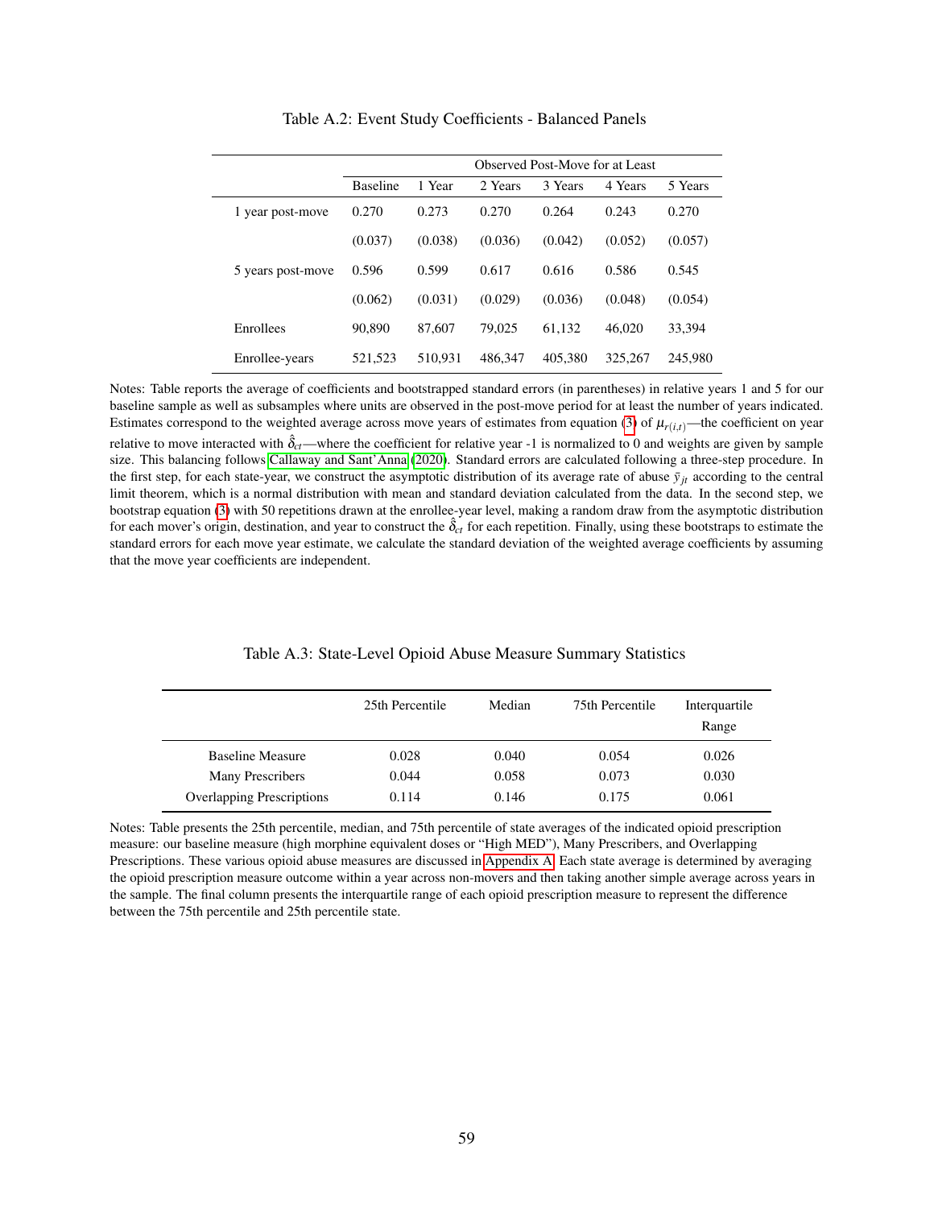Table A.2: Event Study Coefficients - Balanced Panels

| | | Observed Post-Move for at Least | | | | |
|---|---|---|---|---|---|---|
| | Baseline | 1 Year | 2 Years | 3 Years | 4 Years | 5 Years |
| 1 year post-move | 0.270 | 0.273 | 0.270 | 0.264 | 0.243 | 0.270 |
| | (0.037) | (0.038) | (0.036) | (0.042) | (0.052) | (0.057) |
| 5 years post-move | 0.596 | 0.599 | 0.617 | 0.616 | 0.586 | 0.545 |
| | (0.062) | (0.031) | (0.029) | (0.036) | (0.048) | (0.054) |
| Enrollees | 90,890 | 87,607 | 79,025 | 61,132 | 46,020 | 33,394 |
| Enrollee-years | 521,523 | 510,931 | 486,347 | 405,380 | 325,267 | 245,980 |

Notes: Table reports the average of coefficients and bootstrapped standard errors (in parentheses) in relative years 1 and 5 for our baseline sample as well as subsamples where units are observed in the post-move period for at least the number of years indicated. Estimates correspond to the weighted average across move years of estimates from equation (3) of $\mu_{r(i,t)}$—the coefficient on year relative to move interacted with $\hat{\delta}_{ct}$—where the coefficient for relative year -1 is normalized to 0 and weights are given by sample size. This balancing follows Callaway and Sant'Anna (2020). Standard errors are calculated following a three-step procedure. In the first step, for each state-year, we construct the asymptotic distribution of its average rate of abuse $\bar{y}_{jt}$ according to the central limit theorem, which is a normal distribution with mean and standard deviation calculated from the data. In the second step, we bootstrap equation (3) with 50 repetitions drawn at the enrollee-year level, making a random draw from the asymptotic distribution for each mover's origin, destination, and year to construct the $\hat{\delta}_{ct}$ for each repetition. Finally, using these bootstraps to estimate the standard errors for each move year estimate, we calculate the standard deviation of the weighted average coefficients by assuming that the move year coefficients are independent.

Table A.3: State-Level Opioid Abuse Measure Summary Statistics

| | 25th Percentile | Median | 75th Percentile | Interquartile Range |
|---|---|---|---|---|
| Baseline Measure | 0.028 | 0.040 | 0.054 | 0.026 |
| Many Prescribers | 0.044 | 0.058 | 0.073 | 0.030 |
| Overlapping Prescriptions | 0.114 | 0.146 | 0.175 | 0.061 |

Notes: Table presents the 25th percentile, median, and 75th percentile of state averages of the indicated opioid prescription measure: our baseline measure (high morphine equivalent doses or "High MED"), Many Prescribers, and Overlapping Prescriptions. These various opioid abuse measures are discussed in Appendix A. Each state average is determined by averaging the opioid prescription measure outcome within a year across non-movers and then taking another simple average across years in the sample. The final column presents the interquartile range of each opioid prescription measure to represent the difference between the 75th percentile and 25th percentile state.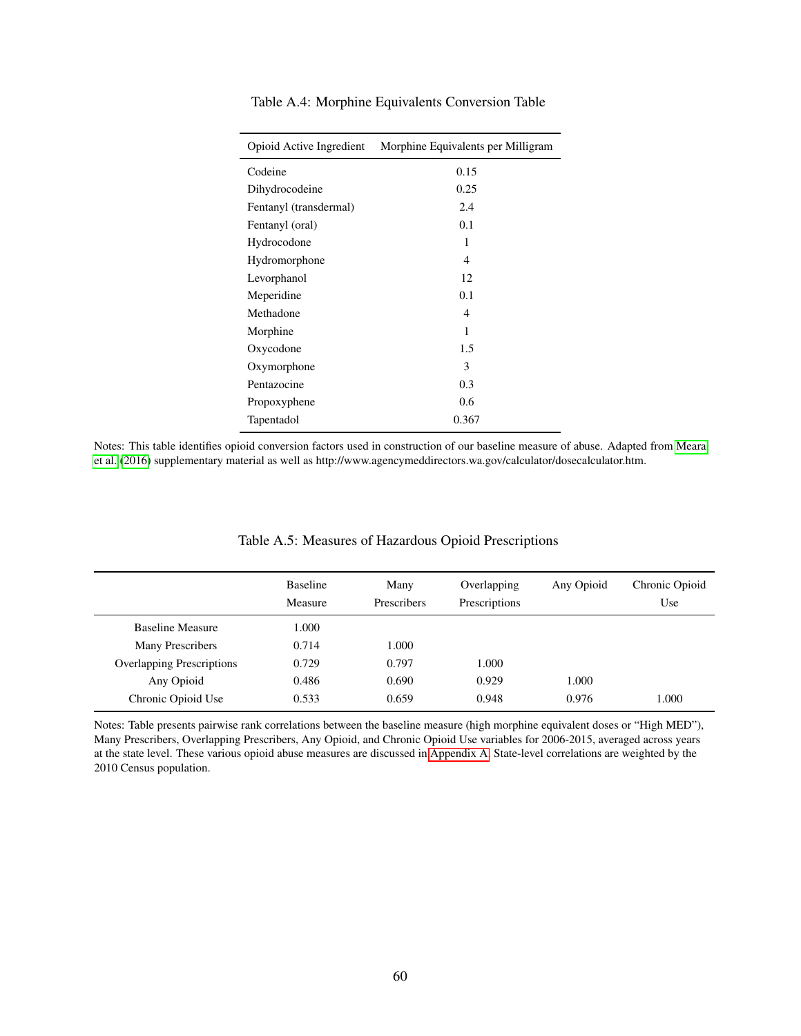Table A.4: Morphine Equivalents Conversion Table

| Opioid Active Ingredient | Morphine Equivalents per Milligram |
|---|---|
| Codeine | 0.15 |
| Dihydrocodeine | 0.25 |
| Fentanyl (transdermal) | 2.4 |
| Fentanyl (oral) | 0.1 |
| Hydrocodone | 1 |
| Hydromorphone | 4 |
| Levorphanol | 12 |
| Meperidine | 0.1 |
| Methadone | 4 |
| Morphine | 1 |
| Oxycodone | 1.5 |
| Oxymorphone | 3 |
| Pentazocine | 0.3 |
| Propoxyphene | 0.6 |
| Tapentadol | 0.367 |

Notes: This table identifies opioid conversion factors used in construction of our baseline measure of abuse. Adapted from Meara et al. (2016) supplementary material as well as http://www.agencymeddirectors.wa.gov/calculator/dosecalculator.htm.

Table A.5: Measures of Hazardous Opioid Prescriptions

| | Baseline Measure | Many Prescribers | Overlapping Prescriptions | Any Opioid | Chronic Opioid Use |
|---|---|---|---|---|---|
| Baseline Measure | 1.000 | | | | |
| Many Prescribers | 0.714 | 1.000 | | | |
| Overlapping Prescriptions | 0.729 | 0.797 | 1.000 | | |
| Any Opioid | 0.486 | 0.690 | 0.929 | 1.000 | |
| Chronic Opioid Use | 0.533 | 0.659 | 0.948 | 0.976 | 1.000 |

Notes: Table presents pairwise rank correlations between the baseline measure (high morphine equivalent doses or "High MED"), Many Prescribers, Overlapping Prescribers, Any Opioid, and Chronic Opioid Use variables for 2006-2015, averaged across years at the state level. These various opioid abuse measures are discussed in Appendix A. State-level correlations are weighted by the 2010 Census population.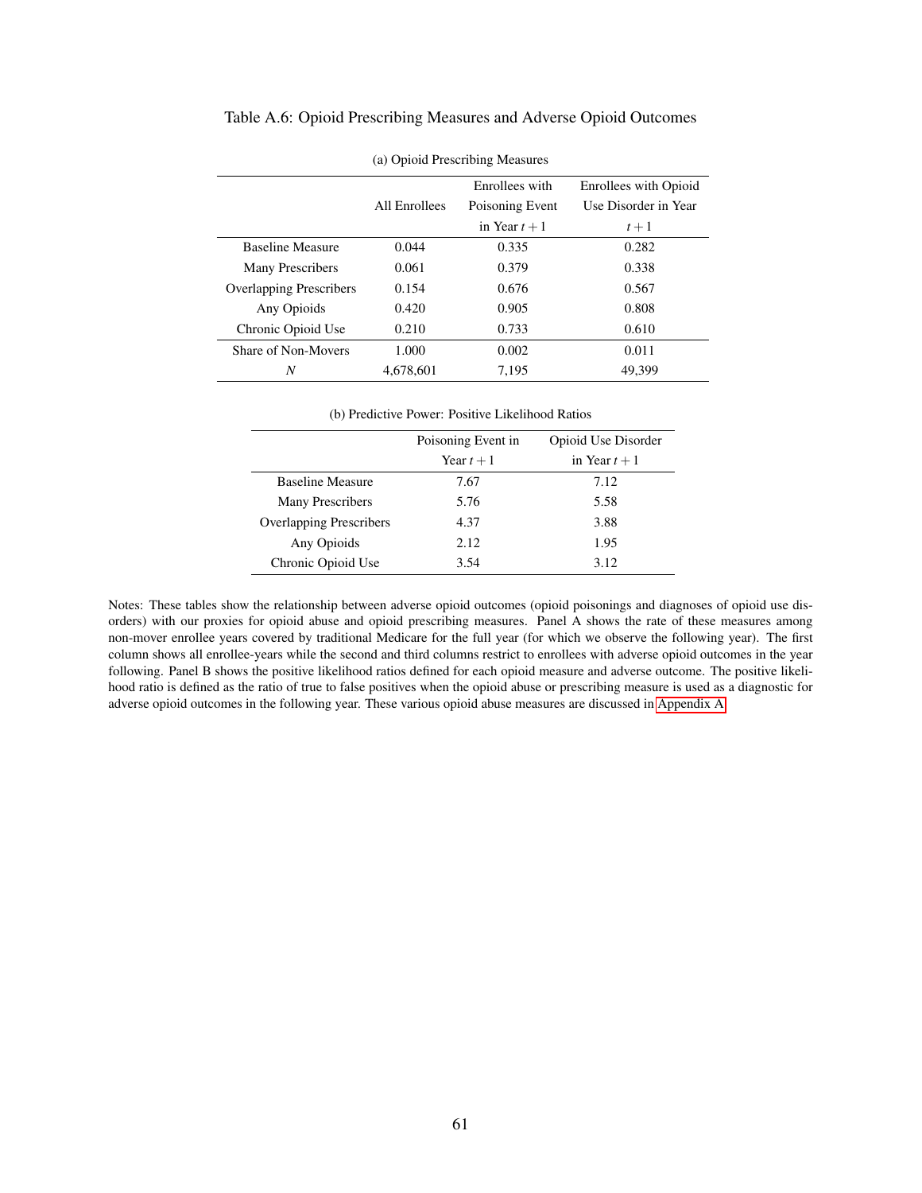Table A.6: Opioid Prescribing Measures and Adverse Opioid Outcomes

(a) Opioid Prescribing Measures

| | All Enrollees | Enrollees with Poisoning Event in Year $t+1$ | Enrollees with Opioid Use Disorder in Year $t+1$ |
|---|---|---|---|
| Baseline Measure | 0.044 | 0.335 | 0.282 |
| Many Prescribers | 0.061 | 0.379 | 0.338 |
| Overlapping Prescribers | 0.154 | 0.676 | 0.567 |
| Any Opioids | 0.420 | 0.905 | 0.808 |
| Chronic Opioid Use | 0.210 | 0.733 | 0.610 |
| Share of Non-Movers | 1.000 | 0.002 | 0.011 |
| $N$ | 4,678,601 | 7,195 | 49,399 |

(b) Predictive Power: Positive Likelihood Ratios

| | Poisoning Event in Year $t+1$ | Opioid Use Disorder in Year $t+1$ |
|---|---|---|
| Baseline Measure | 7.67 | 7.12 |
| Many Prescribers | 5.76 | 5.58 |
| Overlapping Prescribers | 4.37 | 3.88 |
| Any Opioids | 2.12 | 1.95 |
| Chronic Opioid Use | 3.54 | 3.12 |

Notes: These tables show the relationship between adverse opioid outcomes (opioid poisonings and diagnoses of opioid use disorders) with our proxies for opioid abuse and opioid prescribing measures. Panel A shows the rate of these measures among non-mover enrollee years covered by traditional Medicare for the full year (for which we observe the following year). The first column shows all enrollee-years while the second and third columns restrict to enrollees with adverse opioid outcomes in the year following. Panel B shows the positive likelihood ratios defined for each opioid measure and adverse outcome. The positive likelihood ratio is defined as the ratio of true to false positives when the opioid abuse or prescribing measure is used as a diagnostic for adverse opioid outcomes in the following year. These various opioid abuse measures are discussed in Appendix A.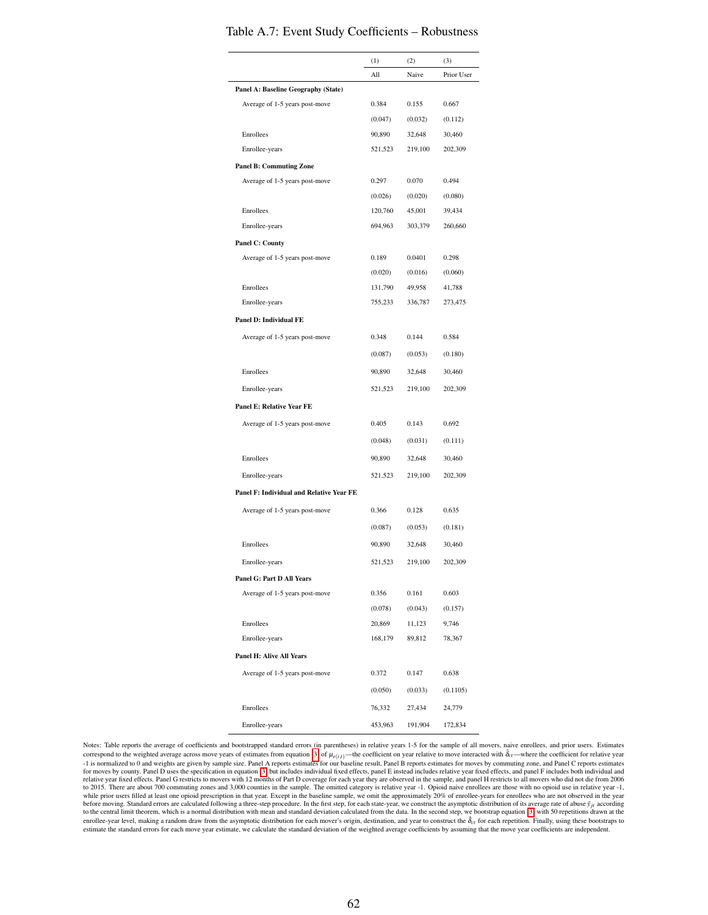# Table A.7: Event Study Coefficients – Robustness

| | (1) | (2) | (3) |
|---|---|---|---|
| | All | Naive | Prior User |
| **Panel A: Baseline Geography (State)** | | | |
| Average of 1-5 years post-move | 0.384 | 0.155 | 0.667 |
| | (0.047) | (0.032) | (0.112) |
| Enrollees | 90,890 | 32,648 | 30,460 |
| Enrollee-years | 521,523 | 219,100 | 202,309 |
| **Panel B: Commuting Zone** | | | |
| Average of 1-5 years post-move | 0.297 | 0.070 | 0.494 |
| | (0.026) | (0.020) | (0.080) |
| Enrollees | 120,760 | 45,001 | 39,434 |
| Enrollee-years | 694,963 | 303,379 | 260,660 |
| **Panel C: County** | | | |
| Average of 1-5 years post-move | 0.189 | 0.0401 | 0.298 |
| | (0.020) | (0.016) | (0.060) |
| Enrollees | 131,790 | 49,958 | 41,788 |
| Enrollee-years | 755,233 | 336,787 | 273,475 |
| **Panel D: Individual FE** | | | |
| Average of 1-5 years post-move | 0.348 | 0.144 | 0.584 |
| | (0.087) | (0.053) | (0.180) |
| Enrollees | 90,890 | 32,648 | 30,460 |
| Enrollee-years | 521,523 | 219,100 | 202,309 |
| **Panel E: Relative Year FE** | | | |
| Average of 1-5 years post-move | 0.405 | 0.143 | 0.692 |
| | (0.048) | (0.031) | (0.111) |
| Enrollees | 90,890 | 32,648 | 30,460 |
| Enrollee-years | 521,523 | 219,100 | 202,309 |
| **Panel F: Individual and Relative Year FE** | | | |
| Average of 1-5 years post-move | 0.366 | 0.128 | 0.635 |
| | (0.087) | (0.053) | (0.181) |
| Enrollees | 90,890 | 32,648 | 30,460 |
| Enrollee-years | 521,523 | 219,100 | 202,309 |
| **Panel G: Part D All Years** | | | |
| Average of 1-5 years post-move | 0.356 | 0.161 | 0.603 |
| | (0.078) | (0.043) | (0.157) |
| Enrollees | 20,869 | 11,123 | 9,746 |
| Enrollee-years | 168,179 | 89,812 | 78,367 |
| **Panel H: Alive All Years** | | | |
| Average of 1-5 years post-move | 0.372 | 0.147 | 0.638 |
| | (0.050) | (0.033) | (0.1105) |
| Enrollees | 76,332 | 27,434 | 24,779 |
| Enrollee-years | 453,963 | 191,904 | 172,834 |

Notes: Table reports the average of coefficients and bootstrapped standard errors (in parentheses) in relative years 1-5 for the sample of all movers, naive enrollees, and prior users. Estimates correspond to the weighted average across move years of estimates from equation 3 of $\mu_{r(i,t)}$—the coefficient on year relative to move interacted with $\hat{\delta}_{ct}$—where the coefficient for relative year -1 is normalized to 0 and weights are given by sample size. Panel A reports estimates for our baseline result, Panel B reports estimates for moves by commuting zone, and Panel C reports estimates for moves by county. Panel D uses the specification in equation 3, but includes individual fixed effects, panel E instead includes relative year fixed effects, and panel F includes both individual and relative year fixed effects. Panel G restricts to movers with 12 months of Part D coverage for each year they are observed in the sample, and panel H restricts to all movers who did not die from 2006 to 2015. There are about 700 commuting zones and 3,000 counties in the sample. The omitted category is relative year -1. Opioid naive enrollees are those with no opioid use in relative year -1, while prior users filled at least one opioid prescription in that year. Except in the baseline sample, we omit the approximately 20% of enrollee-years for enrollees who are not observed in the year before moving. Standard errors are calculated following a three-step procedure. In the first step, for each state-year, we construct the asymptotic distribution of its average rate of abuse $\bar{y}_{jt}$ according to the central limit theorem, which is a normal distribution with mean and standard deviation calculated from the data. In the second step, we bootstrap equation 3 with 50 repetitions drawn at the enrollee-year level, making a random draw from the asymptotic distribution for each mover's origin, destination, and year to construct the $\hat{\delta}_{ct}$ for each repetition. Finally, using these bootstraps to estimate the standard errors for each move year estimate, we calculate the standard deviation of the weighted average coefficients by assuming that the move year coefficients are independent.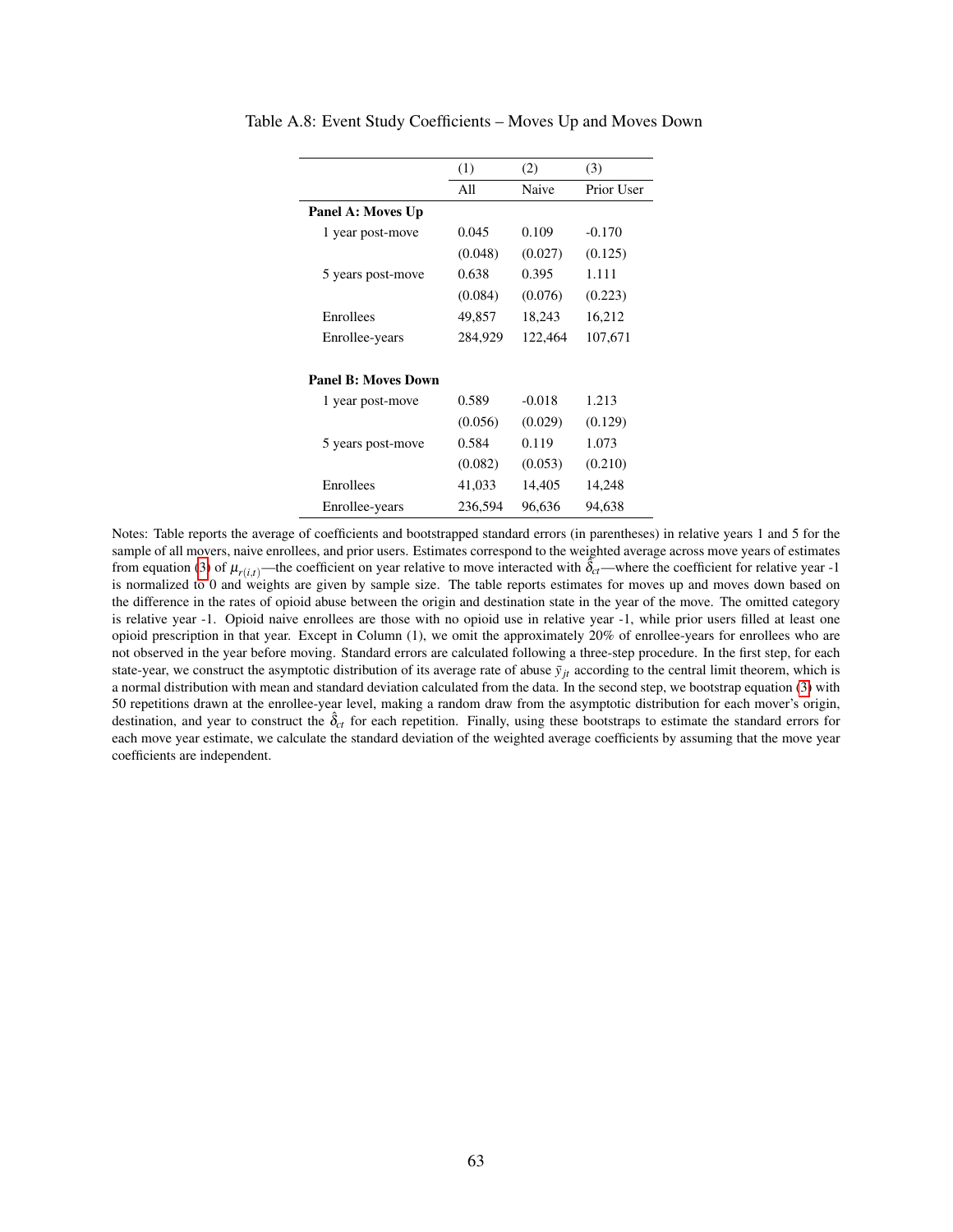Table A.8: Event Study Coefficients – Moves Up and Moves Down

| | (1) | (2) | (3) |
|---|---|---|---|
| | All | Naive | Prior User |
| **Panel A: Moves Up** | | | |
| 1 year post-move | 0.045 | 0.109 | -0.170 |
| | (0.048) | (0.027) | (0.125) |
| 5 years post-move | 0.638 | 0.395 | 1.111 |
| | (0.084) | (0.076) | (0.223) |
| Enrollees | 49,857 | 18,243 | 16,212 |
| Enrollee-years | 284,929 | 122,464 | 107,671 |
| | | | |
| **Panel B: Moves Down** | | | |
| 1 year post-move | 0.589 | -0.018 | 1.213 |
| | (0.056) | (0.029) | (0.129) |
| 5 years post-move | 0.584 | 0.119 | 1.073 |
| | (0.082) | (0.053) | (0.210) |
| Enrollees | 41,033 | 14,405 | 14,248 |
| Enrollee-years | 236,594 | 96,636 | 94,638 |

Notes: Table reports the average of coefficients and bootstrapped standard errors (in parentheses) in relative years 1 and 5 for the sample of all movers, naive enrollees, and prior users. Estimates correspond to the weighted average across move years of estimates from equation (3) of $\mu_{r(i,t)}$—the coefficient on year relative to move interacted with $\hat{\delta}_{ct}$—where the coefficient for relative year -1 is normalized to 0 and weights are given by sample size. The table reports estimates for moves up and moves down based on the difference in the rates of opioid abuse between the origin and destination state in the year of the move. The omitted category is relative year -1. Opioid naive enrollees are those with no opioid use in relative year -1, while prior users filled at least one opioid prescription in that year. Except in Column (1), we omit the approximately 20% of enrollee-years for enrollees who are not observed in the year before moving. Standard errors are calculated following a three-step procedure. In the first step, for each state-year, we construct the asymptotic distribution of its average rate of abuse $\bar{y}_{jt}$ according to the central limit theorem, which is a normal distribution with mean and standard deviation calculated from the data. In the second step, we bootstrap equation (3) with 50 repetitions drawn at the enrollee-year level, making a random draw from the asymptotic distribution for each mover's origin, destination, and year to construct the $\hat{\delta}_{ct}$ for each repetition. Finally, using these bootstraps to estimate the standard errors for each move year estimate, we calculate the standard deviation of the weighted average coefficients by assuming that the move year coefficients are independent.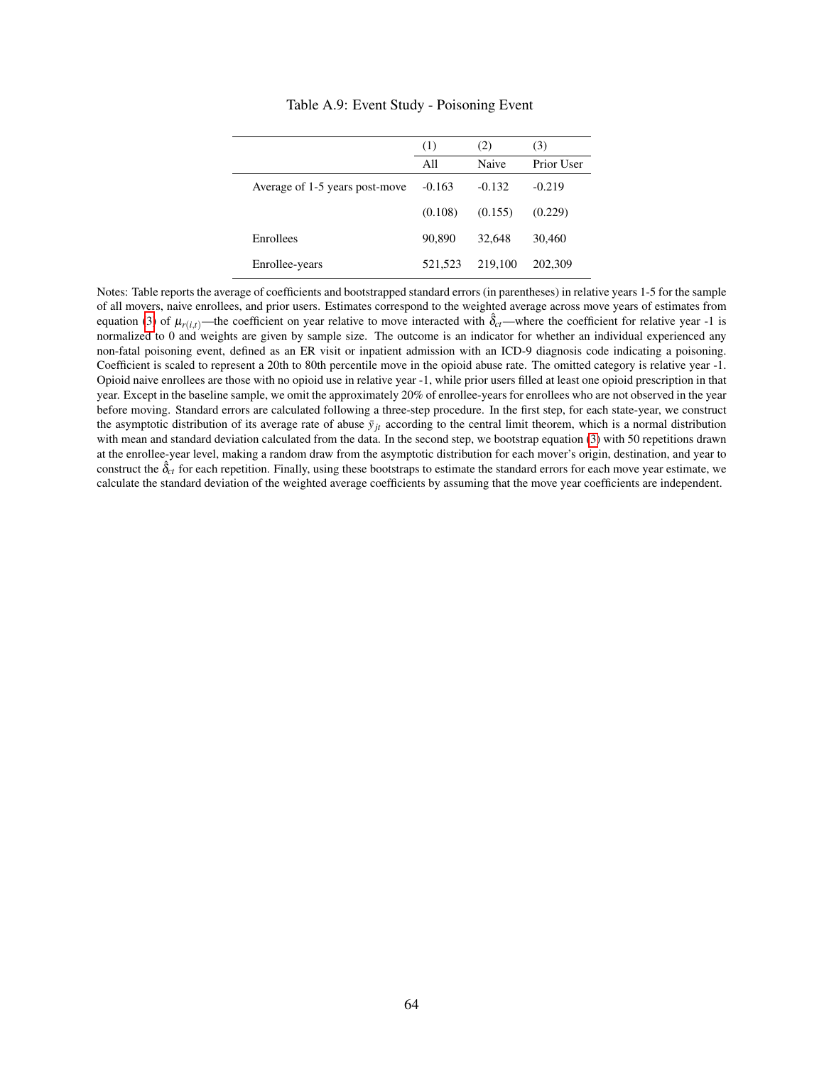Table A.9: Event Study - Poisoning Event

| | (1) | (2) | (3) |
|---|---|---|---|
| | All | Naive | Prior User |
| Average of 1-5 years post-move | -0.163 | -0.132 | -0.219 |
| | (0.108) | (0.155) | (0.229) |
| Enrollees | 90,890 | 32,648 | 30,460 |
| Enrollee-years | 521,523 | 219,100 | 202,309 |

Notes: Table reports the average of coefficients and bootstrapped standard errors (in parentheses) in relative years 1-5 for the sample of all movers, naive enrollees, and prior users. Estimates correspond to the weighted average across move years of estimates from equation (3) of $\mu_{r(i,t)}$—the coefficient on year relative to move interacted with $\hat{\delta}_{ct}$—where the coefficient for relative year -1 is normalized to 0 and weights are given by sample size. The outcome is an indicator for whether an individual experienced any non-fatal poisoning event, defined as an ER visit or inpatient admission with an ICD-9 diagnosis code indicating a poisoning. Coefficient is scaled to represent a 20th to 80th percentile move in the opioid abuse rate. The omitted category is relative year -1. Opioid naive enrollees are those with no opioid use in relative year -1, while prior users filled at least one opioid prescription in that year. Except in the baseline sample, we omit the approximately 20% of enrollee-years for enrollees who are not observed in the year before moving. Standard errors are calculated following a three-step procedure. In the first step, for each state-year, we construct the asymptotic distribution of its average rate of abuse $\bar{y}_{jt}$ according to the central limit theorem, which is a normal distribution with mean and standard deviation calculated from the data. In the second step, we bootstrap equation (3) with 50 repetitions drawn at the enrollee-year level, making a random draw from the asymptotic distribution for each mover's origin, destination, and year to construct the $\hat{\delta}_{ct}$ for each repetition. Finally, using these bootstraps to estimate the standard errors for each move year estimate, we calculate the standard deviation of the weighted average coefficients by assuming that the move year coefficients are independent.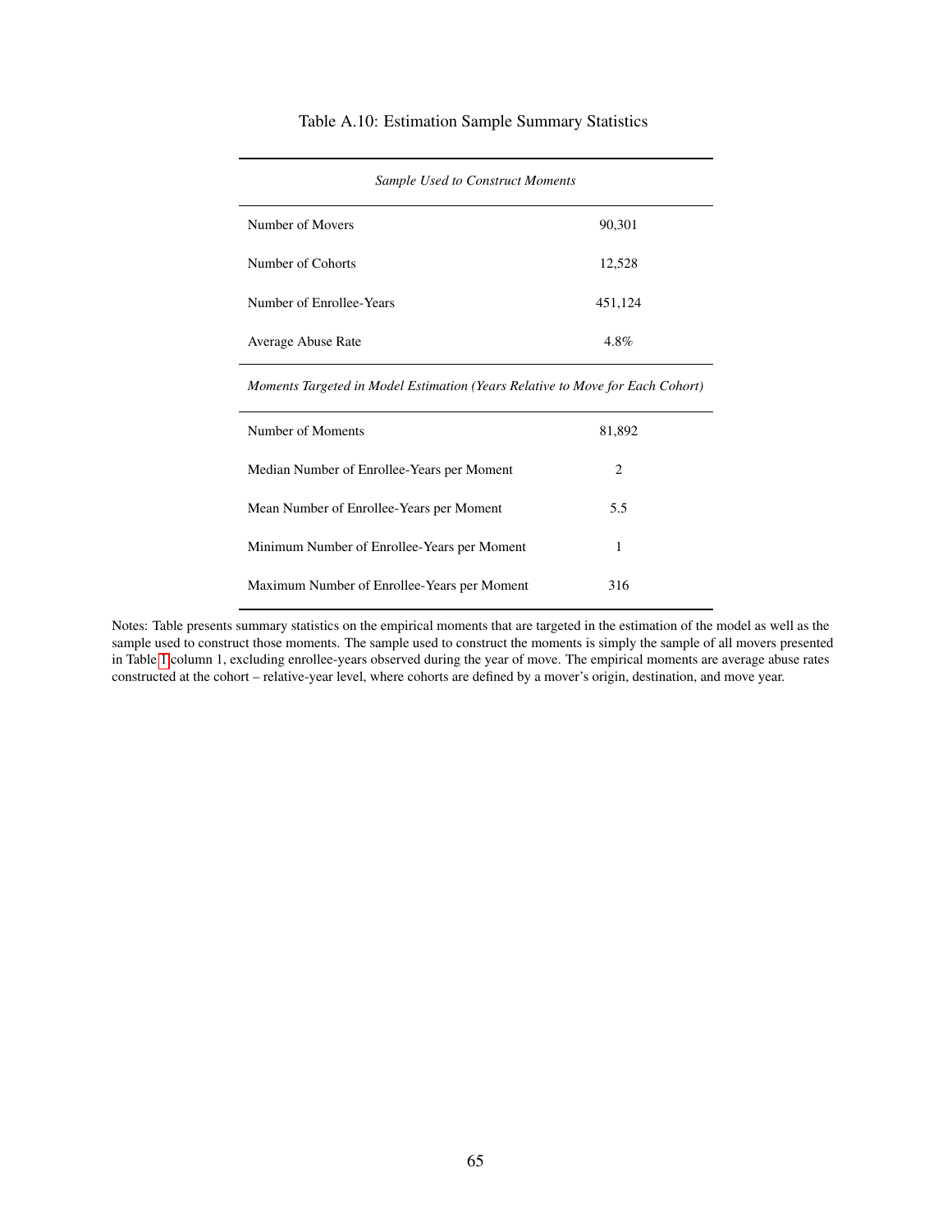Table A.10: Estimation Sample Summary Statistics

| *Sample Used to Construct Moments* | |
|---|---|
| Number of Movers | 90,301 |
| Number of Cohorts | 12,528 |
| Number of Enrollee-Years | 451,124 |
| Average Abuse Rate | 4.8% |
| *Moments Targeted in Model Estimation (Years Relative to Move for Each Cohort)* | |
| Number of Moments | 81,892 |
| Median Number of Enrollee-Years per Moment | 2 |
| Mean Number of Enrollee-Years per Moment | 5.5 |
| Minimum Number of Enrollee-Years per Moment | 1 |
| Maximum Number of Enrollee-Years per Moment | 316 |

Notes: Table presents summary statistics on the empirical moments that are targeted in the estimation of the model as well as the sample used to construct those moments. The sample used to construct the moments is simply the sample of all movers presented in Table 1 column 1, excluding enrollee-years observed during the year of move. The empirical moments are average abuse rates constructed at the cohort – relative-year level, where cohorts are defined by a mover's origin, destination, and move year.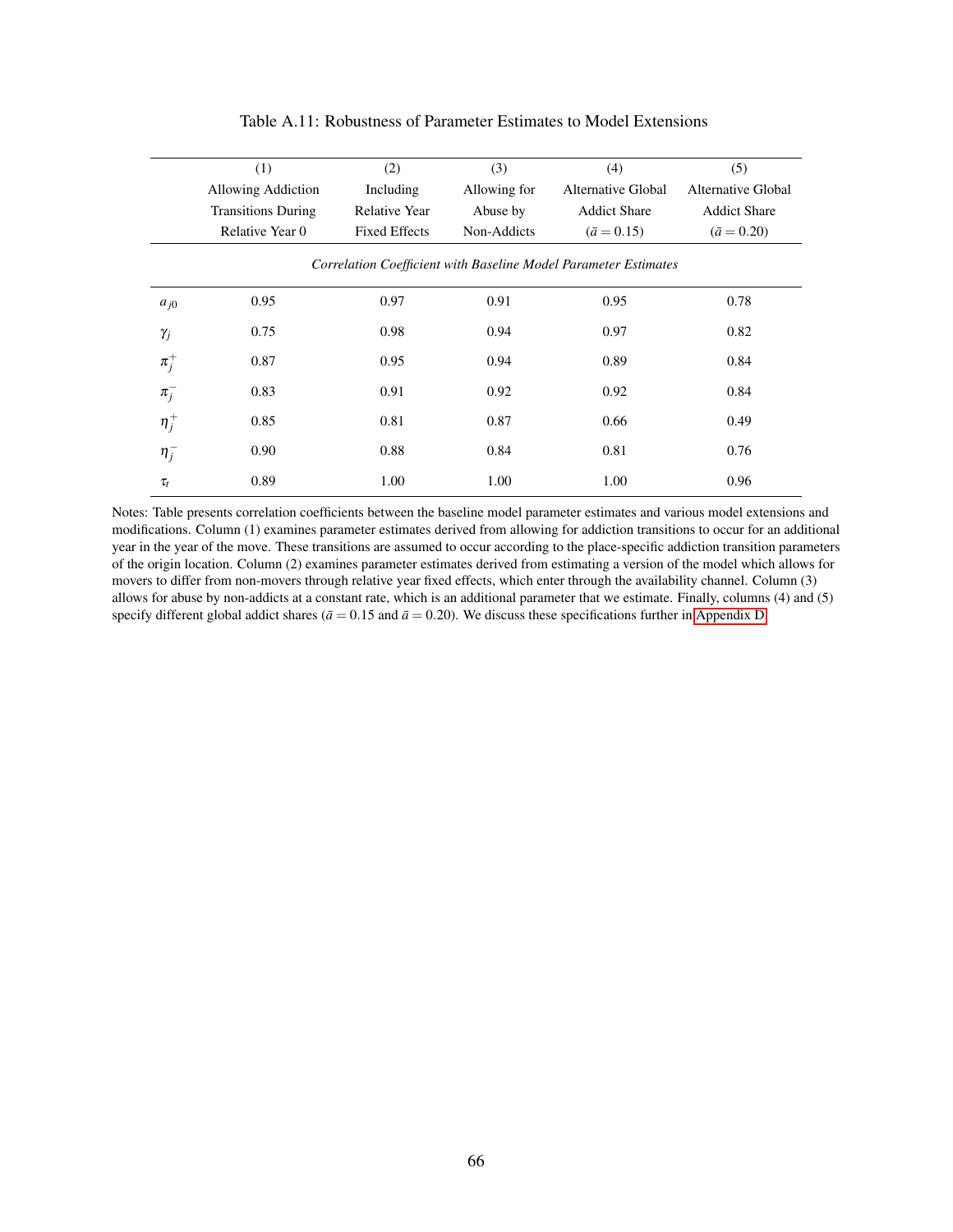Table A.11: Robustness of Parameter Estimates to Model Extensions

| | (1) Allowing Addiction Transitions During Relative Year 0 | (2) Including Relative Year Fixed Effects | (3) Allowing for Abuse by Non-Addicts | (4) Alternative Global Addict Share ($\bar{a} = 0.15$) | (5) Alternative Global Addict Share ($\bar{a} = 0.20$) |
|---|---|---|---|---|---|
| | *Correlation Coefficient with Baseline Model Parameter Estimates* | | | | |
| $a_{j0}$ | 0.95 | 0.97 | 0.91 | 0.95 | 0.78 |
| $\gamma_j$ | 0.75 | 0.98 | 0.94 | 0.97 | 0.82 |
| $\pi_j^+$ | 0.87 | 0.95 | 0.94 | 0.89 | 0.84 |
| $\pi_j^-$ | 0.83 | 0.91 | 0.92 | 0.92 | 0.84 |
| $\eta_j^+$ | 0.85 | 0.81 | 0.87 | 0.66 | 0.49 |
| $\eta_j^-$ | 0.90 | 0.88 | 0.84 | 0.81 | 0.76 |
| $\tau_t$ | 0.89 | 1.00 | 1.00 | 1.00 | 0.96 |

Notes: Table presents correlation coefficients between the baseline model parameter estimates and various model extensions and modifications. Column (1) examines parameter estimates derived from allowing for addiction transitions to occur for an additional year in the year of the move. These transitions are assumed to occur according to the place-specific addiction transition parameters of the origin location. Column (2) examines parameter estimates derived from estimating a version of the model which allows for movers to differ from non-movers through relative year fixed effects, which enter through the availability channel. Column (3) allows for abuse by non-addicts at a constant rate, which is an additional parameter that we estimate. Finally, columns (4) and (5) specify different global addict shares ($\bar{a} = 0.15$ and $\bar{a} = 0.20$). We discuss these specifications further in Appendix D.